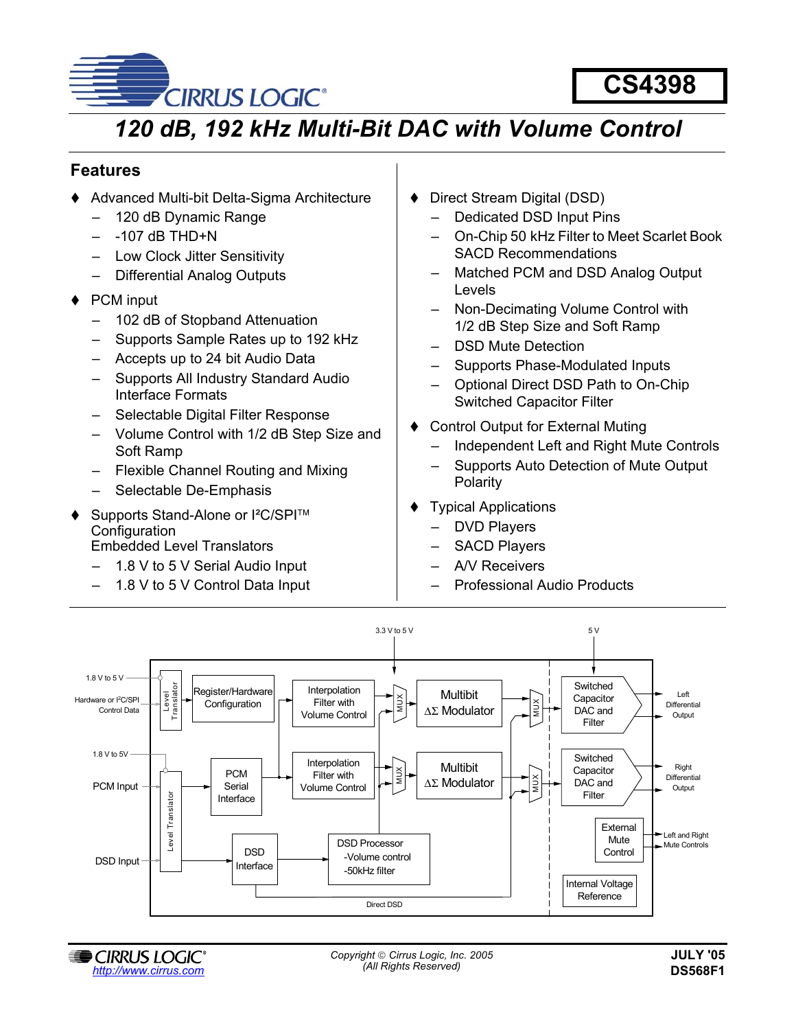# CS4398

## 120 dB, 192 kHz Multi-Bit DAC with Volume Control

### Features

- Advanced Multi-bit Delta-Sigma Architecture
  - 120 dB Dynamic Range
  - -107 dB THD+N
  - Low Clock Jitter Sensitivity
  - Differential Analog Outputs
- PCM input
  - 102 dB of Stopband Attenuation
  - Supports Sample Rates up to 192 kHz
  - Accepts up to 24 bit Audio Data
  - Supports All Industry Standard Audio Interface Formats
  - Selectable Digital Filter Response
  - Volume Control with 1/2 dB Step Size and Soft Ramp
  - Flexible Channel Routing and Mixing
  - Selectable De-Emphasis
- Supports Stand-Alone or I²C/SPI™ Configuration
  Embedded Level Translators
  - 1.8 V to 5 V Serial Audio Input
  - 1.8 V to 5 V Control Data Input
- Direct Stream Digital (DSD)
  - Dedicated DSD Input Pins
  - On-Chip 50 kHz Filter to Meet Scarlet Book SACD Recommendations
  - Matched PCM and DSD Analog Output Levels
  - Non-Decimating Volume Control with 1/2 dB Step Size and Soft Ramp
  - DSD Mute Detection
  - Supports Phase-Modulated Inputs
  - Optional Direct DSD Path to On-Chip Switched Capacitor Filter
- Control Output for External Muting
  - Independent Left and Right Mute Controls
  - Supports Auto Detection of Mute Output Polarity
- Typical Applications
  - DVD Players
  - SACD Players
  - A/V Receivers
  - Professional Audio Products

Copyright © Cirrus Logic, Inc. 2005 (All Rights Reserved)

JULY '05
DS568F1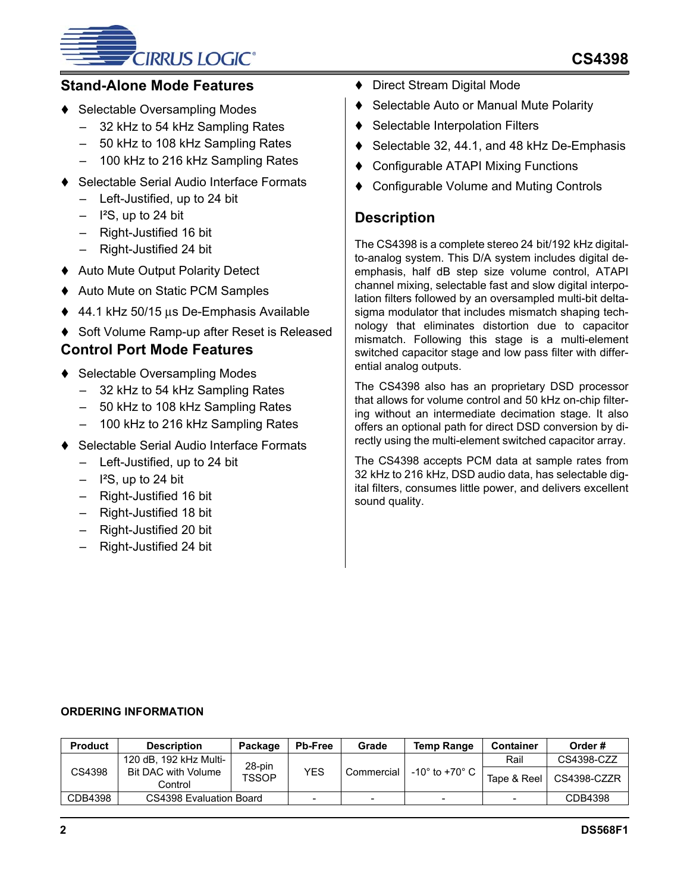## Stand-Alone Mode Features

- Selectable Oversampling Modes
  - 32 kHz to 54 kHz Sampling Rates
  - 50 kHz to 108 kHz Sampling Rates
  - 100 kHz to 216 kHz Sampling Rates
- Selectable Serial Audio Interface Formats
  - Left-Justified, up to 24 bit
  - I²S, up to 24 bit
  - Right-Justified 16 bit
  - Right-Justified 24 bit
- Auto Mute Output Polarity Detect
- Auto Mute on Static PCM Samples
- 44.1 kHz 50/15 µs De-Emphasis Available
- Soft Volume Ramp-up after Reset is Released

## Control Port Mode Features

- Selectable Oversampling Modes
  - 32 kHz to 54 kHz Sampling Rates
  - 50 kHz to 108 kHz Sampling Rates
  - 100 kHz to 216 kHz Sampling Rates
- Selectable Serial Audio Interface Formats
  - Left-Justified, up to 24 bit
  - I²S, up to 24 bit
  - Right-Justified 16 bit
  - Right-Justified 18 bit
  - Right-Justified 20 bit
  - Right-Justified 24 bit
- Direct Stream Digital Mode
- Selectable Auto or Manual Mute Polarity
- Selectable Interpolation Filters
- Selectable 32, 44.1, and 48 kHz De-Emphasis
- Configurable ATAPI Mixing Functions
- Configurable Volume and Muting Controls

## Description

The CS4398 is a complete stereo 24 bit/192 kHz digital-to-analog system. This D/A system includes digital de-emphasis, half dB step size volume control, ATAPI channel mixing, selectable fast and slow digital interpolation filters followed by an oversampled multi-bit delta-sigma modulator that includes mismatch shaping technology that eliminates distortion due to capacitor mismatch. Following this stage is a multi-element switched capacitor stage and low pass filter with differential analog outputs.

The CS4398 also has an proprietary DSD processor that allows for volume control and 50 kHz on-chip filtering without an intermediate decimation stage. It also offers an optional path for direct DSD conversion by directly using the multi-element switched capacitor array.

The CS4398 accepts PCM data at sample rates from 32 kHz to 216 kHz, DSD audio data, has selectable digital filters, consumes little power, and delivers excellent sound quality.

**ORDERING INFORMATION**

| Product | Description | Package | Pb-Free | Grade | Temp Range | Container | Order # |
|---|---|---|---|---|---|---|---|
| CS4398 | 120 dB, 192 kHz Multi-Bit DAC with Volume Control | 28-pin TSSOP | YES | Commercial | -10° to +70° C | Rail | CS4398-CZZ |
| | | | | | | Tape & Reel | CS4398-CZZR |
| CDB4398 | CS4398 Evaluation Board | | - | - | - | - | CDB4398 |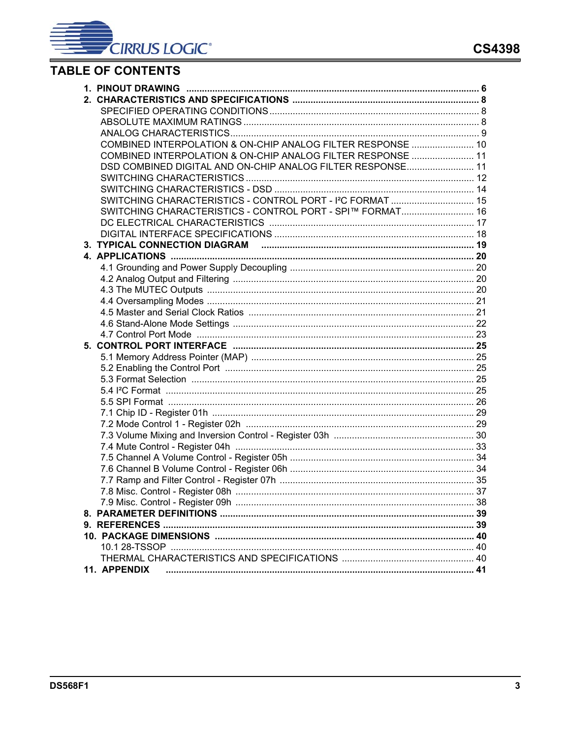## TABLE OF CONTENTS

**1. PINOUT DRAWING** ............................................................ **6**

**2. CHARACTERISTICS AND SPECIFICATIONS** ............................................................ **8**

- SPECIFIED OPERATING CONDITIONS ............................................................ 8
- ABSOLUTE MAXIMUM RATINGS ............................................................ 8
- ANALOG CHARACTERISTICS ............................................................ 9
- COMBINED INTERPOLATION & ON-CHIP ANALOG FILTER RESPONSE ............................................................ 10
- COMBINED INTERPOLATION & ON-CHIP ANALOG FILTER RESPONSE ............................................................ 11
- DSD COMBINED DIGITAL AND ON-CHIP ANALOG FILTER RESPONSE ............................................................ 11
- SWITCHING CHARACTERISTICS ............................................................ 12
- SWITCHING CHARACTERISTICS - DSD ............................................................ 14
- SWITCHING CHARACTERISTICS - CONTROL PORT - I²C FORMAT ............................................................ 15
- SWITCHING CHARACTERISTICS - CONTROL PORT - SPI™ FORMAT ............................................................ 16
- DC ELECTRICAL CHARACTERISTICS ............................................................ 17
- DIGITAL INTERFACE SPECIFICATIONS ............................................................ 18

**3. TYPICAL CONNECTION DIAGRAM** ............................................................ **19**

**4. APPLICATIONS** ............................................................ **20**

- 4.1 Grounding and Power Supply Decoupling ............................................................ 20
- 4.2 Analog Output and Filtering ............................................................ 20
- 4.3 The MUTEC Outputs ............................................................ 20
- 4.4 Oversampling Modes ............................................................ 21
- 4.5 Master and Serial Clock Ratios ............................................................ 21
- 4.6 Stand-Alone Mode Settings ............................................................ 22
- 4.7 Control Port Mode ............................................................ 23

**5. CONTROL PORT INTERFACE** ............................................................ **25**

- 5.1 Memory Address Pointer (MAP) ............................................................ 25
- 5.2 Enabling the Control Port ............................................................ 25
- 5.3 Format Selection ............................................................ 25
- 5.4 I²C Format ............................................................ 25
- 5.5 SPI Format ............................................................ 26
- 7.1 Chip ID - Register 01h ............................................................ 29
- 7.2 Mode Control 1 - Register 02h ............................................................ 29
- 7.3 Volume Mixing and Inversion Control - Register 03h ............................................................ 30
- 7.4 Mute Control - Register 04h ............................................................ 33
- 7.5 Channel A Volume Control - Register 05h ............................................................ 34
- 7.6 Channel B Volume Control - Register 06h ............................................................ 34
- 7.7 Ramp and Filter Control - Register 07h ............................................................ 35
- 7.8 Misc. Control - Register 08h ............................................................ 37
- 7.9 Misc. Control - Register 09h ............................................................ 38

**8. PARAMETER DEFINITIONS** ............................................................ **39**

**9. REFERENCES** ............................................................ **39**

**10. PACKAGE DIMENSIONS** ............................................................ **40**

- 10.1 28-TSSOP ............................................................ 40
- THERMAL CHARACTERISTICS AND SPECIFICATIONS ............................................................ 40

**11. APPENDIX** ............................................................ **41**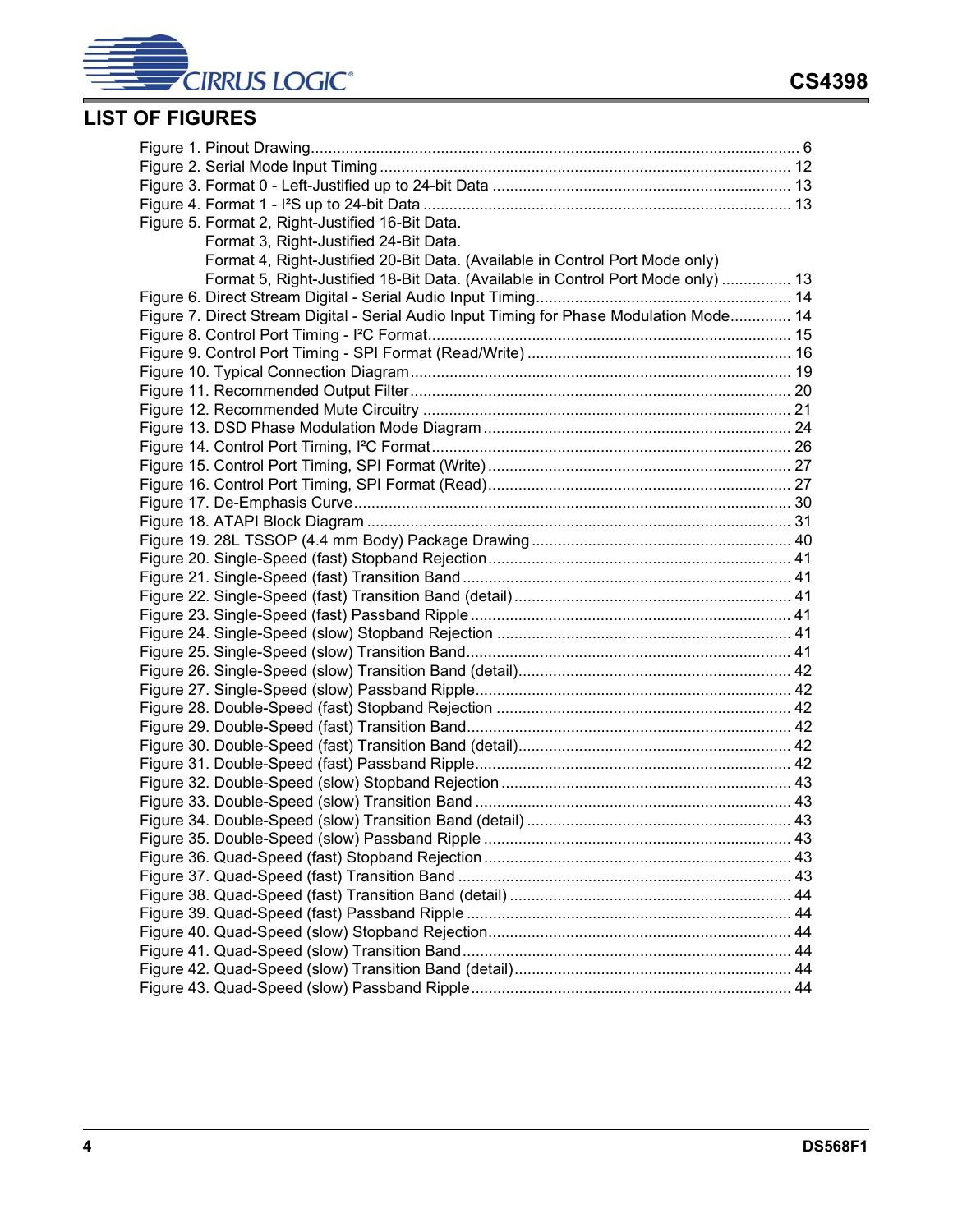## LIST OF FIGURES

Figure 1. Pinout Drawing................................................................................................................ 6
Figure 2. Serial Mode Input Timing .............................................................................................. 12
Figure 3. Format 0 - Left-Justified up to 24-bit Data .................................................................... 13
Figure 4. Format 1 - I²S up to 24-bit Data .................................................................................... 13
Figure 5. Format 2, Right-Justified 16-Bit Data.
Format 3, Right-Justified 24-Bit Data.
Format 4, Right-Justified 20-Bit Data. (Available in Control Port Mode only)
Format 5, Right-Justified 18-Bit Data. (Available in Control Port Mode only) ................ 13
Figure 6. Direct Stream Digital - Serial Audio Input Timing.......................................................... 14
Figure 7. Direct Stream Digital - Serial Audio Input Timing for Phase Modulation Mode............. 14
Figure 8. Control Port Timing - I²C Format................................................................................... 15
Figure 9. Control Port Timing - SPI Format (Read/Write) ............................................................ 16
Figure 10. Typical Connection Diagram....................................................................................... 19
Figure 11. Recommended Output Filter....................................................................................... 20
Figure 12. Recommended Mute Circuitry .................................................................................... 21
Figure 13. DSD Phase Modulation Mode Diagram ...................................................................... 24
Figure 14. Control Port Timing, I²C Format.................................................................................. 26
Figure 15. Control Port Timing, SPI Format (Write) ..................................................................... 27
Figure 16. Control Port Timing, SPI Format (Read)..................................................................... 27
Figure 17. De-Emphasis Curve.................................................................................................... 30
Figure 18. ATAPI Block Diagram ................................................................................................. 31
Figure 19. 28L TSSOP (4.4 mm Body) Package Drawing ........................................................... 40
Figure 20. Single-Speed (fast) Stopband Rejection...................................................................... 41
Figure 21. Single-Speed (fast) Transition Band ........................................................................... 41
Figure 22. Single-Speed (fast) Transition Band (detail) ............................................................... 41
Figure 23. Single-Speed (fast) Passband Ripple ......................................................................... 41
Figure 24. Single-Speed (slow) Stopband Rejection ................................................................... 41
Figure 25. Single-Speed (slow) Transition Band.......................................................................... 41
Figure 26. Single-Speed (slow) Transition Band (detail).............................................................. 42
Figure 27. Single-Speed (slow) Passband Ripple........................................................................ 42
Figure 28. Double-Speed (fast) Stopband Rejection ................................................................... 42
Figure 29. Double-Speed (fast) Transition Band.......................................................................... 42
Figure 30. Double-Speed (fast) Transition Band (detail).............................................................. 42
Figure 31. Double-Speed (fast) Passband Ripple........................................................................ 42
Figure 32. Double-Speed (slow) Stopband Rejection .................................................................. 43
Figure 33. Double-Speed (slow) Transition Band ........................................................................ 43
Figure 34. Double-Speed (slow) Transition Band (detail) ............................................................ 43
Figure 35. Double-Speed (slow) Passband Ripple ...................................................................... 43
Figure 36. Quad-Speed (fast) Stopband Rejection ...................................................................... 43
Figure 37. Quad-Speed (fast) Transition Band ............................................................................ 43
Figure 38. Quad-Speed (fast) Transition Band (detail) ................................................................ 44
Figure 39. Quad-Speed (fast) Passband Ripple .......................................................................... 44
Figure 40. Quad-Speed (slow) Stopband Rejection..................................................................... 44
Figure 41. Quad-Speed (slow) Transition Band........................................................................... 44
Figure 42. Quad-Speed (slow) Transition Band (detail)................................................................ 44
Figure 43. Quad-Speed (slow) Passband Ripple......................................................................... 44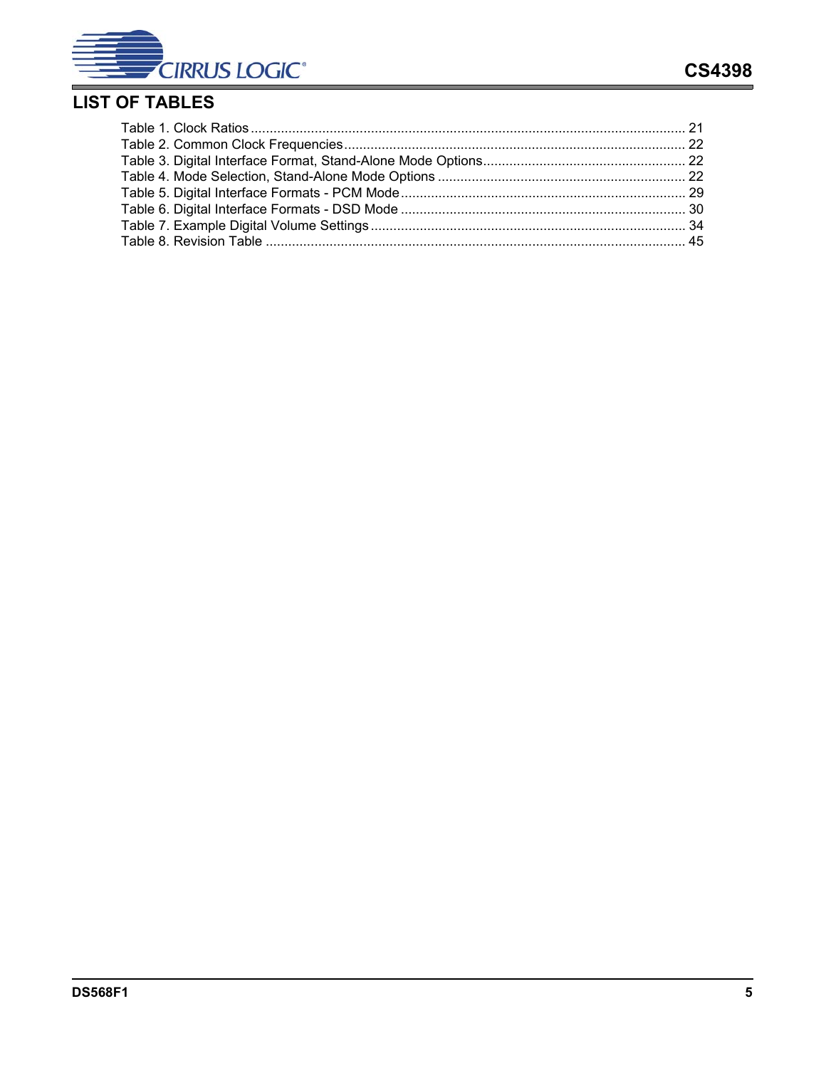## LIST OF TABLES

Table 1. Clock Ratios ........................................................................................................ 21
Table 2. Common Clock Frequencies ................................................................................ 22
Table 3. Digital Interface Format, Stand-Alone Mode Options ............................................ 22
Table 4. Mode Selection, Stand-Alone Mode Options ........................................................ 22
Table 5. Digital Interface Formats - PCM Mode ................................................................. 29
Table 6. Digital Interface Formats - DSD Mode ................................................................. 30
Table 7. Example Digital Volume Settings ......................................................................... 34
Table 8. Revision Table ..................................................................................................... 45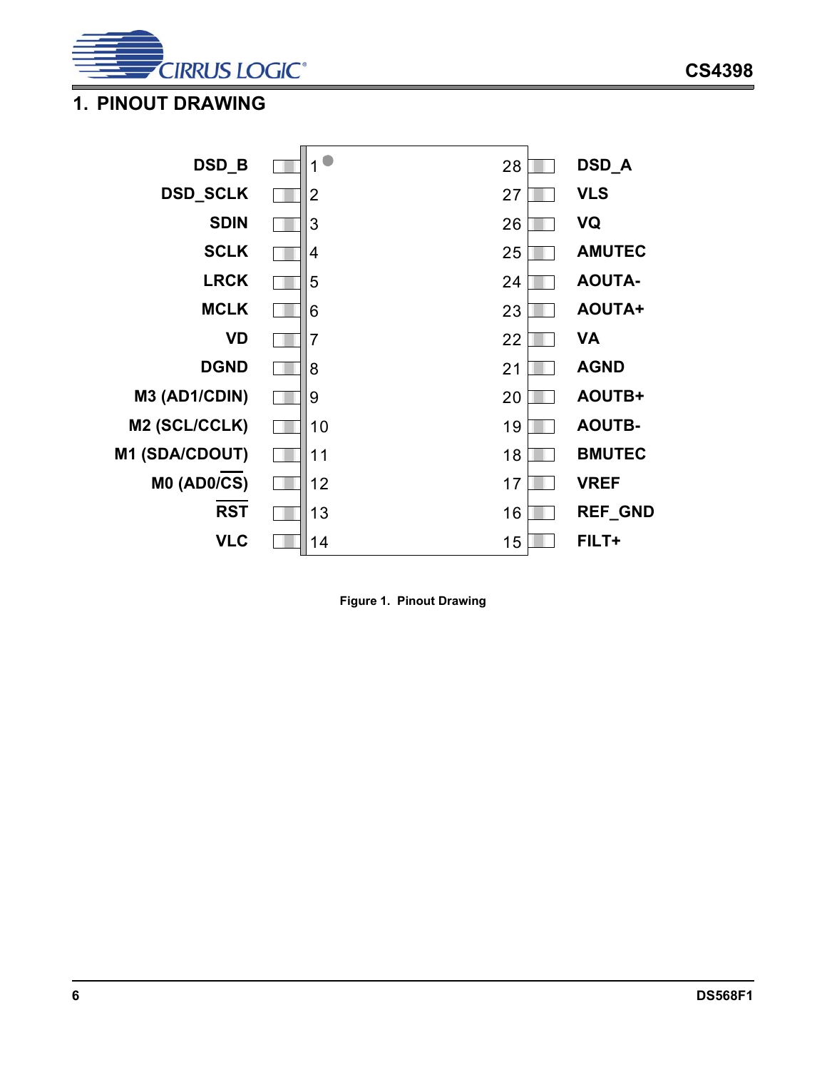# 1. PINOUT DRAWING

| Pin Name | Pin | Pin | Pin Name |
|---|---|---|---|
| DSD_B | 1 | 28 | DSD_A |
| DSD_SCLK | 2 | 27 | VLS |
| SDIN | 3 | 26 | VQ |
| SCLK | 4 | 25 | AMUTEC |
| LRCK | 5 | 24 | AOUTA- |
| MCLK | 6 | 23 | AOUTA+ |
| VD | 7 | 22 | VA |
| DGND | 8 | 21 | AGND |
| M3 (AD1/CDIN) | 9 | 20 | AOUTB+ |
| M2 (SCL/CCLK) | 10 | 19 | AOUTB- |
| M1 (SDA/CDOUT) | 11 | 18 | BMUTEC |
| M0 (AD0/$\overline{CS}$) | 12 | 17 | VREF |
| $\overline{RST}$ | 13 | 16 | REF_GND |
| VLC | 14 | 15 | FILT+ |

**Figure 1. Pinout Drawing**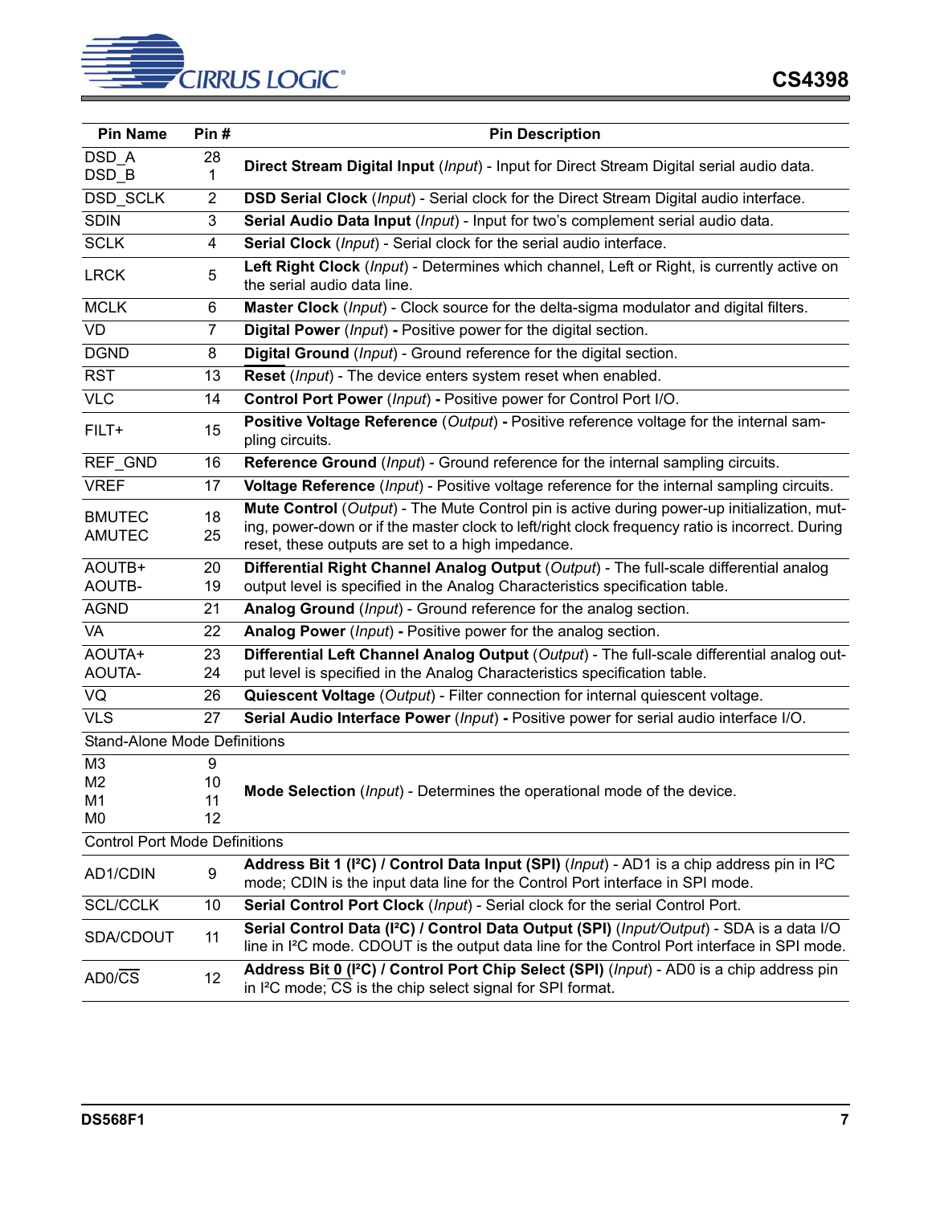| Pin Name | Pin # | Pin Description |
|---|---|---|
| DSD_A<br>DSD_B | 28<br>1 | **Direct Stream Digital Input** (*Input*) - Input for Direct Stream Digital serial audio data. |
| DSD_SCLK | 2 | **DSD Serial Clock** (*Input*) - Serial clock for the Direct Stream Digital audio interface. |
| SDIN | 3 | **Serial Audio Data Input** (*Input*) - Input for two's complement serial audio data. |
| SCLK | 4 | **Serial Clock** (*Input*) - Serial clock for the serial audio interface. |
| LRCK | 5 | **Left Right Clock** (*Input*) - Determines which channel, Left or Right, is currently active on the serial audio data line. |
| MCLK | 6 | **Master Clock** (*Input*) - Clock source for the delta-sigma modulator and digital filters. |
| VD | 7 | **Digital Power** (*Input*) **-** Positive power for the digital section. |
| DGND | 8 | **Digital Ground** (*Input*) - Ground reference for the digital section. |
| RST | 13 | **Reset** (*Input*) - The device enters system reset when enabled. |
| VLC | 14 | **Control Port Power** (*Input*) **-** Positive power for Control Port I/O. |
| FILT+ | 15 | **Positive Voltage Reference** (*Output*) **-** Positive reference voltage for the internal sampling circuits. |
| REF_GND | 16 | **Reference Ground** (*Input*) - Ground reference for the internal sampling circuits. |
| VREF | 17 | **Voltage Reference** (*Input*) - Positive voltage reference for the internal sampling circuits. |
| BMUTEC<br>AMUTEC | 18<br>25 | **Mute Control** (*Output*) - The Mute Control pin is active during power-up initialization, muting, power-down or if the master clock to left/right clock frequency ratio is incorrect. During reset, these outputs are set to a high impedance. |
| AOUTB+<br>AOUTB- | 20<br>19 | **Differential Right Channel Analog Output** (*Output*) - The full-scale differential analog output level is specified in the Analog Characteristics specification table. |
| AGND | 21 | **Analog Ground** (*Input*) - Ground reference for the analog section. |
| VA | 22 | **Analog Power** (*Input*) **-** Positive power for the analog section. |
| AOUTA+<br>AOUTA- | 23<br>24 | **Differential Left Channel Analog Output** (*Output*) - The full-scale differential analog output level is specified in the Analog Characteristics specification table. |
| VQ | 26 | **Quiescent Voltage** (*Output*) - Filter connection for internal quiescent voltage. |
| VLS | 27 | **Serial Audio Interface Power** (*Input*) **-** Positive power for serial audio interface I/O. |
| Stand-Alone Mode Definitions | | |
| M3<br>M2<br>M1<br>M0 | 9<br>10<br>11<br>12 | **Mode Selection** (*Input*) - Determines the operational mode of the device. |
| Control Port Mode Definitions | | |
| AD1/CDIN | 9 | **Address Bit 1 (I²C) / Control Data Input (SPI)** (*Input*) - AD1 is a chip address pin in I²C mode; CDIN is the input data line for the Control Port interface in SPI mode. |
| SCL/CCLK | 10 | **Serial Control Port Clock** (*Input*) - Serial clock for the serial Control Port. |
| SDA/CDOUT | 11 | **Serial Control Data (I²C) / Control Data Output (SPI)** (*Input/Output*) - SDA is a data I/O line in I²C mode. CDOUT is the output data line for the Control Port interface in SPI mode. |
| AD0/$\overline{CS}$ | 12 | **Address Bit 0 (I²C) / Control Port Chip Select (SPI)** (*Input*) - AD0 is a chip address pin in I²C mode; $\overline{CS}$ is the chip select signal for SPI format. |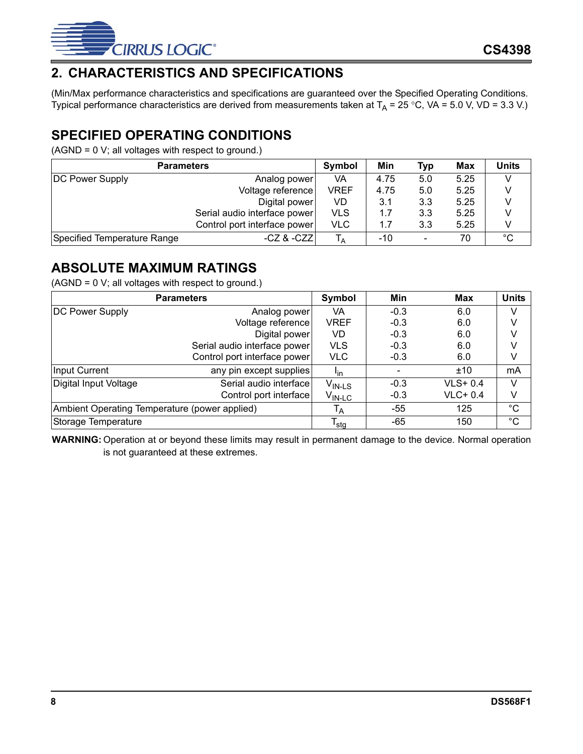## 2. CHARACTERISTICS AND SPECIFICATIONS

(Min/Max performance characteristics and specifications are guaranteed over the Specified Operating Conditions. Typical performance characteristics are derived from measurements taken at $T_A$ = 25 °C, VA = 5.0 V, VD = 3.3 V.)

### SPECIFIED OPERATING CONDITIONS

(AGND = 0 V; all voltages with respect to ground.)

| Parameters | | Symbol | Min | Typ | Max | Units |
|---|---|---|---|---|---|---|
| DC Power Supply | Analog power | VA | 4.75 | 5.0 | 5.25 | V |
| | Voltage reference | VREF | 4.75 | 5.0 | 5.25 | V |
| | Digital power | VD | 3.1 | 3.3 | 5.25 | V |
| | Serial audio interface power | VLS | 1.7 | 3.3 | 5.25 | V |
| | Control port interface power | VLC | 1.7 | 3.3 | 5.25 | V |
| Specified Temperature Range | -CZ & -CZZ | $T_A$ | -10 | - | 70 | °C |

### ABSOLUTE MAXIMUM RATINGS

(AGND = 0 V; all voltages with respect to ground.)

| Parameters | | Symbol | Min | Max | Units |
|---|---|---|---|---|---|
| DC Power Supply | Analog power | VA | -0.3 | 6.0 | V |
| | Voltage reference | VREF | -0.3 | 6.0 | V |
| | Digital power | VD | -0.3 | 6.0 | V |
| | Serial audio interface power | VLS | -0.3 | 6.0 | V |
| | Control port interface power | VLC | -0.3 | 6.0 | V |
| Input Current | any pin except supplies | $I_{in}$ | - | ±10 | mA |
| Digital Input Voltage | Serial audio interface | $V_{IN-LS}$ | -0.3 | VLS+ 0.4 | V |
| | Control port interface | $V_{IN-LC}$ | -0.3 | VLC+ 0.4 | V |
| Ambient Operating Temperature (power applied) | | $T_A$ | -55 | 125 | °C |
| Storage Temperature | | $T_{stg}$ | -65 | 150 | °C |

**WARNING:** Operation at or beyond these limits may result in permanent damage to the device. Normal operation is not guaranteed at these extremes.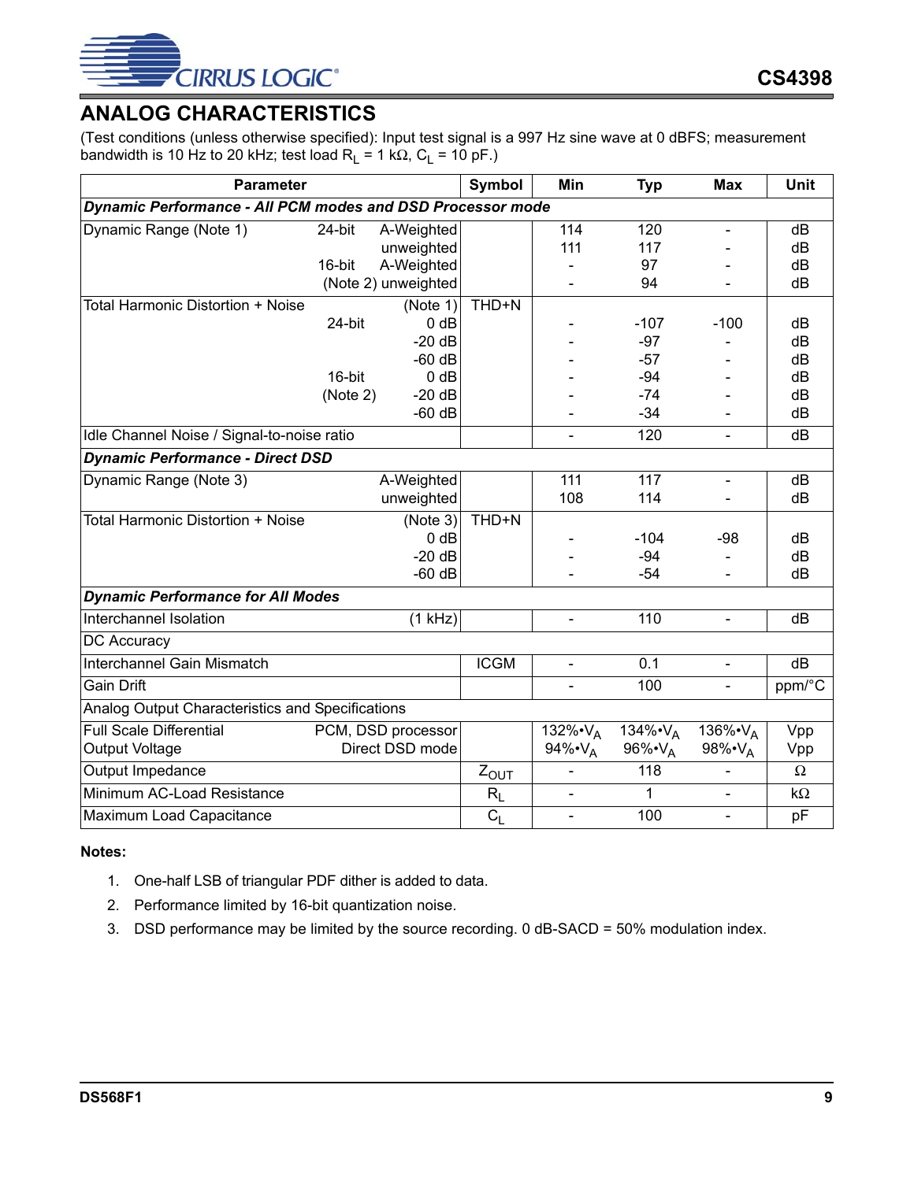## ANALOG CHARACTERISTICS

(Test conditions (unless otherwise specified): Input test signal is a 997 Hz sine wave at 0 dBFS; measurement bandwidth is 10 Hz to 20 kHz; test load $R_L$ = 1 kΩ, $C_L$ = 10 pF.)

| Parameter | | | Symbol | Min | Typ | Max | Unit |
|---|---|---|---|---|---|---|---|
| ***Dynamic Performance - All PCM modes and DSD Processor mode*** | | | | | | | |
| Dynamic Range (Note 1) | 24-bit | A-Weighted | | 114 | 120 | - | dB |
| | | unweighted | | 111 | 117 | - | dB |
| | 16-bit | A-Weighted | | - | 97 | - | dB |
| | (Note 2) | unweighted | | - | 94 | - | dB |
| Total Harmonic Distortion + Noise | | (Note 1) | THD+N | | | | |
| | 24-bit | 0 dB | | - | -107 | -100 | dB |
| | | -20 dB | | - | -97 | - | dB |
| | | -60 dB | | - | -57 | - | dB |
| | 16-bit | 0 dB | | - | -94 | - | dB |
| | (Note 2) | -20 dB | | - | -74 | - | dB |
| | | -60 dB | | - | -34 | - | dB |
| Idle Channel Noise / Signal-to-noise ratio | | | | - | 120 | - | dB |
| ***Dynamic Performance - Direct DSD*** | | | | | | | |
| Dynamic Range (Note 3) | | A-Weighted | | 111 | 117 | - | dB |
| | | unweighted | | 108 | 114 | - | dB |
| Total Harmonic Distortion + Noise | | (Note 3) | THD+N | | | | |
| | | 0 dB | | - | -104 | -98 | dB |
| | | -20 dB | | - | -94 | - | dB |
| | | -60 dB | | - | -54 | - | dB |
| ***Dynamic Performance for All Modes*** | | | | | | | |
| Interchannel Isolation | | (1 kHz) | | - | 110 | - | dB |
| DC Accuracy | | | | | | | |
| Interchannel Gain Mismatch | | | ICGM | - | 0.1 | - | dB |
| Gain Drift | | | | - | 100 | - | ppm/°C |
| Analog Output Characteristics and Specifications | | | | | | | |
| Full Scale Differential Output Voltage | | PCM, DSD processor | | 132%•$V_A$ | 134%•$V_A$ | 136%•$V_A$ | Vpp |
| | | Direct DSD mode | | 94%•$V_A$ | 96%•$V_A$ | 98%•$V_A$ | Vpp |
| Output Impedance | | | $Z_{OUT}$ | - | 118 | - | Ω |
| Minimum AC-Load Resistance | | | $R_L$ | - | 1 | - | kΩ |
| Maximum Load Capacitance | | | $C_L$ | - | 100 | - | pF |

**Notes:**

1. One-half LSB of triangular PDF dither is added to data.
2. Performance limited by 16-bit quantization noise.
3. DSD performance may be limited by the source recording. 0 dB-SACD = 50% modulation index.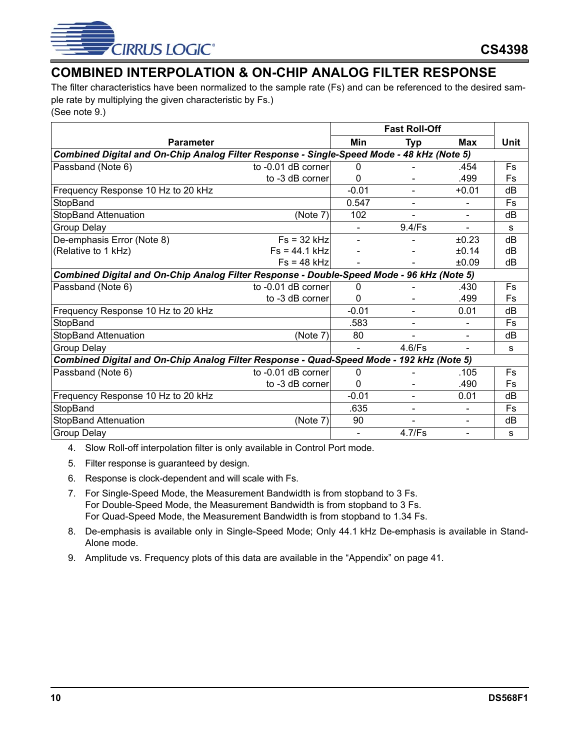## COMBINED INTERPOLATION & ON-CHIP ANALOG FILTER RESPONSE

The filter characteristics have been normalized to the sample rate (Fs) and can be referenced to the desired sample rate by multiplying the given characteristic by Fs.)
(See note 9.)

| Parameter | | Fast Roll-Off | | | Unit |
|---|---|---|---|---|---|
| | | Min | Typ | Max | |
| ***Combined Digital and On-Chip Analog Filter Response - Single-Speed Mode - 48 kHz (Note 5)*** | | | | | |
| Passband (Note 6) | to -0.01 dB corner | 0 | - | .454 | Fs |
| | to -3 dB corner | 0 | - | .499 | Fs |
| Frequency Response 10 Hz to 20 kHz | | -0.01 | - | +0.01 | dB |
| StopBand | | 0.547 | - | - | Fs |
| StopBand Attenuation | (Note 7) | 102 | - | - | dB |
| Group Delay | | - | 9.4/Fs | - | s |
| De-emphasis Error (Note 8) | Fs = 32 kHz | - | - | ±0.23 | dB |
| (Relative to 1 kHz) | Fs = 44.1 kHz | - | - | ±0.14 | dB |
| | Fs = 48 kHz | - | - | ±0.09 | dB |
| ***Combined Digital and On-Chip Analog Filter Response - Double-Speed Mode - 96 kHz (Note 5)*** | | | | | |
| Passband (Note 6) | to -0.01 dB corner | 0 | - | .430 | Fs |
| | to -3 dB corner | 0 | - | .499 | Fs |
| Frequency Response 10 Hz to 20 kHz | | -0.01 | - | 0.01 | dB |
| StopBand | | .583 | - | - | Fs |
| StopBand Attenuation | (Note 7) | 80 | - | - | dB |
| Group Delay | | - | 4.6/Fs | - | s |
| ***Combined Digital and On-Chip Analog Filter Response - Quad-Speed Mode - 192 kHz (Note 5)*** | | | | | |
| Passband (Note 6) | to -0.01 dB corner | 0 | - | .105 | Fs |
| | to -3 dB corner | 0 | - | .490 | Fs |
| Frequency Response 10 Hz to 20 kHz | | -0.01 | - | 0.01 | dB |
| StopBand | | .635 | - | - | Fs |
| StopBand Attenuation | (Note 7) | 90 | - | - | dB |
| Group Delay | | - | 4.7/Fs | - | s |

4. Slow Roll-off interpolation filter is only available in Control Port mode.
5. Filter response is guaranteed by design.
6. Response is clock-dependent and will scale with Fs.
7. For Single-Speed Mode, the Measurement Bandwidth is from stopband to 3 Fs.
   For Double-Speed Mode, the Measurement Bandwidth is from stopband to 3 Fs.
   For Quad-Speed Mode, the Measurement Bandwidth is from stopband to 1.34 Fs.
8. De-emphasis is available only in Single-Speed Mode; Only 44.1 kHz De-emphasis is available in Stand-Alone mode.
9. Amplitude vs. Frequency plots of this data are available in the "Appendix" on page 41.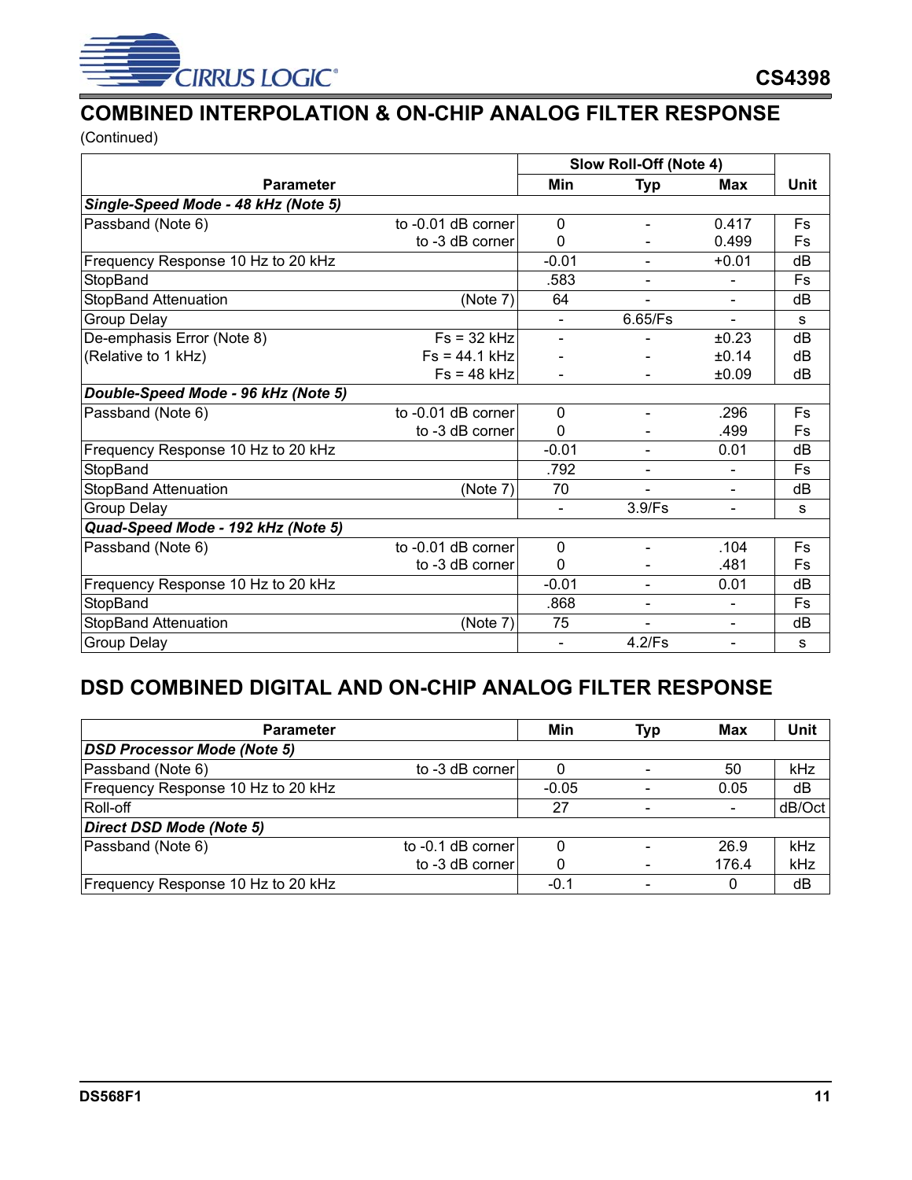## COMBINED INTERPOLATION & ON-CHIP ANALOG FILTER RESPONSE

(Continued)

| Parameter | | Slow Roll-Off (Note 4) | | | Unit |
|---|---|---|---|---|---|
| | | Min | Typ | Max | |
| ***Single-Speed Mode - 48 kHz (Note 5)*** | | | | | |
| Passband (Note 6) | to -0.01 dB corner | 0 | - | 0.417 | Fs |
| | to -3 dB corner | 0 | - | 0.499 | Fs |
| Frequency Response 10 Hz to 20 kHz | | -0.01 | - | +0.01 | dB |
| StopBand | | .583 | - | - | Fs |
| StopBand Attenuation | (Note 7) | 64 | - | - | dB |
| Group Delay | | - | 6.65/Fs | - | s |
| De-emphasis Error (Note 8) | Fs = 32 kHz | - | - | ±0.23 | dB |
| (Relative to 1 kHz) | Fs = 44.1 kHz | - | - | ±0.14 | dB |
| | Fs = 48 kHz | - | - | ±0.09 | dB |
| ***Double-Speed Mode - 96 kHz (Note 5)*** | | | | | |
| Passband (Note 6) | to -0.01 dB corner | 0 | - | .296 | Fs |
| | to -3 dB corner | 0 | - | .499 | Fs |
| Frequency Response 10 Hz to 20 kHz | | -0.01 | - | 0.01 | dB |
| StopBand | | .792 | - | - | Fs |
| StopBand Attenuation | (Note 7) | 70 | - | - | dB |
| Group Delay | | - | 3.9/Fs | - | s |
| ***Quad-Speed Mode - 192 kHz (Note 5)*** | | | | | |
| Passband (Note 6) | to -0.01 dB corner | 0 | - | .104 | Fs |
| | to -3 dB corner | 0 | - | .481 | Fs |
| Frequency Response 10 Hz to 20 kHz | | -0.01 | - | 0.01 | dB |
| StopBand | | .868 | - | - | Fs |
| StopBand Attenuation | (Note 7) | 75 | - | - | dB |
| Group Delay | | - | 4.2/Fs | - | s |

## DSD COMBINED DIGITAL AND ON-CHIP ANALOG FILTER RESPONSE

| Parameter | | Min | Typ | Max | Unit |
|---|---|---|---|---|---|
| ***DSD Processor Mode (Note 5)*** | | | | | |
| Passband (Note 6) | to -3 dB corner | 0 | - | 50 | kHz |
| Frequency Response 10 Hz to 20 kHz | | -0.05 | - | 0.05 | dB |
| Roll-off | | 27 | - | - | dB/Oct |
| ***Direct DSD Mode (Note 5)*** | | | | | |
| Passband (Note 6) | to -0.1 dB corner | 0 | - | 26.9 | kHz |
| | to -3 dB corner | 0 | - | 176.4 | kHz |
| Frequency Response 10 Hz to 20 kHz | | -0.1 | - | 0 | dB |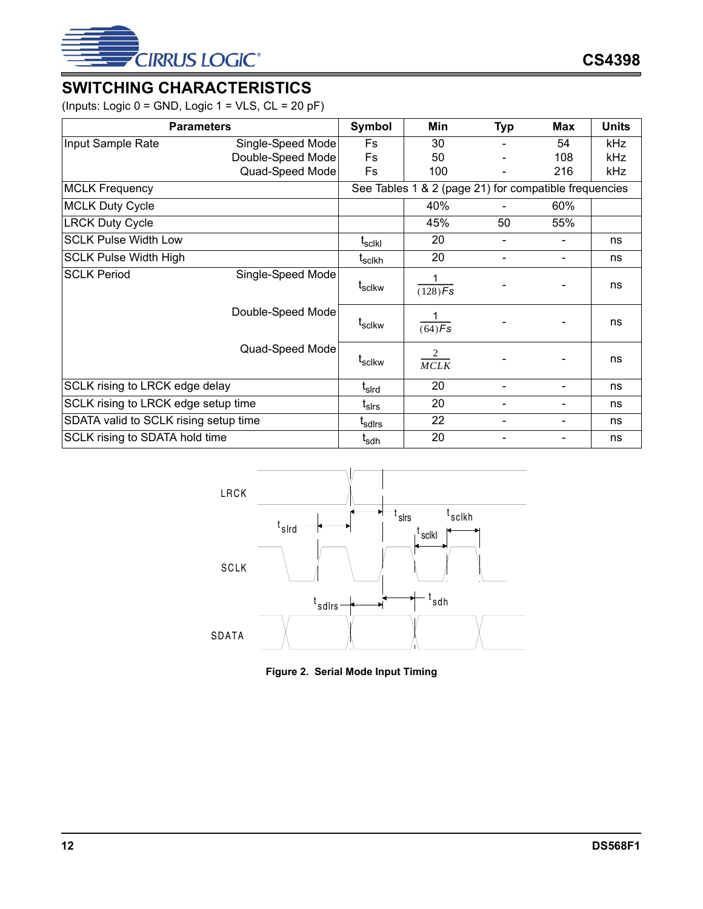## SWITCHING CHARACTERISTICS

(Inputs: Logic 0 = GND, Logic 1 = VLS, CL = 20 pF)

| Parameters | | Symbol | Min | Typ | Max | Units |
|---|---|---|---|---|---|---|
| Input Sample Rate | Single-Speed Mode | Fs | 30 | - | 54 | kHz |
| | Double-Speed Mode | Fs | 50 | - | 108 | kHz |
| | Quad-Speed Mode | Fs | 100 | - | 216 | kHz |
| MCLK Frequency | | See Tables 1 & 2 (page 21) for compatible frequencies | | | | |
| MCLK Duty Cycle | | | 40% | - | 60% | |
| LRCK Duty Cycle | | | 45% | 50 | 55% | |
| SCLK Pulse Width Low | | $t_{sclkl}$ | 20 | - | - | ns |
| SCLK Pulse Width High | | $t_{sclkh}$ | 20 | - | - | ns |
| SCLK Period | Single-Speed Mode | $t_{sclkw}$ | $\frac{1}{(128)Fs}$ | - | - | ns |
| | Double-Speed Mode | $t_{sclkw}$ | $\frac{1}{(64)Fs}$ | - | - | ns |
| | Quad-Speed Mode | $t_{sclkw}$ | $\frac{2}{MCLK}$ | - | - | ns |
| SCLK rising to LRCK edge delay | | $t_{slrd}$ | 20 | - | - | ns |
| SCLK rising to LRCK edge setup time | | $t_{slrs}$ | 20 | - | - | ns |
| SDATA valid to SCLK rising setup time | | $t_{sdlrs}$ | 22 | - | - | ns |
| SCLK rising to SDATA hold time | | $t_{sdh}$ | 20 | - | - | ns |

**Figure 2. Serial Mode Input Timing**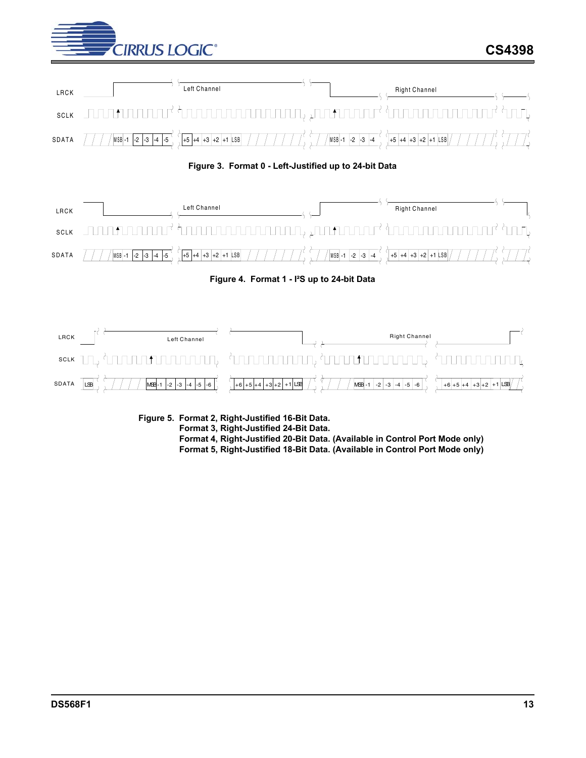LRCK — Left Channel — Right Channel

SCLK

SDATA — MSB -1 -2 -3 -4 -5 +5 +4 +3 +2 +1 LSB — MSB -1 -2 -3 -4 +5 +4 +3 +2 +1 LSB

**Figure 3. Format 0 - Left-Justified up to 24-bit Data**

LRCK — Left Channel — Right Channel

SCLK

SDATA — MSB -1 -2 -3 -4 -5 +5 +4 +3 +2 +1 LSB — MSB -1 -2 -3 -4 +5 +4 +3 +2 +1 LSB

**Figure 4. Format 1 - I²S up to 24-bit Data**

LRCK — Left Channel — Right Channel

SCLK

SDATA — LSB — MSB -1 -2 -3 -4 -5 -6 +6 +5 +4 +3 +2 +1 LSB — MSB -1 -2 -3 -4 -5 -6 +6 +5 +4 +3 +2 +1 LSB

**Figure 5. Format 2, Right-Justified 16-Bit Data.**
**Format 3, Right-Justified 24-Bit Data.**
**Format 4, Right-Justified 20-Bit Data. (Available in Control Port Mode only)**
**Format 5, Right-Justified 18-Bit Data. (Available in Control Port Mode only)**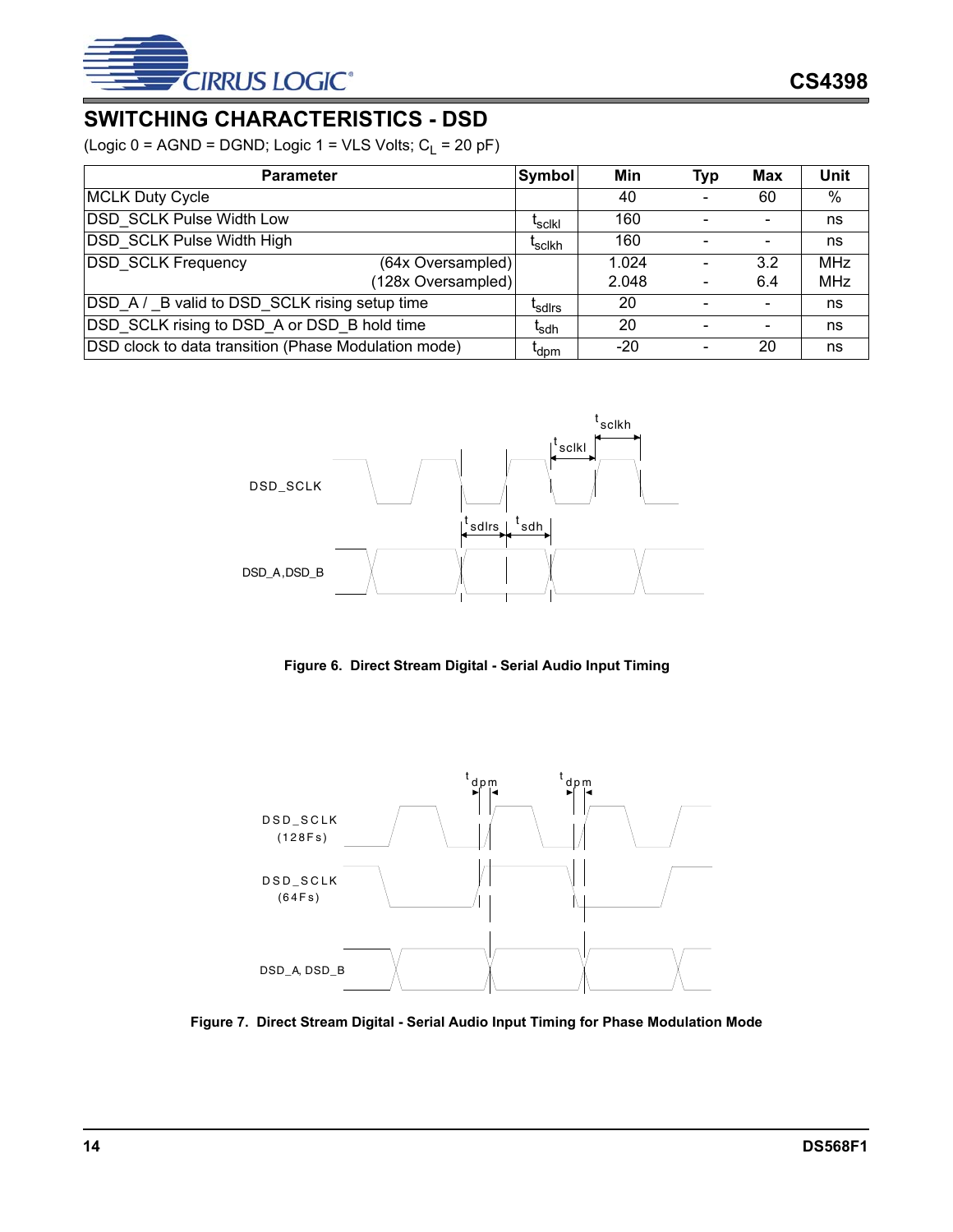## SWITCHING CHARACTERISTICS - DSD

(Logic 0 = AGND = DGND; Logic 1 = VLS Volts; $C_L$ = 20 pF)

| Parameter | | Symbol | Min | Typ | Max | Unit |
|---|---|---|---|---|---|---|
| MCLK Duty Cycle | | | 40 | - | 60 | % |
| DSD_SCLK Pulse Width Low | | $t_{sclkl}$ | 160 | - | - | ns |
| DSD_SCLK Pulse Width High | | $t_{sclkh}$ | 160 | - | - | ns |
| DSD_SCLK Frequency | (64x Oversampled) | | 1.024 | - | 3.2 | MHz |
| | (128x Oversampled) | | 2.048 | - | 6.4 | MHz |
| DSD_A / _B valid to DSD_SCLK rising setup time | | $t_{sdlrs}$ | 20 | - | - | ns |
| DSD_SCLK rising to DSD_A or DSD_B hold time | | $t_{sdh}$ | 20 | - | - | ns |
| DSD clock to data transition (Phase Modulation mode) | | $t_{dpm}$ | -20 | - | 20 | ns |

**Figure 6. Direct Stream Digital - Serial Audio Input Timing**

**Figure 7. Direct Stream Digital - Serial Audio Input Timing for Phase Modulation Mode**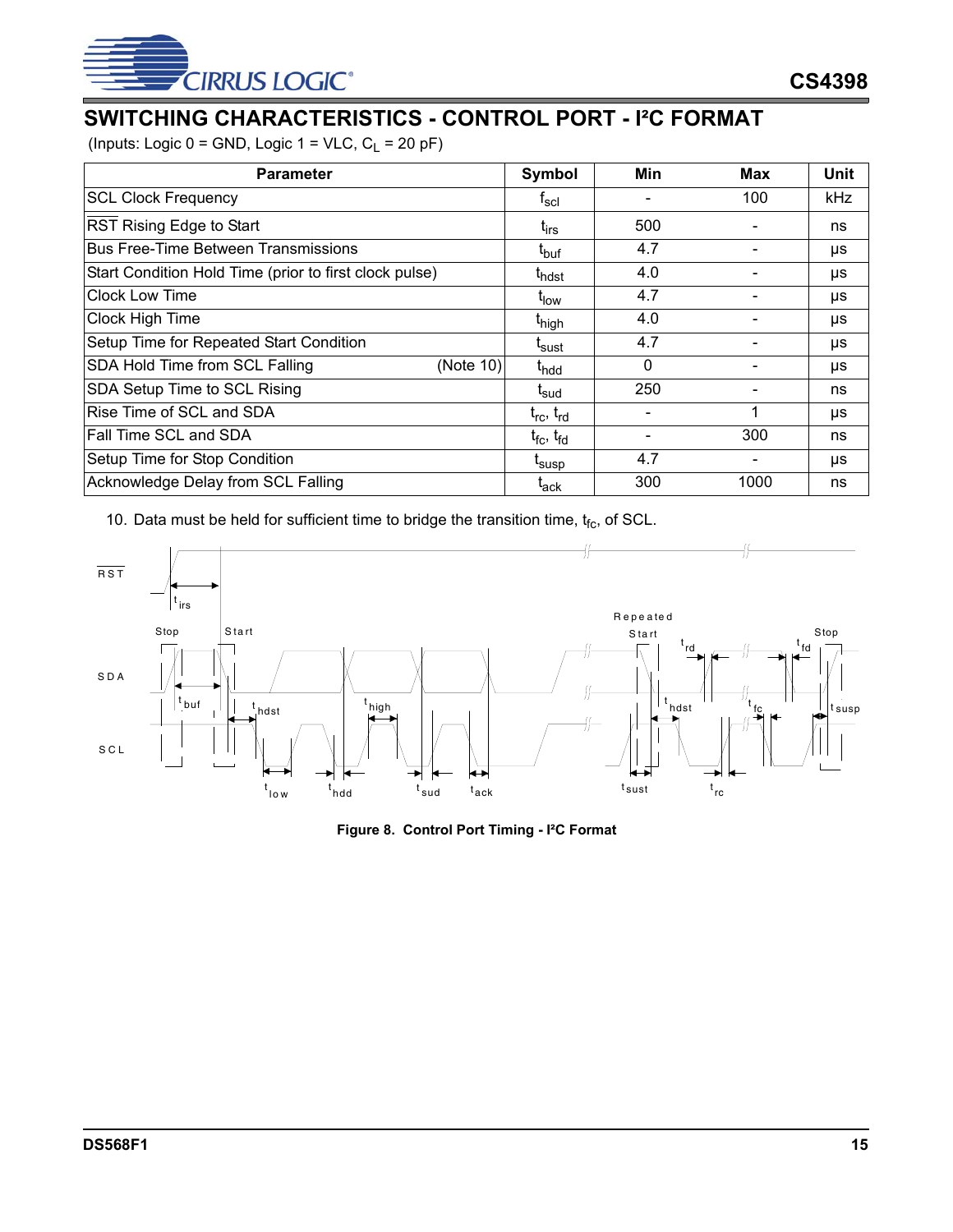## SWITCHING CHARACTERISTICS - CONTROL PORT - I²C FORMAT

(Inputs: Logic 0 = GND, Logic 1 = VLC, $C_L$ = 20 pF)

| Parameter | Symbol | Min | Max | Unit |
|---|---|---|---|---|
| SCL Clock Frequency | $f_{scl}$ | - | 100 | kHz |
| $\overline{RST}$ Rising Edge to Start | $t_{irs}$ | 500 | - | ns |
| Bus Free-Time Between Transmissions | $t_{buf}$ | 4.7 | - | µs |
| Start Condition Hold Time (prior to first clock pulse) | $t_{hdst}$ | 4.0 | - | µs |
| Clock Low Time | $t_{low}$ | 4.7 | - | µs |
| Clock High Time | $t_{high}$ | 4.0 | - | µs |
| Setup Time for Repeated Start Condition | $t_{sust}$ | 4.7 | - | µs |
| SDA Hold Time from SCL Falling (Note 10) | $t_{hdd}$ | 0 | - | µs |
| SDA Setup Time to SCL Rising | $t_{sud}$ | 250 | - | ns |
| Rise Time of SCL and SDA | $t_{rc}$, $t_{rd}$ | - | 1 | µs |
| Fall Time SCL and SDA | $t_{fc}$, $t_{fd}$ | - | 300 | ns |
| Setup Time for Stop Condition | $t_{susp}$ | 4.7 | - | µs |
| Acknowledge Delay from SCL Falling | $t_{ack}$ | 300 | 1000 | ns |

10. Data must be held for sufficient time to bridge the transition time, $t_{fc}$, of SCL.

**Figure 8. Control Port Timing - I²C Format**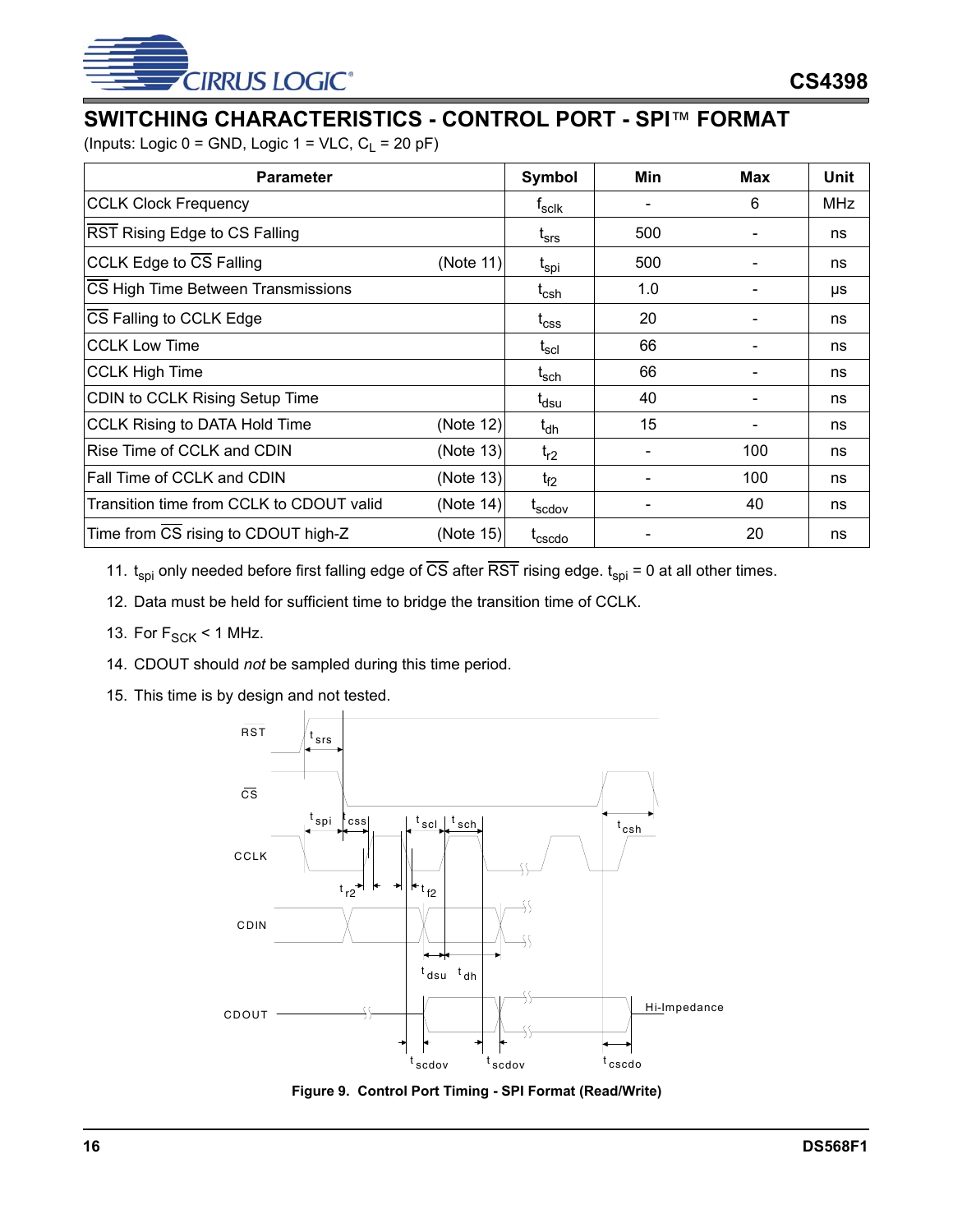## SWITCHING CHARACTERISTICS - CONTROL PORT - SPI™ FORMAT

(Inputs: Logic 0 = GND, Logic 1 = VLC, $C_L$ = 20 pF)

| Parameter | | Symbol | Min | Max | Unit |
|---|---|---|---|---|---|
| CCLK Clock Frequency | | $f_{sclk}$ | - | 6 | MHz |
| $\overline{RST}$ Rising Edge to CS Falling | | $t_{srs}$ | 500 | - | ns |
| CCLK Edge to $\overline{CS}$ Falling | (Note 11) | $t_{spi}$ | 500 | - | ns |
| $\overline{CS}$ High Time Between Transmissions | | $t_{csh}$ | 1.0 | - | µs |
| $\overline{CS}$ Falling to CCLK Edge | | $t_{css}$ | 20 | - | ns |
| CCLK Low Time | | $t_{scl}$ | 66 | - | ns |
| CCLK High Time | | $t_{sch}$ | 66 | - | ns |
| CDIN to CCLK Rising Setup Time | | $t_{dsu}$ | 40 | - | ns |
| CCLK Rising to DATA Hold Time | (Note 12) | $t_{dh}$ | 15 | - | ns |
| Rise Time of CCLK and CDIN | (Note 13) | $t_{r2}$ | - | 100 | ns |
| Fall Time of CCLK and CDIN | (Note 13) | $t_{f2}$ | - | 100 | ns |
| Transition time from CCLK to CDOUT valid | (Note 14) | $t_{scdov}$ | - | 40 | ns |
| Time from $\overline{CS}$ rising to CDOUT high-Z | (Note 15) | $t_{cscdo}$ | - | 20 | ns |

11. $t_{spi}$ only needed before first falling edge of $\overline{CS}$ after $\overline{RST}$ rising edge. $t_{spi}$ = 0 at all other times.
12. Data must be held for sufficient time to bridge the transition time of CCLK.
13. For $F_{SCK}$ < 1 MHz.
14. CDOUT should *not* be sampled during this time period.
15. This time is by design and not tested.

**Figure 9. Control Port Timing - SPI Format (Read/Write)**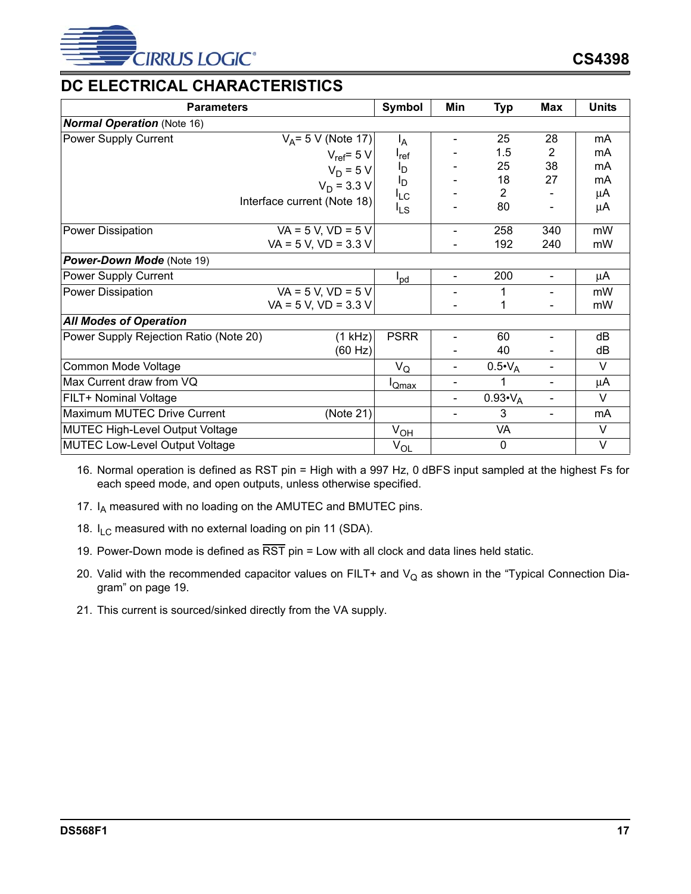## DC ELECTRICAL CHARACTERISTICS

| Parameters | | Symbol | Min | Typ | Max | Units |
|---|---|---|---|---|---|---|
| ***Normal Operation*** (Note 16) | | | | | | |
| Power Supply Current | $V_A$= 5 V (Note 17) | $I_A$ | - | 25 | 28 | mA |
| | $V_{ref}$= 5 V | $I_{ref}$ | - | 1.5 | 2 | mA |
| | $V_D$ = 5 V | $I_D$ | - | 25 | 38 | mA |
| | $V_D$ = 3.3 V | $I_D$ | - | 18 | 27 | mA |
| | Interface current (Note 18) | $I_{LC}$ | - | 2 | - | µA |
| | | $I_{LS}$ | - | 80 | - | µA |
| Power Dissipation | VA = 5 V, VD = 5 V | | - | 258 | 340 | mW |
| | VA = 5 V, VD = 3.3 V | | - | 192 | 240 | mW |
| ***Power-Down Mode*** (Note 19) | | | | | | |
| Power Supply Current | | $I_{pd}$ | - | 200 | - | µA |
| Power Dissipation | VA = 5 V, VD = 5 V | | - | 1 | - | mW |
| | VA = 5 V, VD = 3.3 V | | - | 1 | - | mW |
| ***All Modes of Operation*** | | | | | | |
| Power Supply Rejection Ratio (Note 20) | (1 kHz) | PSRR | - | 60 | - | dB |
| | (60 Hz) | | - | 40 | - | dB |
| Common Mode Voltage | | $V_Q$ | - | $0.5 \cdot V_A$ | - | V |
| Max Current draw from VQ | | $I_{Qmax}$ | - | 1 | - | µA |
| FILT+ Nominal Voltage | | | - | $0.93 \cdot V_A$ | - | V |
| Maximum MUTEC Drive Current | (Note 21) | | - | 3 | - | mA |
| MUTEC High-Level Output Voltage | | $V_{OH}$ | | VA | | V |
| MUTEC Low-Level Output Voltage | | $V_{OL}$ | | 0 | | V |

16. Normal operation is defined as RST pin = High with a 997 Hz, 0 dBFS input sampled at the highest Fs for each speed mode, and open outputs, unless otherwise specified.
17. $I_A$ measured with no loading on the AMUTEC and BMUTEC pins.
18. $I_{LC}$ measured with no external loading on pin 11 (SDA).
19. Power-Down mode is defined as $\overline{RST}$ pin = Low with all clock and data lines held static.
20. Valid with the recommended capacitor values on FILT+ and $V_Q$ as shown in the "Typical Connection Diagram" on page 19.
21. This current is sourced/sinked directly from the VA supply.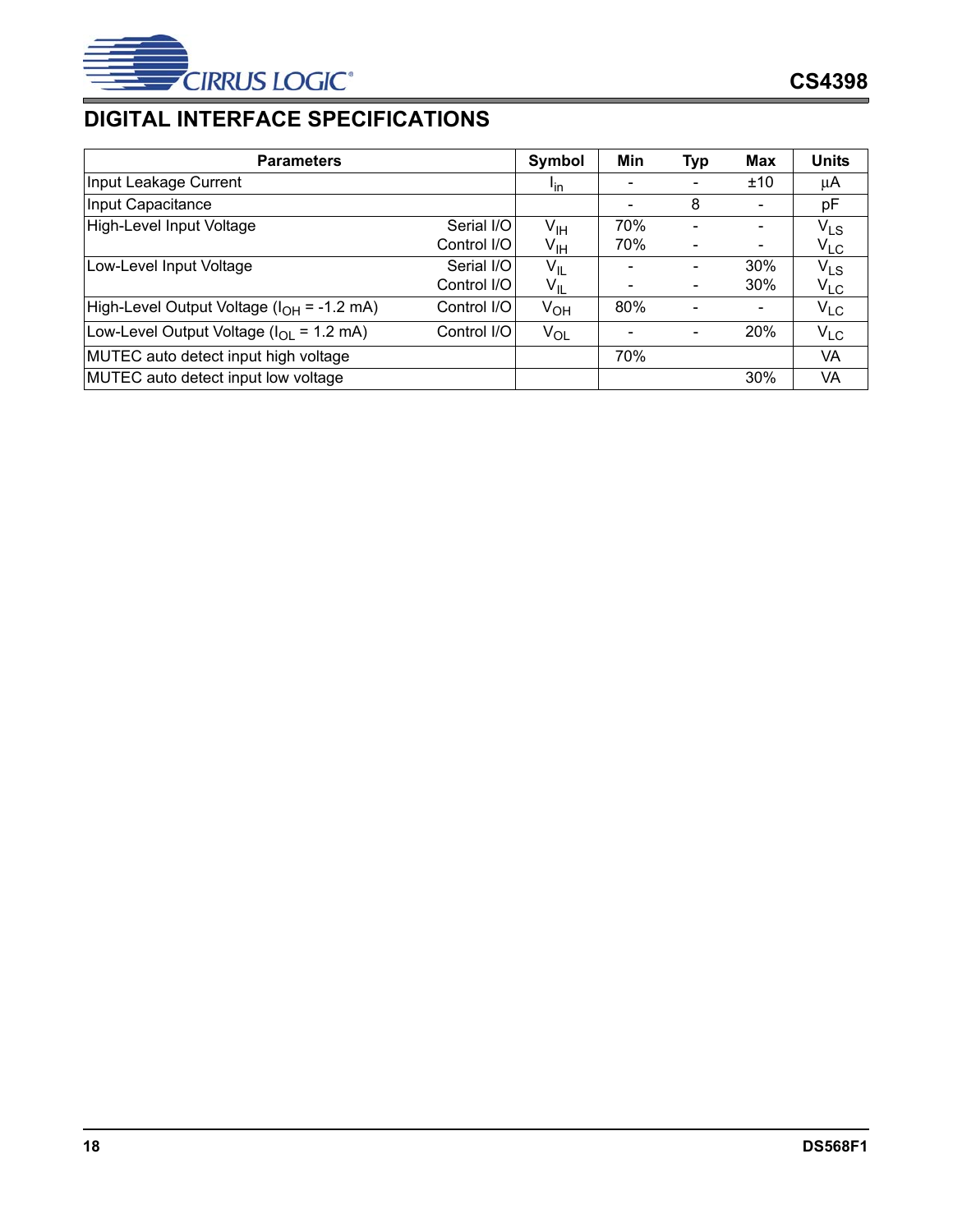## DIGITAL INTERFACE SPECIFICATIONS

| Parameters | | Symbol | Min | Typ | Max | Units |
|---|---|---|---|---|---|---|
| Input Leakage Current | | $I_{in}$ | - | - | ±10 | µA |
| Input Capacitance | | | - | 8 | - | pF |
| High-Level Input Voltage | Serial I/O | $V_{IH}$ | 70% | - | - | $V_{LS}$ |
| | Control I/O | $V_{IH}$ | 70% | - | - | $V_{LC}$ |
| Low-Level Input Voltage | Serial I/O | $V_{IL}$ | - | - | 30% | $V_{LS}$ |
| | Control I/O | $V_{IL}$ | - | - | 30% | $V_{LC}$ |
| High-Level Output Voltage ($I_{OH}$ = -1.2 mA) | Control I/O | $V_{OH}$ | 80% | - | - | $V_{LC}$ |
| Low-Level Output Voltage ($I_{OL}$ = 1.2 mA) | Control I/O | $V_{OL}$ | - | - | 20% | $V_{LC}$ |
| MUTEC auto detect input high voltage | | | 70% | | | VA |
| MUTEC auto detect input low voltage | | | | | 30% | VA |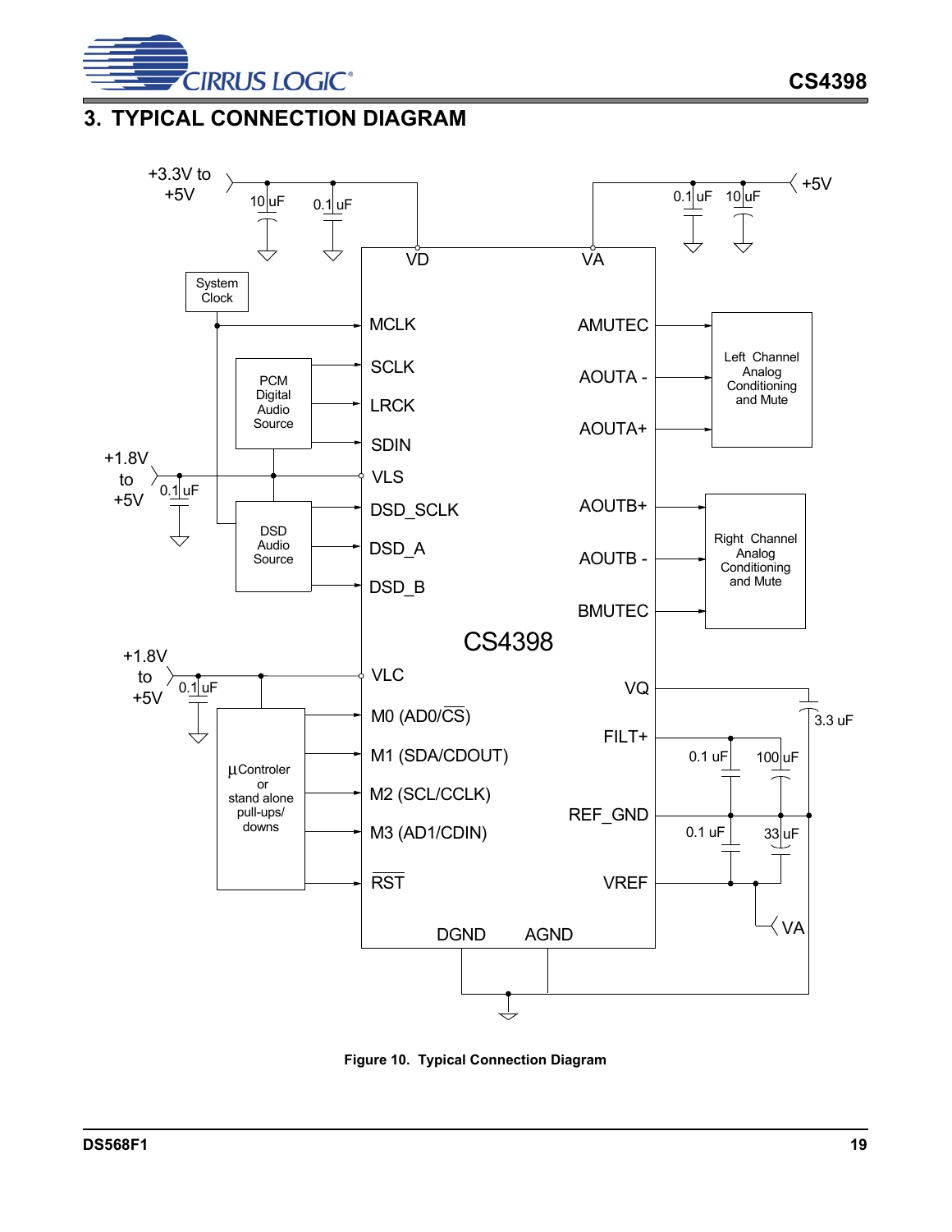## 3. TYPICAL CONNECTION DIAGRAM

**Figure 10. Typical Connection Diagram**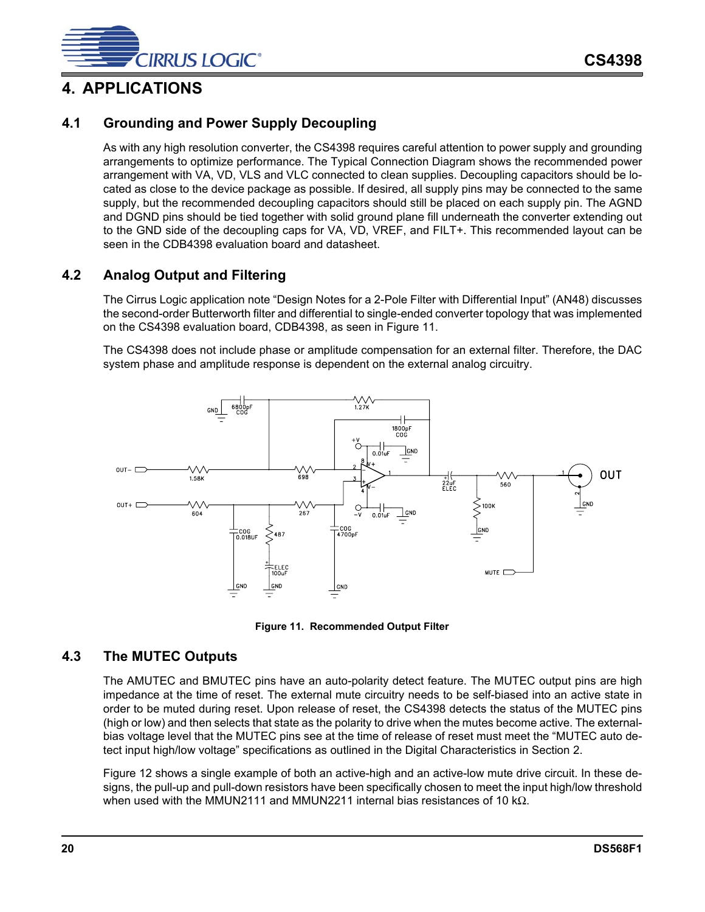# 4. APPLICATIONS

## 4.1 Grounding and Power Supply Decoupling

As with any high resolution converter, the CS4398 requires careful attention to power supply and grounding arrangements to optimize performance. The Typical Connection Diagram shows the recommended power arrangement with VA, VD, VLS and VLC connected to clean supplies. Decoupling capacitors should be located as close to the device package as possible. If desired, all supply pins may be connected to the same supply, but the recommended decoupling capacitors should still be placed on each supply pin. The AGND and DGND pins should be tied together with solid ground plane fill underneath the converter extending out to the GND side of the decoupling caps for VA, VD, VREF, and FILT+. This recommended layout can be seen in the CDB4398 evaluation board and datasheet.

## 4.2 Analog Output and Filtering

The Cirrus Logic application note "Design Notes for a 2-Pole Filter with Differential Input" (AN48) discusses the second-order Butterworth filter and differential to single-ended converter topology that was implemented on the CS4398 evaluation board, CDB4398, as seen in Figure 11.

The CS4398 does not include phase or amplitude compensation for an external filter. Therefore, the DAC system phase and amplitude response is dependent on the external analog circuitry.

**Figure 11. Recommended Output Filter**

## 4.3 The MUTEC Outputs

The AMUTEC and BMUTEC pins have an auto-polarity detect feature. The MUTEC output pins are high impedance at the time of reset. The external mute circuitry needs to be self-biased into an active state in order to be muted during reset. Upon release of reset, the CS4398 detects the status of the MUTEC pins (high or low) and then selects that state as the polarity to drive when the mutes become active. The external-bias voltage level that the MUTEC pins see at the time of release of reset must meet the "MUTEC auto detect input high/low voltage" specifications as outlined in the Digital Characteristics in Section 2.

Figure 12 shows a single example of both an active-high and an active-low mute drive circuit. In these designs, the pull-up and pull-down resistors have been specifically chosen to meet the input high/low threshold when used with the MMUN2111 and MMUN2211 internal bias resistances of 10 kΩ.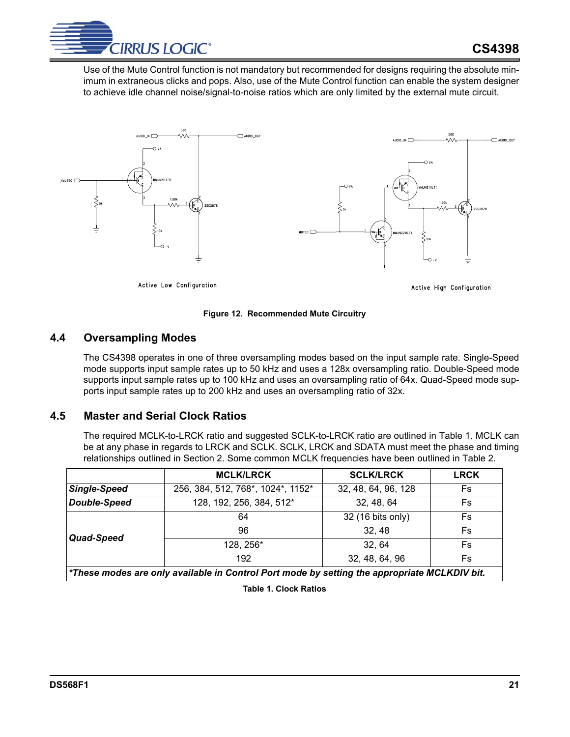Use of the Mute Control function is not mandatory but recommended for designs requiring the absolute minimum in extraneous clicks and pops. Also, use of the Mute Control function can enable the system designer to achieve idle channel noise/signal-to-noise ratios which are only limited by the external mute circuit.

**Figure 12. Recommended Mute Circuitry**

## 4.4 Oversampling Modes

The CS4398 operates in one of three oversampling modes based on the input sample rate. Single-Speed mode supports input sample rates up to 50 kHz and uses a 128x oversampling ratio. Double-Speed mode supports input sample rates up to 100 kHz and uses an oversampling ratio of 64x. Quad-Speed mode supports input sample rates up to 200 kHz and uses an oversampling ratio of 32x.

## 4.5 Master and Serial Clock Ratios

The required MCLK-to-LRCK ratio and suggested SCLK-to-LRCK ratio are outlined in Table 1. MCLK can be at any phase in regards to LRCK and SCLK. SCLK, LRCK and SDATA must meet the phase and timing relationships outlined in Section 2. Some common MCLK frequencies have been outlined in Table 2.

| | MCLK/LRCK | SCLK/LRCK | LRCK |
|---|---|---|---|
| ***Single-Speed*** | 256, 384, 512, 768*, 1024*, 1152* | 32, 48, 64, 96, 128 | Fs |
| ***Double-Speed*** | 128, 192, 256, 384, 512* | 32, 48, 64 | Fs |
| ***Quad-Speed*** | 64 | 32 (16 bits only) | Fs |
| | 96 | 32, 48 | Fs |
| | 128, 256* | 32, 64 | Fs |
| | 192 | 32, 48, 64, 96 | Fs |
| ***\*These modes are only available in Control Port mode by setting the appropriate MCLKDIV bit.*** | | | |

**Table 1. Clock Ratios**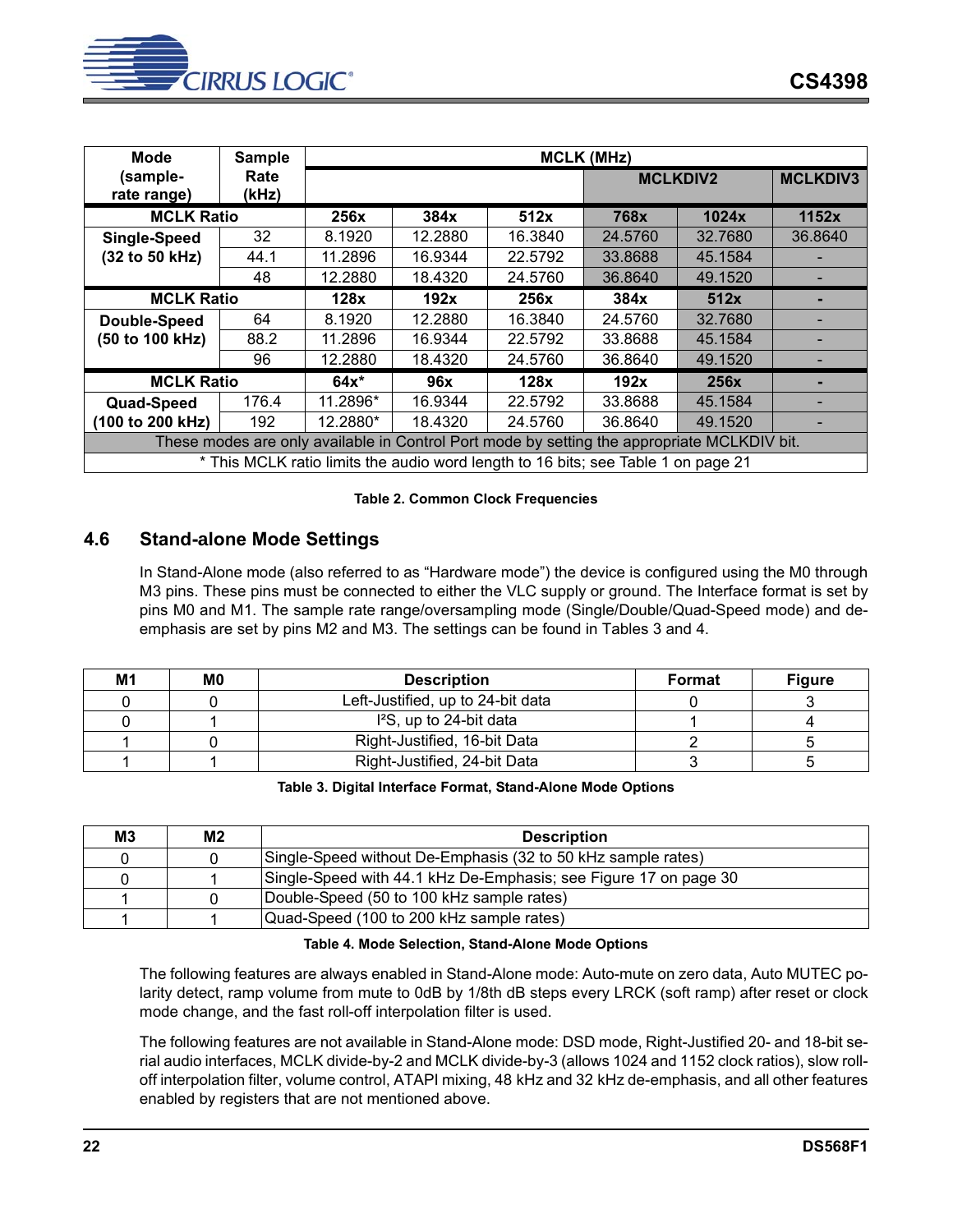| Mode (sample-rate range) | Sample Rate (kHz) | MCLK (MHz) | | | | | |
|---|---|---|---|---|---|---|---|
| | | | | | MCLKDIV2 | | MCLKDIV3 |
| MCLK Ratio | | 256x | 384x | 512x | 768x | 1024x | 1152x |
| Single-Speed (32 to 50 kHz) | 32 | 8.1920 | 12.2880 | 16.3840 | 24.5760 | 32.7680 | 36.8640 |
| | 44.1 | 11.2896 | 16.9344 | 22.5792 | 33.8688 | 45.1584 | - |
| | 48 | 12.2880 | 18.4320 | 24.5760 | 36.8640 | 49.1520 | - |
| MCLK Ratio | | 128x | 192x | 256x | 384x | 512x | - |
| Double-Speed (50 to 100 kHz) | 64 | 8.1920 | 12.2880 | 16.3840 | 24.5760 | 32.7680 | - |
| | 88.2 | 11.2896 | 16.9344 | 22.5792 | 33.8688 | 45.1584 | - |
| | 96 | 12.2880 | 18.4320 | 24.5760 | 36.8640 | 49.1520 | - |
| MCLK Ratio | | 64x* | 96x | 128x | 192x | 256x | - |
| Quad-Speed (100 to 200 kHz) | 176.4 | 11.2896* | 16.9344 | 22.5792 | 33.8688 | 45.1584 | - |
| | 192 | 12.2880* | 18.4320 | 24.5760 | 36.8640 | 49.1520 | - |
| These modes are only available in Control Port mode by setting the appropriate MCLKDIV bit. | | | | | | | |
| * This MCLK ratio limits the audio word length to 16 bits; see Table 1 on page 21 | | | | | | | |

**Table 2. Common Clock Frequencies**

## 4.6 Stand-alone Mode Settings

In Stand-Alone mode (also referred to as "Hardware mode") the device is configured using the M0 through M3 pins. These pins must be connected to either the VLC supply or ground. The Interface format is set by pins M0 and M1. The sample rate range/oversampling mode (Single/Double/Quad-Speed mode) and de-emphasis are set by pins M2 and M3. The settings can be found in Tables 3 and 4.

| M1 | M0 | Description | Format | Figure |
|---|---|---|---|---|
| 0 | 0 | Left-Justified, up to 24-bit data | 0 | 3 |
| 0 | 1 | I²S, up to 24-bit data | 1 | 4 |
| 1 | 0 | Right-Justified, 16-bit Data | 2 | 5 |
| 1 | 1 | Right-Justified, 24-bit Data | 3 | 5 |

**Table 3. Digital Interface Format, Stand-Alone Mode Options**

| M3 | M2 | Description |
|---|---|---|
| 0 | 0 | Single-Speed without De-Emphasis (32 to 50 kHz sample rates) |
| 0 | 1 | Single-Speed with 44.1 kHz De-Emphasis; see Figure 17 on page 30 |
| 1 | 0 | Double-Speed (50 to 100 kHz sample rates) |
| 1 | 1 | Quad-Speed (100 to 200 kHz sample rates) |

**Table 4. Mode Selection, Stand-Alone Mode Options**

The following features are always enabled in Stand-Alone mode: Auto-mute on zero data, Auto MUTEC polarity detect, ramp volume from mute to 0dB by 1/8th dB steps every LRCK (soft ramp) after reset or clock mode change, and the fast roll-off interpolation filter is used.

The following features are not available in Stand-Alone mode: DSD mode, Right-Justified 20- and 18-bit serial audio interfaces, MCLK divide-by-2 and MCLK divide-by-3 (allows 1024 and 1152 clock ratios), slow roll-off interpolation filter, volume control, ATAPI mixing, 48 kHz and 32 kHz de-emphasis, and all other features enabled by registers that are not mentioned above.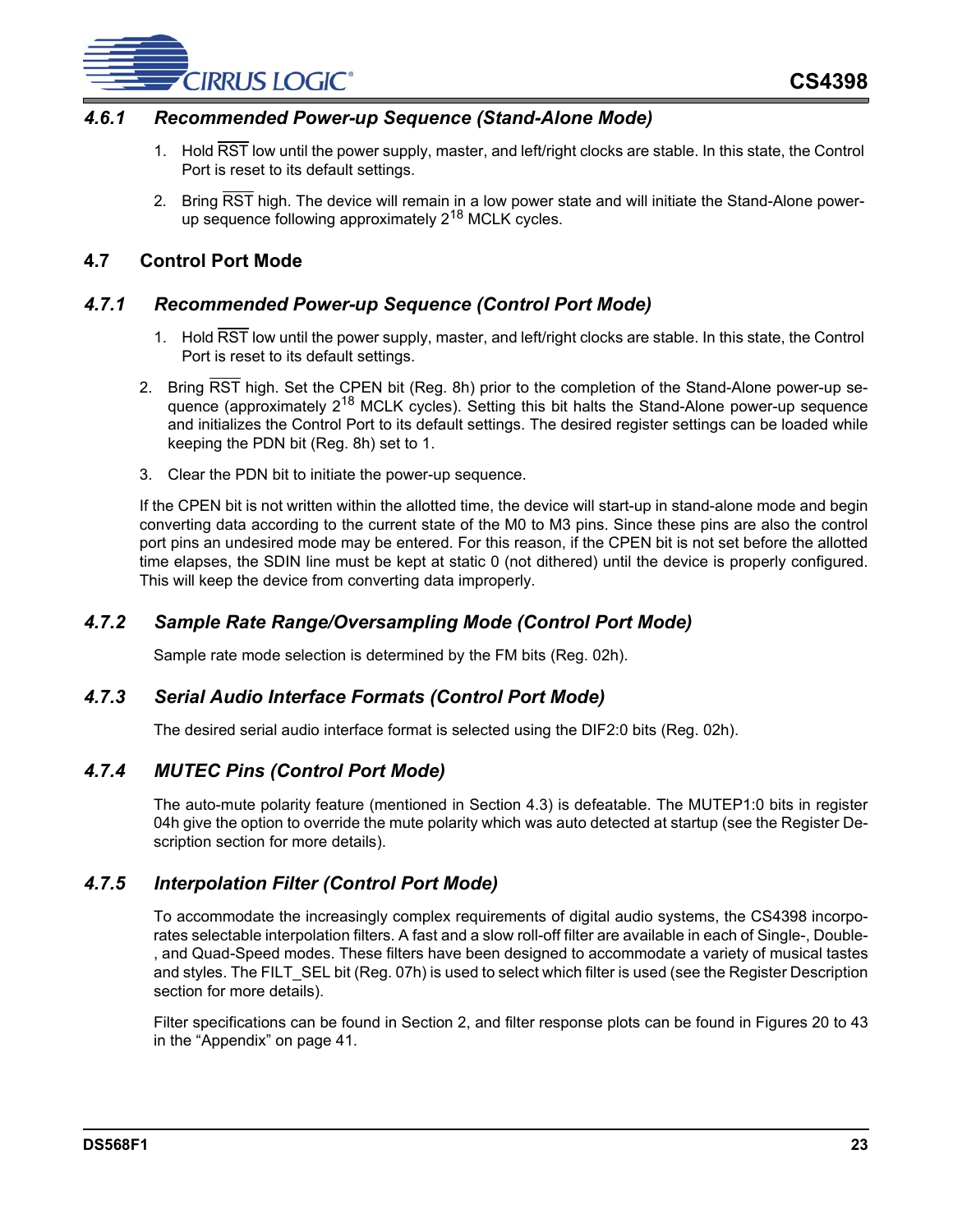#### 4.6.1 Recommended Power-up Sequence (Stand-Alone Mode)

1. Hold RST low until the power supply, master, and left/right clocks are stable. In this state, the Control Port is reset to its default settings.
2. Bring RST high. The device will remain in a low power state and will initiate the Stand-Alone power-up sequence following approximately $2^{18}$ MCLK cycles.

### 4.7 Control Port Mode

#### 4.7.1 Recommended Power-up Sequence (Control Port Mode)

1. Hold RST low until the power supply, master, and left/right clocks are stable. In this state, the Control Port is reset to its default settings.
2. Bring RST high. Set the CPEN bit (Reg. 8h) prior to the completion of the Stand-Alone power-up sequence (approximately $2^{18}$ MCLK cycles). Setting this bit halts the Stand-Alone power-up sequence and initializes the Control Port to its default settings. The desired register settings can be loaded while keeping the PDN bit (Reg. 8h) set to 1.
3. Clear the PDN bit to initiate the power-up sequence.

If the CPEN bit is not written within the allotted time, the device will start-up in stand-alone mode and begin converting data according to the current state of the M0 to M3 pins. Since these pins are also the control port pins an undesired mode may be entered. For this reason, if the CPEN bit is not set before the allotted time elapses, the SDIN line must be kept at static 0 (not dithered) until the device is properly configured. This will keep the device from converting data improperly.

#### 4.7.2 Sample Rate Range/Oversampling Mode (Control Port Mode)

Sample rate mode selection is determined by the FM bits (Reg. 02h).

#### 4.7.3 Serial Audio Interface Formats (Control Port Mode)

The desired serial audio interface format is selected using the DIF2:0 bits (Reg. 02h).

#### 4.7.4 MUTEC Pins (Control Port Mode)

The auto-mute polarity feature (mentioned in Section 4.3) is defeatable. The MUTEP1:0 bits in register 04h give the option to override the mute polarity which was auto detected at startup (see the Register Description section for more details).

#### 4.7.5 Interpolation Filter (Control Port Mode)

To accommodate the increasingly complex requirements of digital audio systems, the CS4398 incorporates selectable interpolation filters. A fast and a slow roll-off filter are available in each of Single-, Double-, and Quad-Speed modes. These filters have been designed to accommodate a variety of musical tastes and styles. The FILT_SEL bit (Reg. 07h) is used to select which filter is used (see the Register Description section for more details).

Filter specifications can be found in Section 2, and filter response plots can be found in Figures 20 to 43 in the “Appendix” on page 41.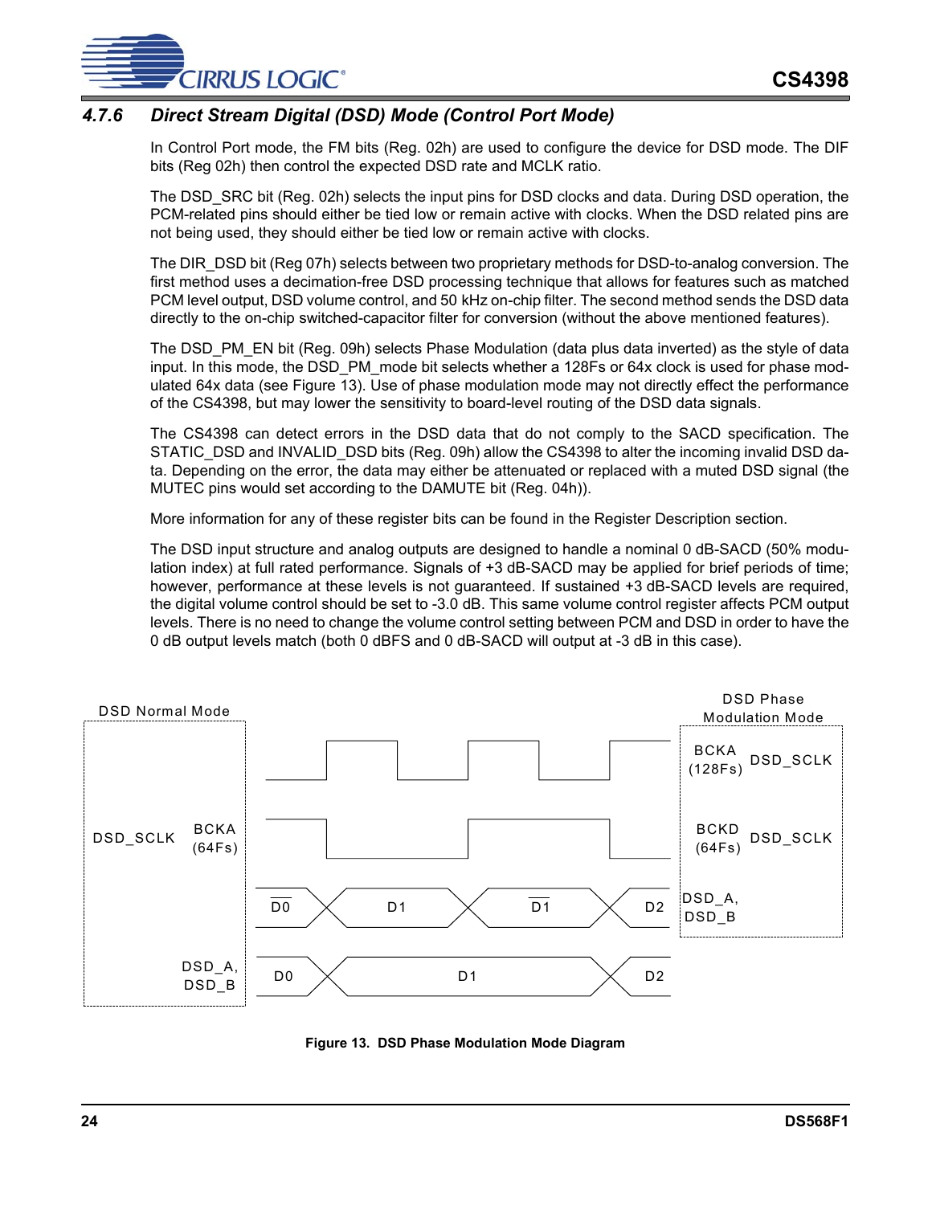### 4.7.6 Direct Stream Digital (DSD) Mode (Control Port Mode)

In Control Port mode, the FM bits (Reg. 02h) are used to configure the device for DSD mode. The DIF bits (Reg 02h) then control the expected DSD rate and MCLK ratio.

The DSD_SRC bit (Reg. 02h) selects the input pins for DSD clocks and data. During DSD operation, the PCM-related pins should either be tied low or remain active with clocks. When the DSD related pins are not being used, they should either be tied low or remain active with clocks.

The DIR_DSD bit (Reg 07h) selects between two proprietary methods for DSD-to-analog conversion. The first method uses a decimation-free DSD processing technique that allows for features such as matched PCM level output, DSD volume control, and 50 kHz on-chip filter. The second method sends the DSD data directly to the on-chip switched-capacitor filter for conversion (without the above mentioned features).

The DSD_PM_EN bit (Reg. 09h) selects Phase Modulation (data plus data inverted) as the style of data input. In this mode, the DSD_PM_mode bit selects whether a 128Fs or 64x clock is used for phase modulated 64x data (see Figure 13). Use of phase modulation mode may not directly effect the performance of the CS4398, but may lower the sensitivity to board-level routing of the DSD data signals.

The CS4398 can detect errors in the DSD data that do not comply to the SACD specification. The STATIC_DSD and INVALID_DSD bits (Reg. 09h) allow the CS4398 to alter the incoming invalid DSD data. Depending on the error, the data may either be attenuated or replaced with a muted DSD signal (the MUTEC pins would set according to the DAMUTE bit (Reg. 04h)).

More information for any of these register bits can be found in the Register Description section.

The DSD input structure and analog outputs are designed to handle a nominal 0 dB-SACD (50% modulation index) at full rated performance. Signals of +3 dB-SACD may be applied for brief periods of time; however, performance at these levels is not guaranteed. If sustained +3 dB-SACD levels are required, the digital volume control should be set to -3.0 dB. This same volume control register affects PCM output levels. There is no need to change the volume control setting between PCM and DSD in order to have the 0 dB output levels match (both 0 dBFS and 0 dB-SACD will output at -3 dB in this case).

DSD Normal Mode: DSD_SCLK — BCKA (64Fs); DSD_A, DSD_B — D0, D1, D2

DSD Phase Modulation Mode: DSD_SCLK — BCKA (128Fs); DSD_SCLK — BCKD (64Fs); DSD_A, DSD_B — $\overline{D0}$, D1, $\overline{D1}$, D2

Figure 13. DSD Phase Modulation Mode Diagram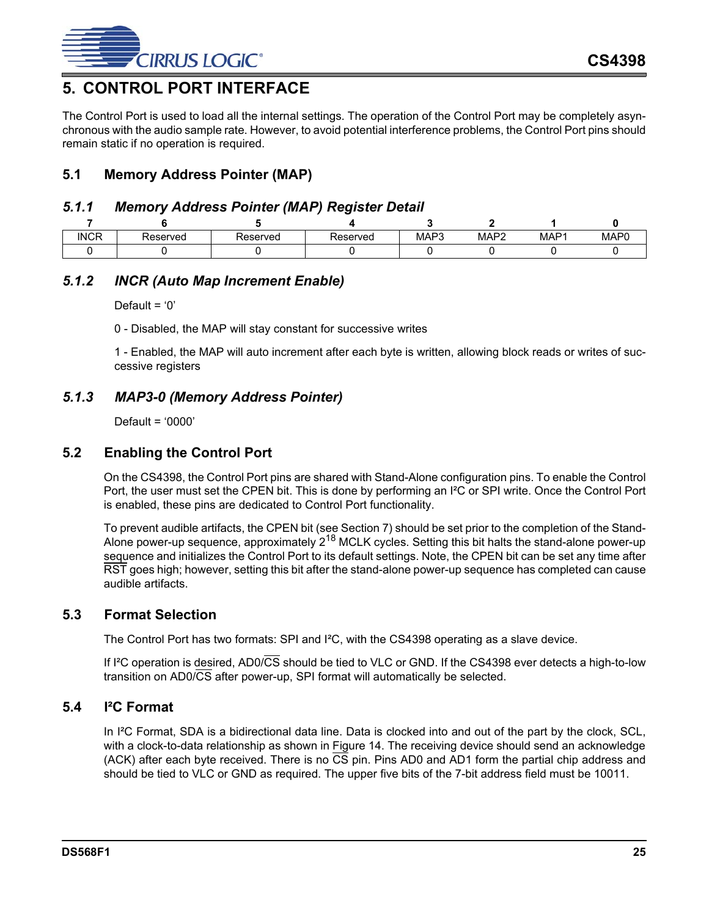# 5. CONTROL PORT INTERFACE

The Control Port is used to load all the internal settings. The operation of the Control Port may be completely asynchronous with the audio sample rate. However, to avoid potential interference problems, the Control Port pins should remain static if no operation is required.

## 5.1 Memory Address Pointer (MAP)

### *5.1.1 Memory Address Pointer (MAP) Register Detail*

| 7 | 6 | 5 | 4 | 3 | 2 | 1 | 0 |
|---|---|---|---|---|---|---|---|
| INCR | Reserved | Reserved | Reserved | MAP3 | MAP2 | MAP1 | MAP0 |
| 0 | 0 | 0 | 0 | 0 | 0 | 0 | 0 |

### *5.1.2 INCR (Auto Map Increment Enable)*

Default = ‘0’

0 - Disabled, the MAP will stay constant for successive writes

1 - Enabled, the MAP will auto increment after each byte is written, allowing block reads or writes of successive registers

### *5.1.3 MAP3-0 (Memory Address Pointer)*

Default = ‘0000’

## 5.2 Enabling the Control Port

On the CS4398, the Control Port pins are shared with Stand-Alone configuration pins. To enable the Control Port, the user must set the CPEN bit. This is done by performing an I²C or SPI write. Once the Control Port is enabled, these pins are dedicated to Control Port functionality.

To prevent audible artifacts, the CPEN bit (see Section 7) should be set prior to the completion of the Stand-Alone power-up sequence, approximately $2^{18}$ MCLK cycles. Setting this bit halts the stand-alone power-up sequence and initializes the Control Port to its default settings. Note, the CPEN bit can be set any time after $\overline{RST}$ goes high; however, setting this bit after the stand-alone power-up sequence has completed can cause audible artifacts.

## 5.3 Format Selection

The Control Port has two formats: SPI and I²C, with the CS4398 operating as a slave device.

If I²C operation is desired, AD0/$\overline{CS}$ should be tied to VLC or GND. If the CS4398 ever detects a high-to-low transition on AD0/$\overline{CS}$ after power-up, SPI format will automatically be selected.

## 5.4 I²C Format

In I²C Format, SDA is a bidirectional data line. Data is clocked into and out of the part by the clock, SCL, with a clock-to-data relationship as shown in Figure 14. The receiving device should send an acknowledge (ACK) after each byte received. There is no $\overline{CS}$ pin. Pins AD0 and AD1 form the partial chip address and should be tied to VLC or GND as required. The upper five bits of the 7-bit address field must be 10011.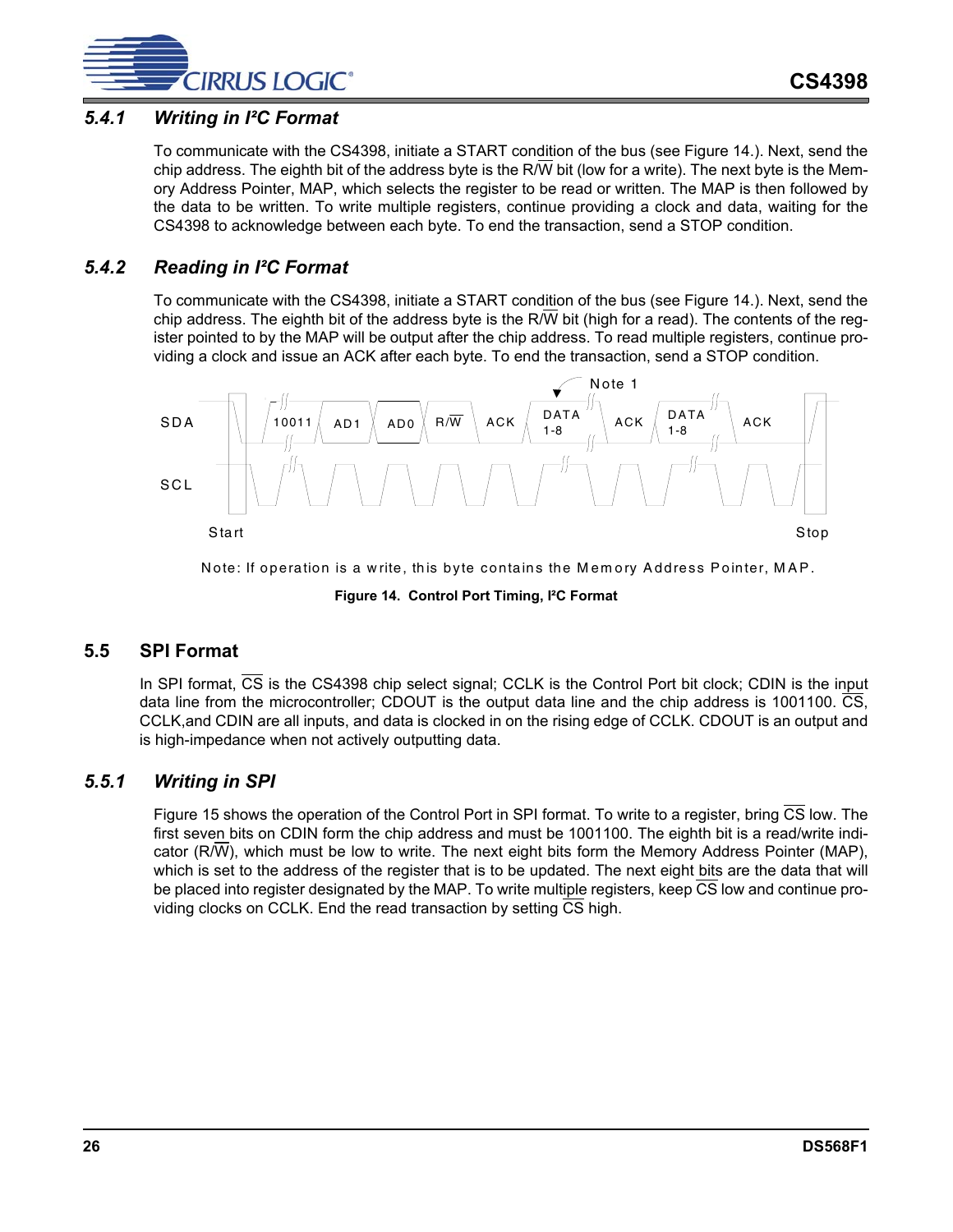### *5.4.1 Writing in I²C Format*

To communicate with the CS4398, initiate a START condition of the bus (see Figure 14.). Next, send the chip address. The eighth bit of the address byte is the R/$\overline{W}$ bit (low for a write). The next byte is the Memory Address Pointer, MAP, which selects the register to be read or written. The MAP is then followed by the data to be written. To write multiple registers, continue providing a clock and data, waiting for the CS4398 to acknowledge between each byte. To end the transaction, send a STOP condition.

### *5.4.2 Reading in I²C Format*

To communicate with the CS4398, initiate a START condition of the bus (see Figure 14.). Next, send the chip address. The eighth bit of the address byte is the R/$\overline{W}$ bit (high for a read). The contents of the register pointed to by the MAP will be output after the chip address. To read multiple registers, continue providing a clock and issue an ACK after each byte. To end the transaction, send a STOP condition.

SDA: 10011 | AD1 | AD0 | R/$\overline{W}$ | ACK | DATA 1-8 | ACK | DATA 1-8 | ACK

SCL

Start | Note 1 | Stop

Note: If operation is a write, this byte contains the Memory Address Pointer, MAP.

**Figure 14. Control Port Timing, I²C Format**

## 5.5 SPI Format

In SPI format, $\overline{CS}$ is the CS4398 chip select signal; CCLK is the Control Port bit clock; CDIN is the input data line from the microcontroller; CDOUT is the output data line and the chip address is 1001100. $\overline{CS}$, CCLK,and CDIN are all inputs, and data is clocked in on the rising edge of CCLK. CDOUT is an output and is high-impedance when not actively outputting data.

### *5.5.1 Writing in SPI*

Figure 15 shows the operation of the Control Port in SPI format. To write to a register, bring $\overline{CS}$ low. The first seven bits on CDIN form the chip address and must be 1001100. The eighth bit is a read/write indicator (R/$\overline{W}$), which must be low to write. The next eight bits form the Memory Address Pointer (MAP), which is set to the address of the register that is to be updated. The next eight bits are the data that will be placed into register designated by the MAP. To write multiple registers, keep $\overline{CS}$ low and continue providing clocks on CCLK. End the read transaction by setting $\overline{CS}$ high.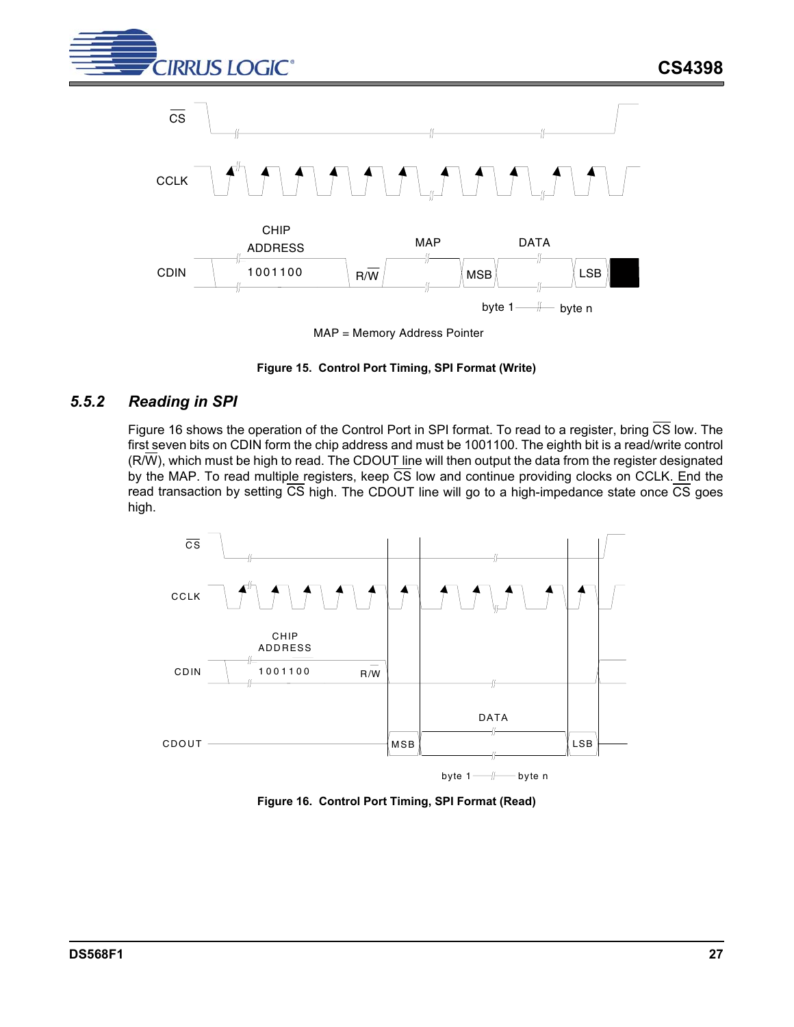Figure 15. Control Port Timing, SPI Format (Write)

### 5.5.2 *Reading in SPI*

Figure 16 shows the operation of the Control Port in SPI format. To read to a register, bring $\overline{CS}$ low. The first seven bits on CDIN form the chip address and must be 1001100. The eighth bit is a read/write control (R/$\overline{W}$), which must be high to read. The CDOUT line will then output the data from the register designated by the MAP. To read multiple registers, keep $\overline{CS}$ low and continue providing clocks on CCLK. End the read transaction by setting $\overline{CS}$ high. The CDOUT line will go to a high-impedance state once $\overline{CS}$ goes high.

Figure 16. Control Port Timing, SPI Format (Read)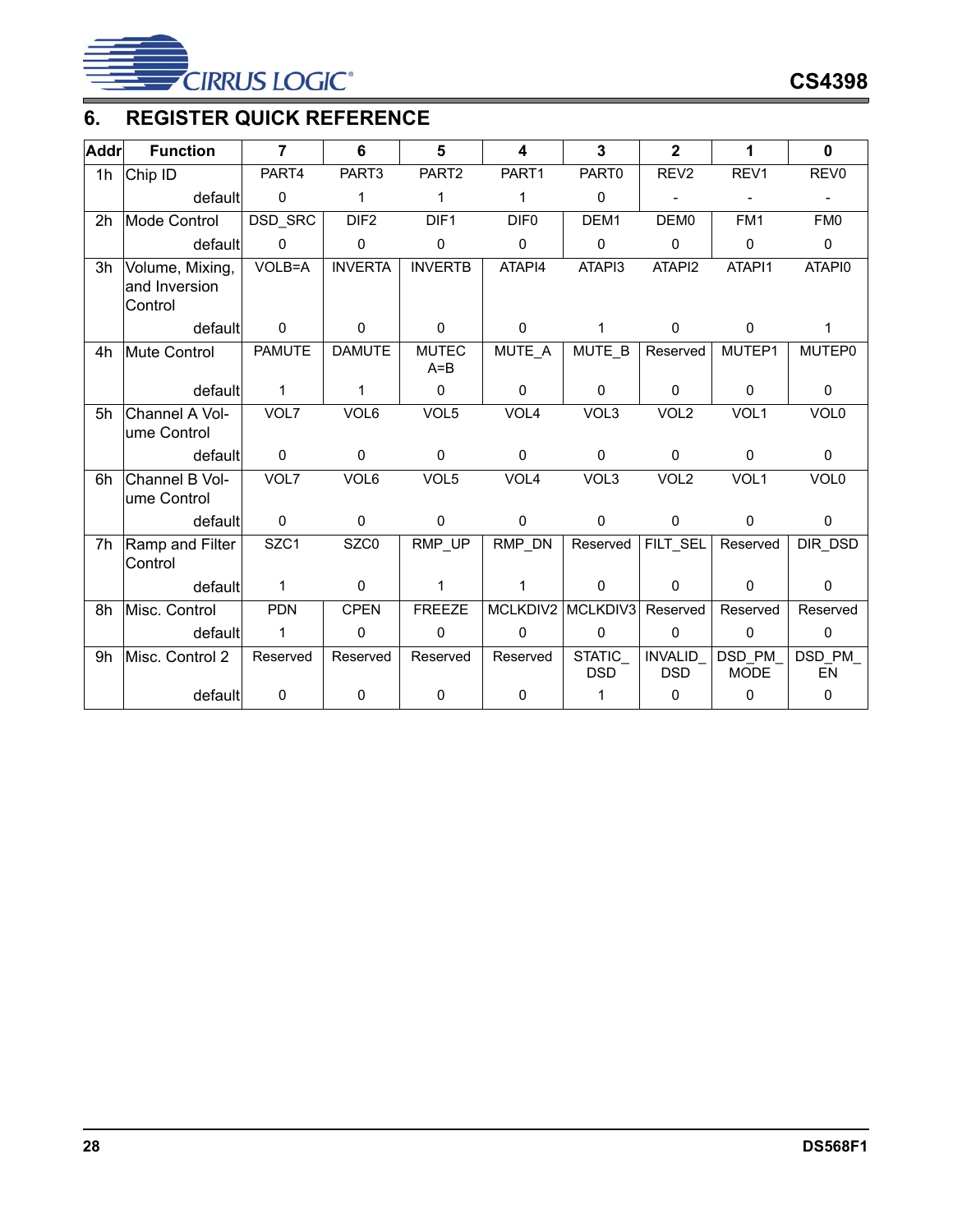## 6. REGISTER QUICK REFERENCE

| Addr | Function | 7 | 6 | 5 | 4 | 3 | 2 | 1 | 0 |
|---|---|---|---|---|---|---|---|---|---|
| 1h | Chip ID | PART4 | PART3 | PART2 | PART1 | PART0 | REV2 | REV1 | REV0 |
| | default | 0 | 1 | 1 | 1 | 0 | - | - | - |
| 2h | Mode Control | DSD_SRC | DIF2 | DIF1 | DIF0 | DEM1 | DEM0 | FM1 | FM0 |
| | default | 0 | 0 | 0 | 0 | 0 | 0 | 0 | 0 |
| 3h | Volume, Mixing, and Inversion Control | VOLB=A | INVERTA | INVERTB | ATAPI4 | ATAPI3 | ATAPI2 | ATAPI1 | ATAPI0 |
| | default | 0 | 0 | 0 | 0 | 1 | 0 | 0 | 1 |
| 4h | Mute Control | PAMUTE | DAMUTE | MUTEC A=B | MUTE_A | MUTE_B | Reserved | MUTEP1 | MUTEP0 |
| | default | 1 | 1 | 0 | 0 | 0 | 0 | 0 | 0 |
| 5h | Channel A Volume Control | VOL7 | VOL6 | VOL5 | VOL4 | VOL3 | VOL2 | VOL1 | VOL0 |
| | default | 0 | 0 | 0 | 0 | 0 | 0 | 0 | 0 |
| 6h | Channel B Volume Control | VOL7 | VOL6 | VOL5 | VOL4 | VOL3 | VOL2 | VOL1 | VOL0 |
| | default | 0 | 0 | 0 | 0 | 0 | 0 | 0 | 0 |
| 7h | Ramp and Filter Control | SZC1 | SZC0 | RMP_UP | RMP_DN | Reserved | FILT_SEL | Reserved | DIR_DSD |
| | default | 1 | 0 | 1 | 1 | 0 | 0 | 0 | 0 |
| 8h | Misc. Control | PDN | CPEN | FREEZE | MCLKDIV2 | MCLKDIV3 | Reserved | Reserved | Reserved |
| | default | 1 | 0 | 0 | 0 | 0 | 0 | 0 | 0 |
| 9h | Misc. Control 2 | Reserved | Reserved | Reserved | Reserved | STATIC_DSD | INVALID_DSD | DSD_PM_MODE | DSD_PM_EN |
| | default | 0 | 0 | 0 | 0 | 1 | 0 | 0 | 0 |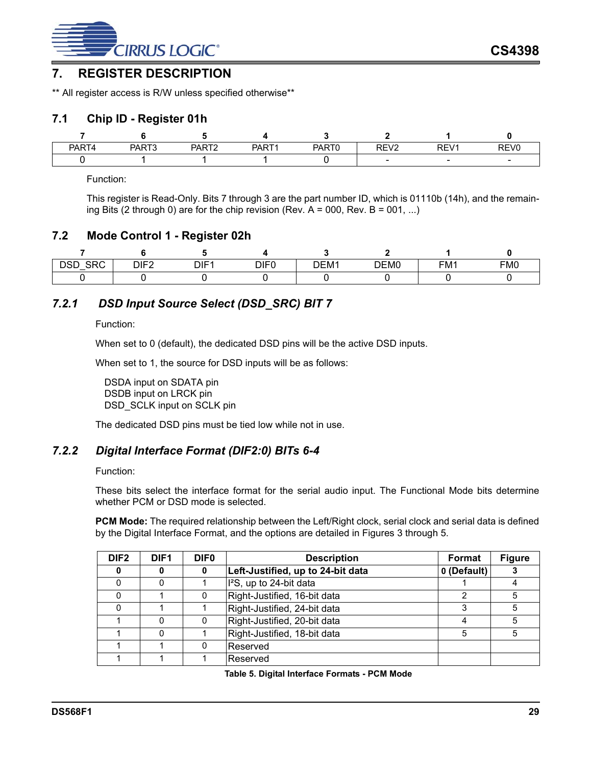# 7. REGISTER DESCRIPTION

** All register access is R/W unless specified otherwise**

## 7.1 Chip ID - Register 01h

| 7 | 6 | 5 | 4 | 3 | 2 | 1 | 0 |
|---|---|---|---|---|---|---|---|
| PART4 | PART3 | PART2 | PART1 | PART0 | REV2 | REV1 | REV0 |
| 0 | 1 | 1 | 1 | 0 | - | - | - |

Function:

This register is Read-Only. Bits 7 through 3 are the part number ID, which is 01110b (14h), and the remaining Bits (2 through 0) are for the chip revision (Rev. A = 000, Rev. B = 001, ...)

## 7.2 Mode Control 1 - Register 02h

| 7 | 6 | 5 | 4 | 3 | 2 | 1 | 0 |
|---|---|---|---|---|---|---|---|
| DSD_SRC | DIF2 | DIF1 | DIF0 | DEM1 | DEM0 | FM1 | FM0 |
| 0 | 0 | 0 | 0 | 0 | 0 | 0 | 0 |

### *7.2.1 DSD Input Source Select (DSD_SRC) BIT 7*

Function:

When set to 0 (default), the dedicated DSD pins will be the active DSD inputs.

When set to 1, the source for DSD inputs will be as follows:

DSDA input on SDATA pin
DSDB input on LRCK pin
DSD_SCLK input on SCLK pin

The dedicated DSD pins must be tied low while not in use.

### *7.2.2 Digital Interface Format (DIF2:0) BITs 6-4*

Function:

These bits select the interface format for the serial audio input. The Functional Mode bits determine whether PCM or DSD mode is selected.

**PCM Mode:** The required relationship between the Left/Right clock, serial clock and serial data is defined by the Digital Interface Format, and the options are detailed in Figures 3 through 5.

| DIF2 | DIF1 | DIF0 | Description | Format | Figure |
|---|---|---|---|---|---|
| **0** | **0** | **0** | **Left-Justified, up to 24-bit data** | **0 (Default)** | **3** |
| 0 | 0 | 1 | I²S, up to 24-bit data | 1 | 4 |
| 0 | 1 | 0 | Right-Justified, 16-bit data | 2 | 5 |
| 0 | 1 | 1 | Right-Justified, 24-bit data | 3 | 5 |
| 1 | 0 | 0 | Right-Justified, 20-bit data | 4 | 5 |
| 1 | 0 | 1 | Right-Justified, 18-bit data | 5 | 5 |
| 1 | 1 | 0 | Reserved | | |
| 1 | 1 | 1 | Reserved | | |

**Table 5. Digital Interface Formats - PCM Mode**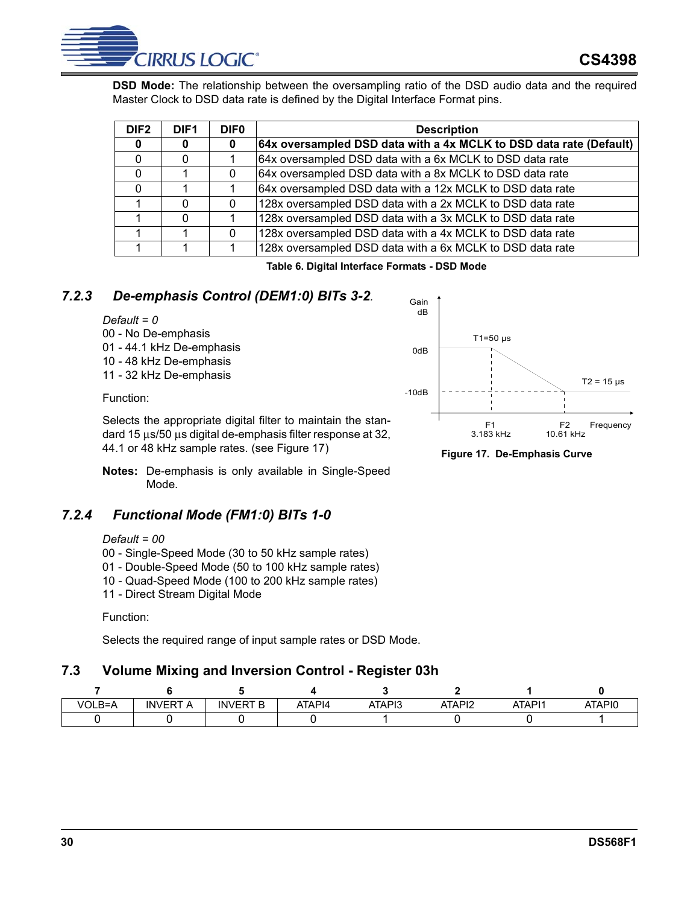**DSD Mode:** The relationship between the oversampling ratio of the DSD audio data and the required Master Clock to DSD data rate is defined by the Digital Interface Format pins.

| DIF2 | DIF1 | DIF0 | Description |
|---|---|---|---|
| **0** | **0** | **0** | **64x oversampled DSD data with a 4x MCLK to DSD data rate (Default)** |
| 0 | 0 | 1 | 64x oversampled DSD data with a 6x MCLK to DSD data rate |
| 0 | 1 | 0 | 64x oversampled DSD data with a 8x MCLK to DSD data rate |
| 0 | 1 | 1 | 64x oversampled DSD data with a 12x MCLK to DSD data rate |
| 1 | 0 | 0 | 128x oversampled DSD data with a 2x MCLK to DSD data rate |
| 1 | 0 | 1 | 128x oversampled DSD data with a 3x MCLK to DSD data rate |
| 1 | 1 | 0 | 128x oversampled DSD data with a 4x MCLK to DSD data rate |
| 1 | 1 | 1 | 128x oversampled DSD data with a 6x MCLK to DSD data rate |

**Table 6. Digital Interface Formats - DSD Mode**

### 7.2.3 *De-emphasis Control (DEM1:0) BITs 3-2*.

*Default = 0*
00 - No De-emphasis
01 - 44.1 kHz De-emphasis
10 - 48 kHz De-emphasis
11 - 32 kHz De-emphasis

Function:

Selects the appropriate digital filter to maintain the standard 15 µs/50 µs digital de-emphasis filter response at 32, 44.1 or 48 kHz sample rates. (see Figure 17)

**Notes:** De-emphasis is only available in Single-Speed Mode.

Gain dB; 0dB; -10dB; T1=50 µs; T2 = 15 µs; F1 3.183 kHz; F2 10.61 kHz; Frequency

**Figure 17. De-Emphasis Curve**

### 7.2.4 *Functional Mode (FM1:0) BITs 1-0*

*Default = 00*
00 - Single-Speed Mode (30 to 50 kHz sample rates)
01 - Double-Speed Mode (50 to 100 kHz sample rates)
10 - Quad-Speed Mode (100 to 200 kHz sample rates)
11 - Direct Stream Digital Mode

Function:

Selects the required range of input sample rates or DSD Mode.

## 7.3 Volume Mixing and Inversion Control - Register 03h

| 7 | 6 | 5 | 4 | 3 | 2 | 1 | 0 |
|---|---|---|---|---|---|---|---|
| VOLB=A | INVERT A | INVERT B | ATAPI4 | ATAPI3 | ATAPI2 | ATAPI1 | ATAPI0 |
| 0 | 0 | 0 | 0 | 1 | 0 | 0 | 1 |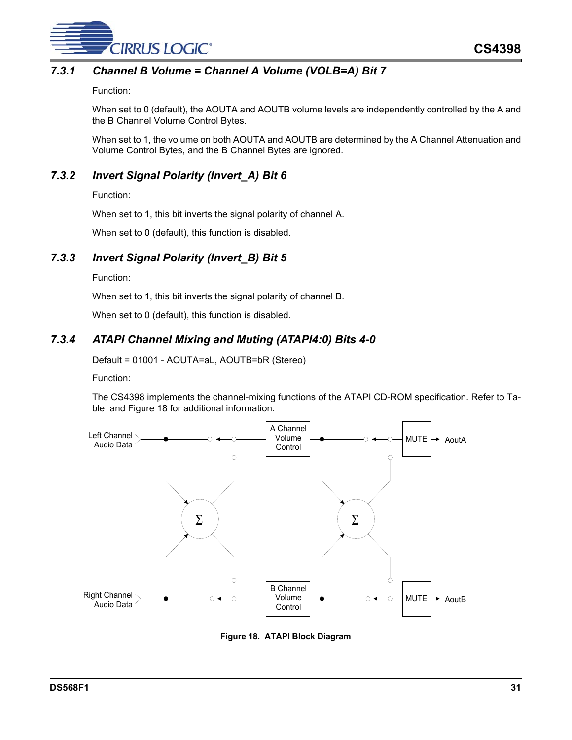### 7.3.1 Channel B Volume = Channel A Volume (VOLB=A) Bit 7

Function:

When set to 0 (default), the AOUTA and AOUTB volume levels are independently controlled by the A and the B Channel Volume Control Bytes.

When set to 1, the volume on both AOUTA and AOUTB are determined by the A Channel Attenuation and Volume Control Bytes, and the B Channel Bytes are ignored.

### 7.3.2 Invert Signal Polarity (Invert_A) Bit 6

Function:

When set to 1, this bit inverts the signal polarity of channel A.

When set to 0 (default), this function is disabled.

### 7.3.3 Invert Signal Polarity (Invert_B) Bit 5

Function:

When set to 1, this bit inverts the signal polarity of channel B.

When set to 0 (default), this function is disabled.

### 7.3.4 ATAPI Channel Mixing and Muting (ATAPI4:0) Bits 4-0

Default = 01001 - AOUTA=aL, AOUTB=bR (Stereo)

Function:

The CS4398 implements the channel-mixing functions of the ATAPI CD-ROM specification. Refer to Table and Figure 18 for additional information.

Left Channel Audio Data · A Channel Volume Control · MUTE · AoutA · Σ · Σ · Right Channel Audio Data · B Channel Volume Control · MUTE · AoutB

**Figure 18. ATAPI Block Diagram**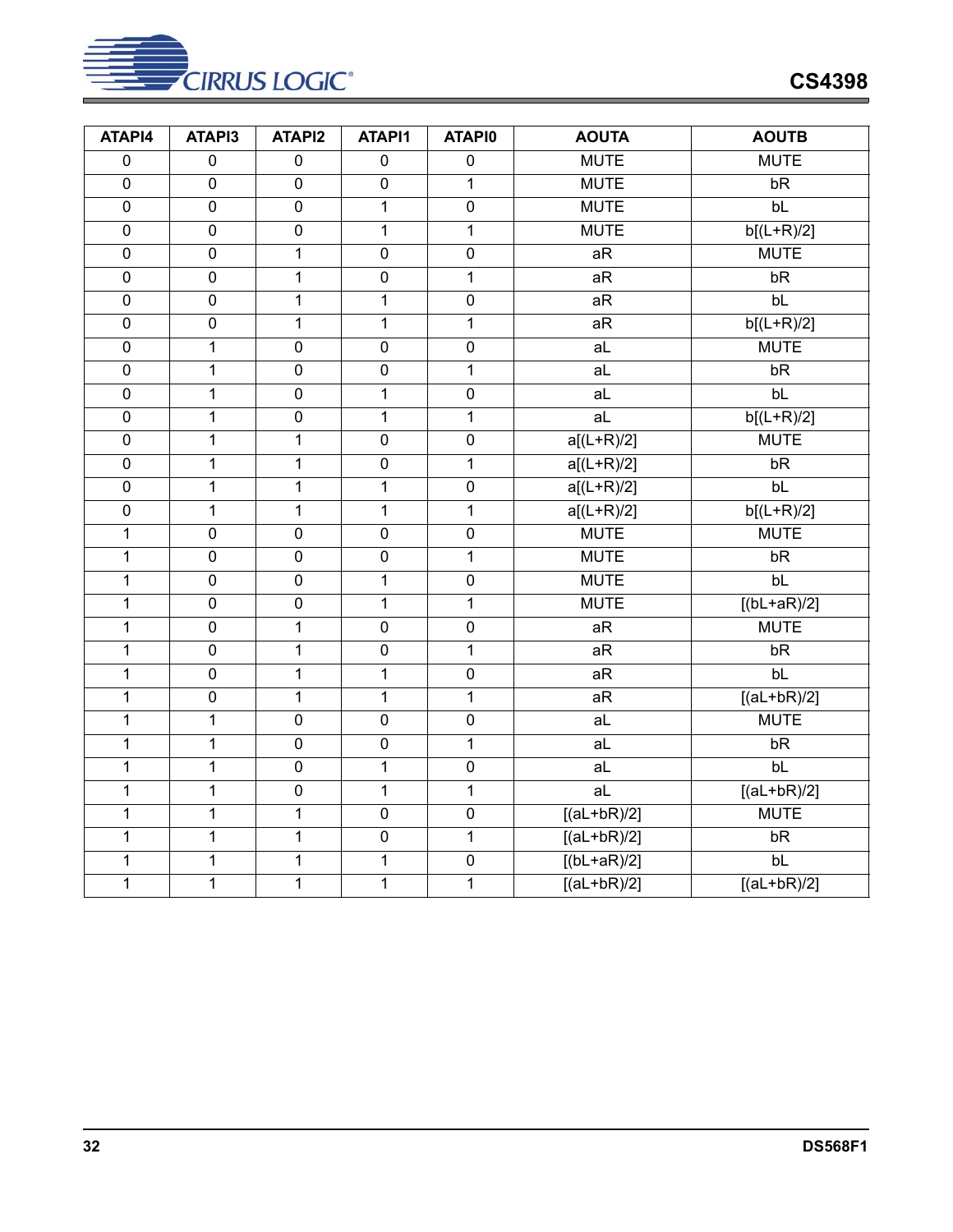| ATAPI4 | ATAPI3 | ATAPI2 | ATAPI1 | ATAPI0 | AOUTA | AOUTB |
|---|---|---|---|---|---|---|
| 0 | 0 | 0 | 0 | 0 | MUTE | MUTE |
| 0 | 0 | 0 | 0 | 1 | MUTE | bR |
| 0 | 0 | 0 | 1 | 0 | MUTE | bL |
| 0 | 0 | 0 | 1 | 1 | MUTE | b[(L+R)/2] |
| 0 | 0 | 1 | 0 | 0 | aR | MUTE |
| 0 | 0 | 1 | 0 | 1 | aR | bR |
| 0 | 0 | 1 | 1 | 0 | aR | bL |
| 0 | 0 | 1 | 1 | 1 | aR | b[(L+R)/2] |
| 0 | 1 | 0 | 0 | 0 | aL | MUTE |
| 0 | 1 | 0 | 0 | 1 | aL | bR |
| 0 | 1 | 0 | 1 | 0 | aL | bL |
| 0 | 1 | 0 | 1 | 1 | aL | b[(L+R)/2] |
| 0 | 1 | 1 | 0 | 0 | a[(L+R)/2] | MUTE |
| 0 | 1 | 1 | 0 | 1 | a[(L+R)/2] | bR |
| 0 | 1 | 1 | 1 | 0 | a[(L+R)/2] | bL |
| 0 | 1 | 1 | 1 | 1 | a[(L+R)/2] | b[(L+R)/2] |
| 1 | 0 | 0 | 0 | 0 | MUTE | MUTE |
| 1 | 0 | 0 | 0 | 1 | MUTE | bR |
| 1 | 0 | 0 | 1 | 0 | MUTE | bL |
| 1 | 0 | 0 | 1 | 1 | MUTE | [(bL+aR)/2] |
| 1 | 0 | 1 | 0 | 0 | aR | MUTE |
| 1 | 0 | 1 | 0 | 1 | aR | bR |
| 1 | 0 | 1 | 1 | 0 | aR | bL |
| 1 | 0 | 1 | 1 | 1 | aR | [(aL+bR)/2] |
| 1 | 1 | 0 | 0 | 0 | aL | MUTE |
| 1 | 1 | 0 | 0 | 1 | aL | bR |
| 1 | 1 | 0 | 1 | 0 | aL | bL |
| 1 | 1 | 0 | 1 | 1 | aL | [(aL+bR)/2] |
| 1 | 1 | 1 | 0 | 0 | [(aL+bR)/2] | MUTE |
| 1 | 1 | 1 | 0 | 1 | [(aL+bR)/2] | bR |
| 1 | 1 | 1 | 1 | 0 | [(bL+aR)/2] | bL |
| 1 | 1 | 1 | 1 | 1 | [(aL+bR)/2] | [(aL+bR)/2] |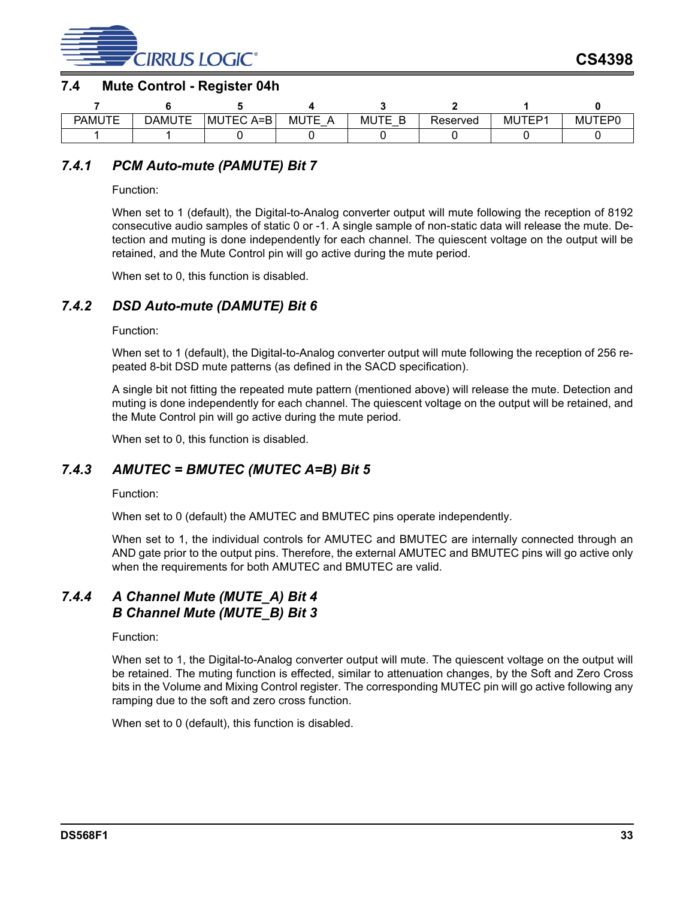## 7.4 Mute Control - Register 04h

| 7 | 6 | 5 | 4 | 3 | 2 | 1 | 0 |
|---|---|---|---|---|---|---|---|
| PAMUTE | DAMUTE | MUTEC A=B | MUTE_A | MUTE_B | Reserved | MUTEP1 | MUTEP0 |
| 1 | 1 | 0 | 0 | 0 | 0 | 0 | 0 |

### *7.4.1 PCM Auto-mute (PAMUTE) Bit 7*

Function:

When set to 1 (default), the Digital-to-Analog converter output will mute following the reception of 8192 consecutive audio samples of static 0 or -1. A single sample of non-static data will release the mute. Detection and muting is done independently for each channel. The quiescent voltage on the output will be retained, and the Mute Control pin will go active during the mute period.

When set to 0, this function is disabled.

### *7.4.2 DSD Auto-mute (DAMUTE) Bit 6*

Function:

When set to 1 (default), the Digital-to-Analog converter output will mute following the reception of 256 repeated 8-bit DSD mute patterns (as defined in the SACD specification).

A single bit not fitting the repeated mute pattern (mentioned above) will release the mute. Detection and muting is done independently for each channel. The quiescent voltage on the output will be retained, and the Mute Control pin will go active during the mute period.

When set to 0, this function is disabled.

### *7.4.3 AMUTEC = BMUTEC (MUTEC A=B) Bit 5*

Function:

When set to 0 (default) the AMUTEC and BMUTEC pins operate independently.

When set to 1, the individual controls for AMUTEC and BMUTEC are internally connected through an AND gate prior to the output pins. Therefore, the external AMUTEC and BMUTEC pins will go active only when the requirements for both AMUTEC and BMUTEC are valid.

### *7.4.4 A Channel Mute (MUTE_A) Bit 4 B Channel Mute (MUTE_B) Bit 3*

Function:

When set to 1, the Digital-to-Analog converter output will mute. The quiescent voltage on the output will be retained. The muting function is effected, similar to attenuation changes, by the Soft and Zero Cross bits in the Volume and Mixing Control register. The corresponding MUTEC pin will go active following any ramping due to the soft and zero cross function.

When set to 0 (default), this function is disabled.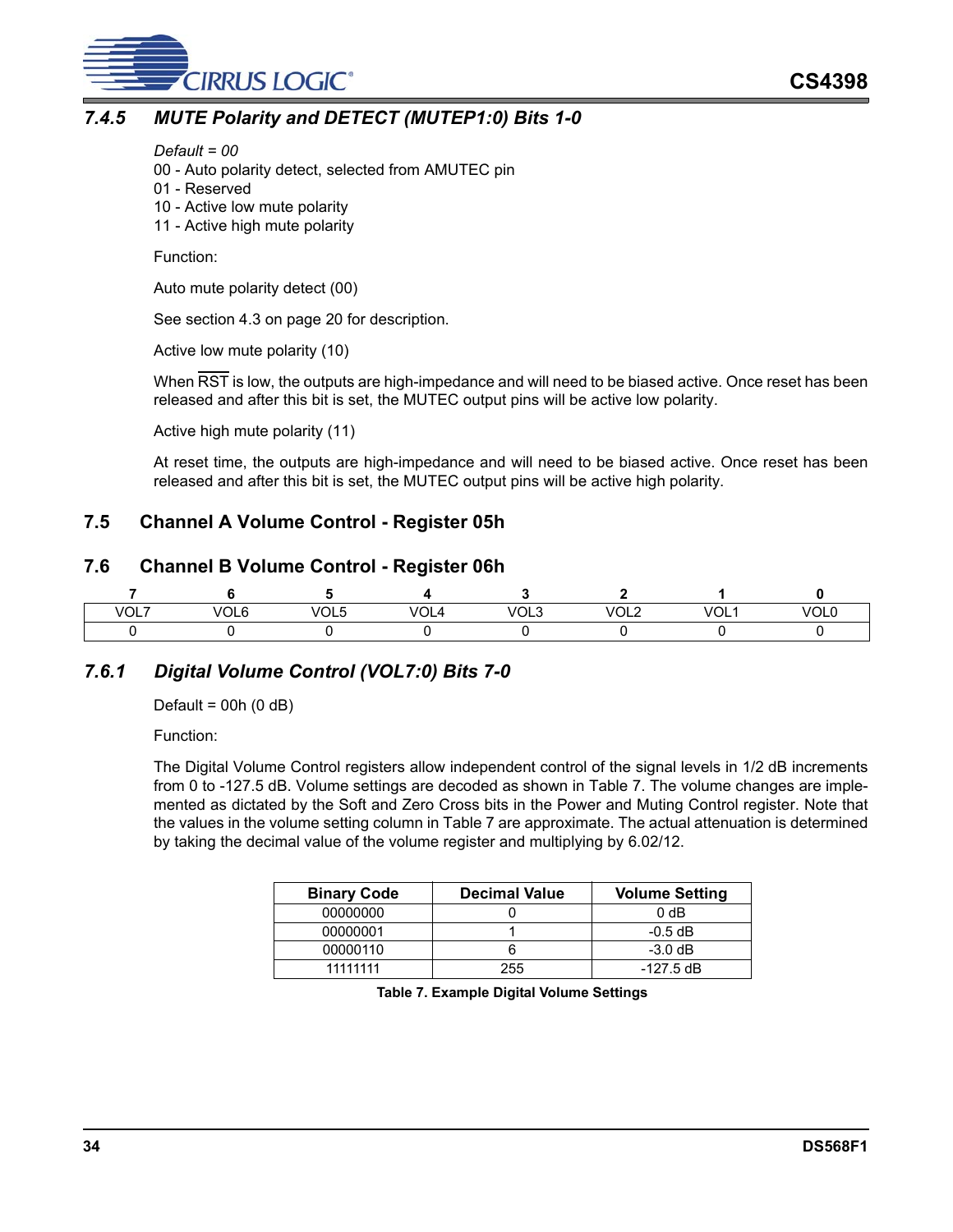### *7.4.5 MUTE Polarity and DETECT (MUTEP1:0) Bits 1-0*

*Default = 00*

00 - Auto polarity detect, selected from AMUTEC pin
01 - Reserved
10 - Active low mute polarity
11 - Active high mute polarity

Function:

Auto mute polarity detect (00)

See section 4.3 on page 20 for description.

Active low mute polarity (10)

When $\overline{RST}$ is low, the outputs are high-impedance and will need to be biased active. Once reset has been released and after this bit is set, the MUTEC output pins will be active low polarity.

Active high mute polarity (11)

At reset time, the outputs are high-impedance and will need to be biased active. Once reset has been released and after this bit is set, the MUTEC output pins will be active high polarity.

## 7.5 Channel A Volume Control - Register 05h

## 7.6 Channel B Volume Control - Register 06h

| 7 | 6 | 5 | 4 | 3 | 2 | 1 | 0 |
|---|---|---|---|---|---|---|---|
| VOL7 | VOL6 | VOL5 | VOL4 | VOL3 | VOL2 | VOL1 | VOL0 |
| 0 | 0 | 0 | 0 | 0 | 0 | 0 | 0 |

### *7.6.1 Digital Volume Control (VOL7:0) Bits 7-0*

Default = 00h (0 dB)

Function:

The Digital Volume Control registers allow independent control of the signal levels in 1/2 dB increments from 0 to -127.5 dB. Volume settings are decoded as shown in Table 7. The volume changes are implemented as dictated by the Soft and Zero Cross bits in the Power and Muting Control register. Note that the values in the volume setting column in Table 7 are approximate. The actual attenuation is determined by taking the decimal value of the volume register and multiplying by 6.02/12.

| Binary Code | Decimal Value | Volume Setting |
|---|---|---|
| 00000000 | 0 | 0 dB |
| 00000001 | 1 | -0.5 dB |
| 00000110 | 6 | -3.0 dB |
| 11111111 | 255 | -127.5 dB |

**Table 7. Example Digital Volume Settings**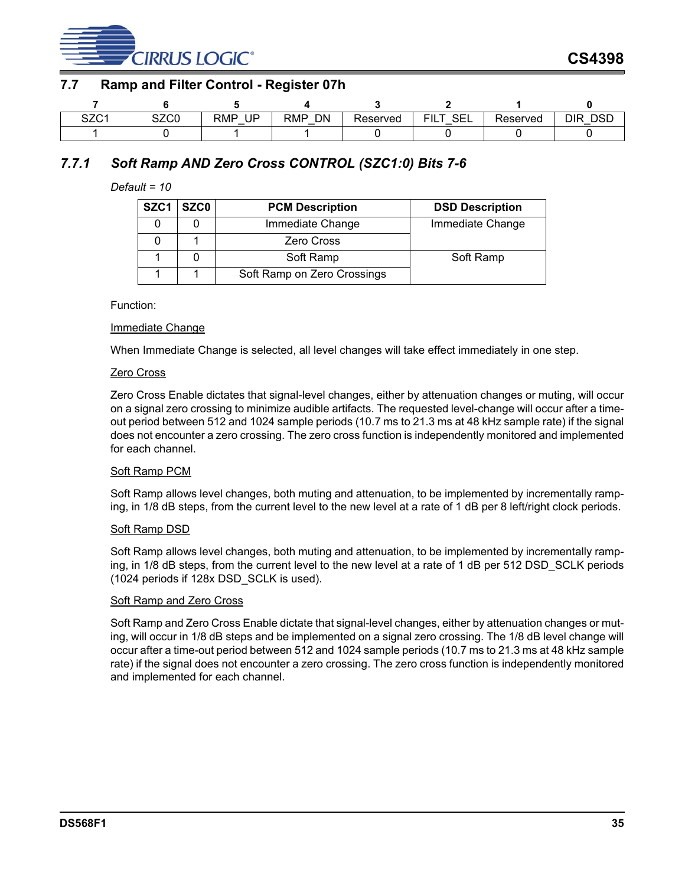## 7.7 Ramp and Filter Control - Register 07h

| 7 | 6 | 5 | 4 | 3 | 2 | 1 | 0 |
|---|---|---|---|---|---|---|---|
| SZC1 | SZC0 | RMP_UP | RMP_DN | Reserved | FILT_SEL | Reserved | DIR_DSD |
| 1 | 0 | 1 | 1 | 0 | 0 | 0 | 0 |

### *7.7.1 Soft Ramp AND Zero Cross CONTROL (SZC1:0) Bits 7-6*

*Default = 10*

| SZC1 | SZC0 | PCM Description | DSD Description |
|---|---|---|---|
| 0 | 0 | Immediate Change | Immediate Change |
| 0 | 1 | Zero Cross | |
| 1 | 0 | Soft Ramp | Soft Ramp |
| 1 | 1 | Soft Ramp on Zero Crossings | |

Function:

Immediate Change

When Immediate Change is selected, all level changes will take effect immediately in one step.

Zero Cross

Zero Cross Enable dictates that signal-level changes, either by attenuation changes or muting, will occur on a signal zero crossing to minimize audible artifacts. The requested level-change will occur after a time-out period between 512 and 1024 sample periods (10.7 ms to 21.3 ms at 48 kHz sample rate) if the signal does not encounter a zero crossing. The zero cross function is independently monitored and implemented for each channel.

Soft Ramp PCM

Soft Ramp allows level changes, both muting and attenuation, to be implemented by incrementally ramping, in 1/8 dB steps, from the current level to the new level at a rate of 1 dB per 8 left/right clock periods.

Soft Ramp DSD

Soft Ramp allows level changes, both muting and attenuation, to be implemented by incrementally ramping, in 1/8 dB steps, from the current level to the new level at a rate of 1 dB per 512 DSD_SCLK periods (1024 periods if 128x DSD_SCLK is used).

Soft Ramp and Zero Cross

Soft Ramp and Zero Cross Enable dictate that signal-level changes, either by attenuation changes or muting, will occur in 1/8 dB steps and be implemented on a signal zero crossing. The 1/8 dB level change will occur after a time-out period between 512 and 1024 sample periods (10.7 ms to 21.3 ms at 48 kHz sample rate) if the signal does not encounter a zero crossing. The zero cross function is independently monitored and implemented for each channel.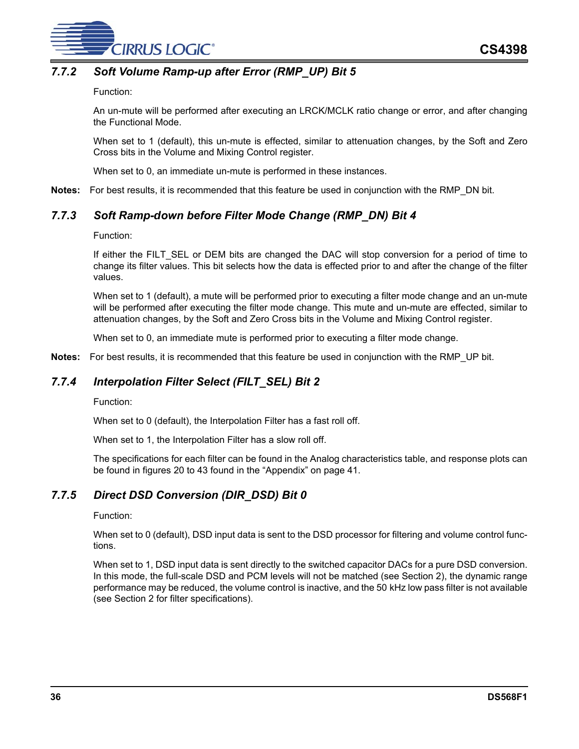### 7.7.2 *Soft Volume Ramp-up after Error (RMP_UP) Bit 5*

Function:

An un-mute will be performed after executing an LRCK/MCLK ratio change or error, and after changing the Functional Mode.

When set to 1 (default), this un-mute is effected, similar to attenuation changes, by the Soft and Zero Cross bits in the Volume and Mixing Control register.

When set to 0, an immediate un-mute is performed in these instances.

**Notes:** For best results, it is recommended that this feature be used in conjunction with the RMP_DN bit.

### 7.7.3 *Soft Ramp-down before Filter Mode Change (RMP_DN) Bit 4*

Function:

If either the FILT_SEL or DEM bits are changed the DAC will stop conversion for a period of time to change its filter values. This bit selects how the data is effected prior to and after the change of the filter values.

When set to 1 (default), a mute will be performed prior to executing a filter mode change and an un-mute will be performed after executing the filter mode change. This mute and un-mute are effected, similar to attenuation changes, by the Soft and Zero Cross bits in the Volume and Mixing Control register.

When set to 0, an immediate mute is performed prior to executing a filter mode change.

**Notes:** For best results, it is recommended that this feature be used in conjunction with the RMP_UP bit.

### 7.7.4 *Interpolation Filter Select (FILT_SEL) Bit 2*

Function:

When set to 0 (default), the Interpolation Filter has a fast roll off.

When set to 1, the Interpolation Filter has a slow roll off.

The specifications for each filter can be found in the Analog characteristics table, and response plots can be found in figures 20 to 43 found in the "Appendix" on page 41.

### 7.7.5 *Direct DSD Conversion (DIR_DSD) Bit 0*

Function:

When set to 0 (default), DSD input data is sent to the DSD processor for filtering and volume control functions.

When set to 1, DSD input data is sent directly to the switched capacitor DACs for a pure DSD conversion. In this mode, the full-scale DSD and PCM levels will not be matched (see Section 2), the dynamic range performance may be reduced, the volume control is inactive, and the 50 kHz low pass filter is not available (see Section 2 for filter specifications).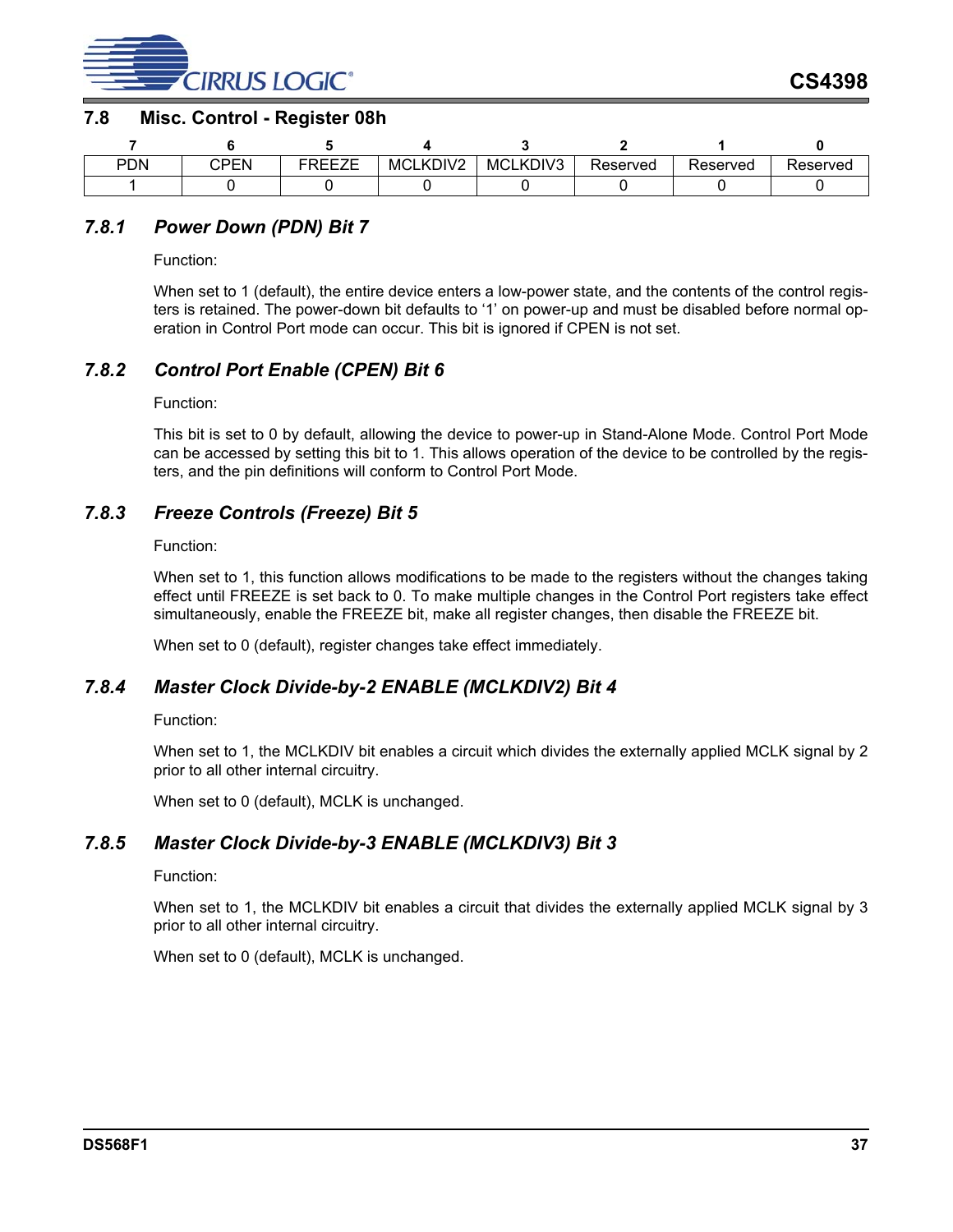## 7.8 Misc. Control - Register 08h

| 7 | 6 | 5 | 4 | 3 | 2 | 1 | 0 |
|---|---|---|---|---|---|---|---|
| PDN | CPEN | FREEZE | MCLKDIV2 | MCLKDIV3 | Reserved | Reserved | Reserved |
| 1 | 0 | 0 | 0 | 0 | 0 | 0 | 0 |

### *7.8.1 Power Down (PDN) Bit 7*

Function:

When set to 1 (default), the entire device enters a low-power state, and the contents of the control registers is retained. The power-down bit defaults to '1' on power-up and must be disabled before normal operation in Control Port mode can occur. This bit is ignored if CPEN is not set.

### *7.8.2 Control Port Enable (CPEN) Bit 6*

Function:

This bit is set to 0 by default, allowing the device to power-up in Stand-Alone Mode. Control Port Mode can be accessed by setting this bit to 1. This allows operation of the device to be controlled by the registers, and the pin definitions will conform to Control Port Mode.

### *7.8.3 Freeze Controls (Freeze) Bit 5*

Function:

When set to 1, this function allows modifications to be made to the registers without the changes taking effect until FREEZE is set back to 0. To make multiple changes in the Control Port registers take effect simultaneously, enable the FREEZE bit, make all register changes, then disable the FREEZE bit.

When set to 0 (default), register changes take effect immediately.

### *7.8.4 Master Clock Divide-by-2 ENABLE (MCLKDIV2) Bit 4*

Function:

When set to 1, the MCLKDIV bit enables a circuit which divides the externally applied MCLK signal by 2 prior to all other internal circuitry.

When set to 0 (default), MCLK is unchanged.

### *7.8.5 Master Clock Divide-by-3 ENABLE (MCLKDIV3) Bit 3*

Function:

When set to 1, the MCLKDIV bit enables a circuit that divides the externally applied MCLK signal by 3 prior to all other internal circuitry.

When set to 0 (default), MCLK is unchanged.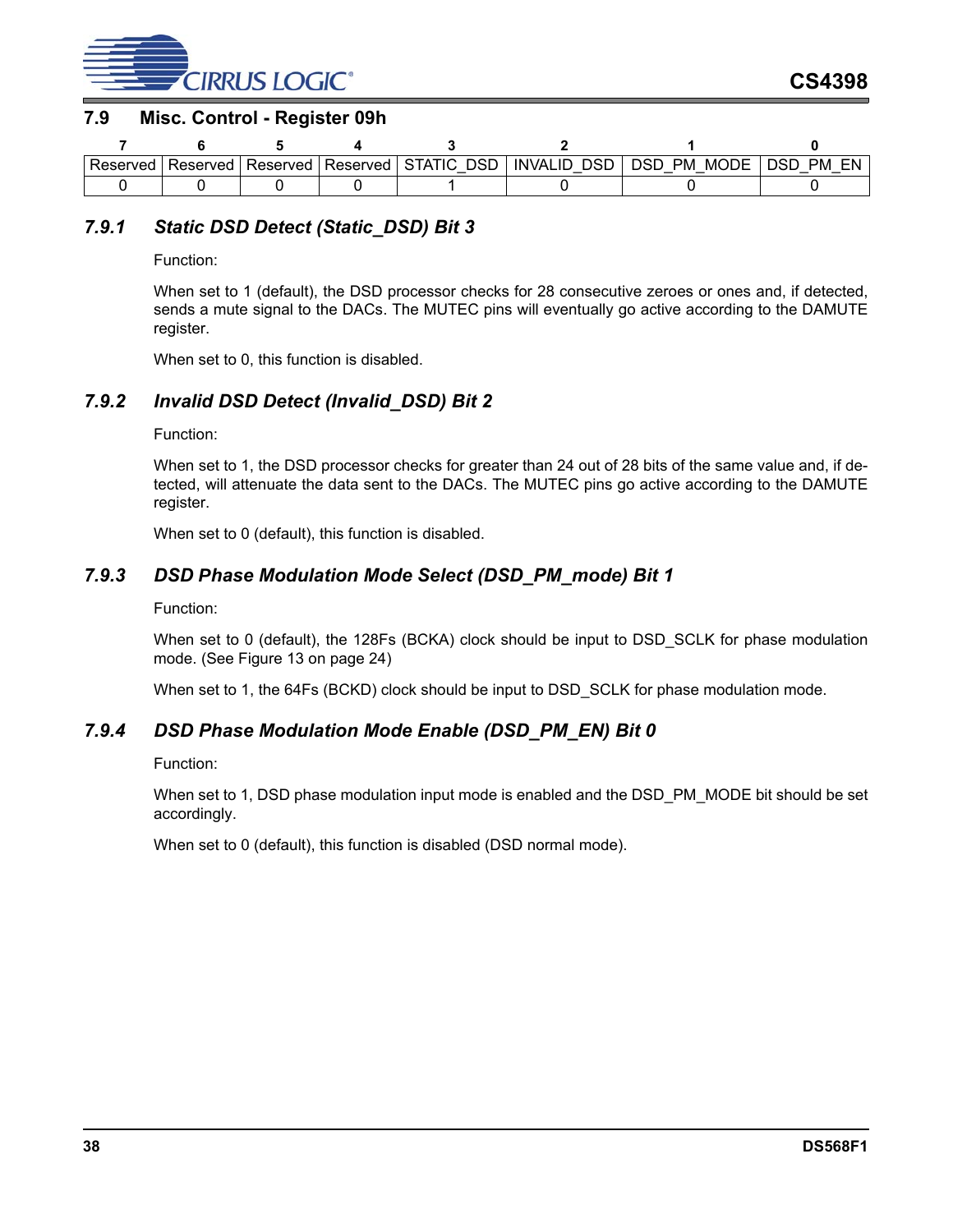## 7.9 Misc. Control - Register 09h

| 7 | 6 | 5 | 4 | 3 | 2 | 1 | 0 |
|---|---|---|---|---|---|---|---|
| Reserved | Reserved | Reserved | Reserved | STATIC_DSD | INVALID_DSD | DSD_PM_MODE | DSD_PM_EN |
| 0 | 0 | 0 | 0 | 1 | 0 | 0 | 0 |

### 7.9.1 *Static DSD Detect (Static_DSD) Bit 3*

Function:

When set to 1 (default), the DSD processor checks for 28 consecutive zeroes or ones and, if detected, sends a mute signal to the DACs. The MUTEC pins will eventually go active according to the DAMUTE register.

When set to 0, this function is disabled.

### 7.9.2 *Invalid DSD Detect (Invalid_DSD) Bit 2*

Function:

When set to 1, the DSD processor checks for greater than 24 out of 28 bits of the same value and, if detected, will attenuate the data sent to the DACs. The MUTEC pins go active according to the DAMUTE register.

When set to 0 (default), this function is disabled.

### 7.9.3 *DSD Phase Modulation Mode Select (DSD_PM_mode) Bit 1*

Function:

When set to 0 (default), the 128Fs (BCKA) clock should be input to DSD_SCLK for phase modulation mode. (See Figure 13 on page 24)

When set to 1, the 64Fs (BCKD) clock should be input to DSD_SCLK for phase modulation mode.

### 7.9.4 *DSD Phase Modulation Mode Enable (DSD_PM_EN) Bit 0*

Function:

When set to 1, DSD phase modulation input mode is enabled and the DSD_PM_MODE bit should be set accordingly.

When set to 0 (default), this function is disabled (DSD normal mode).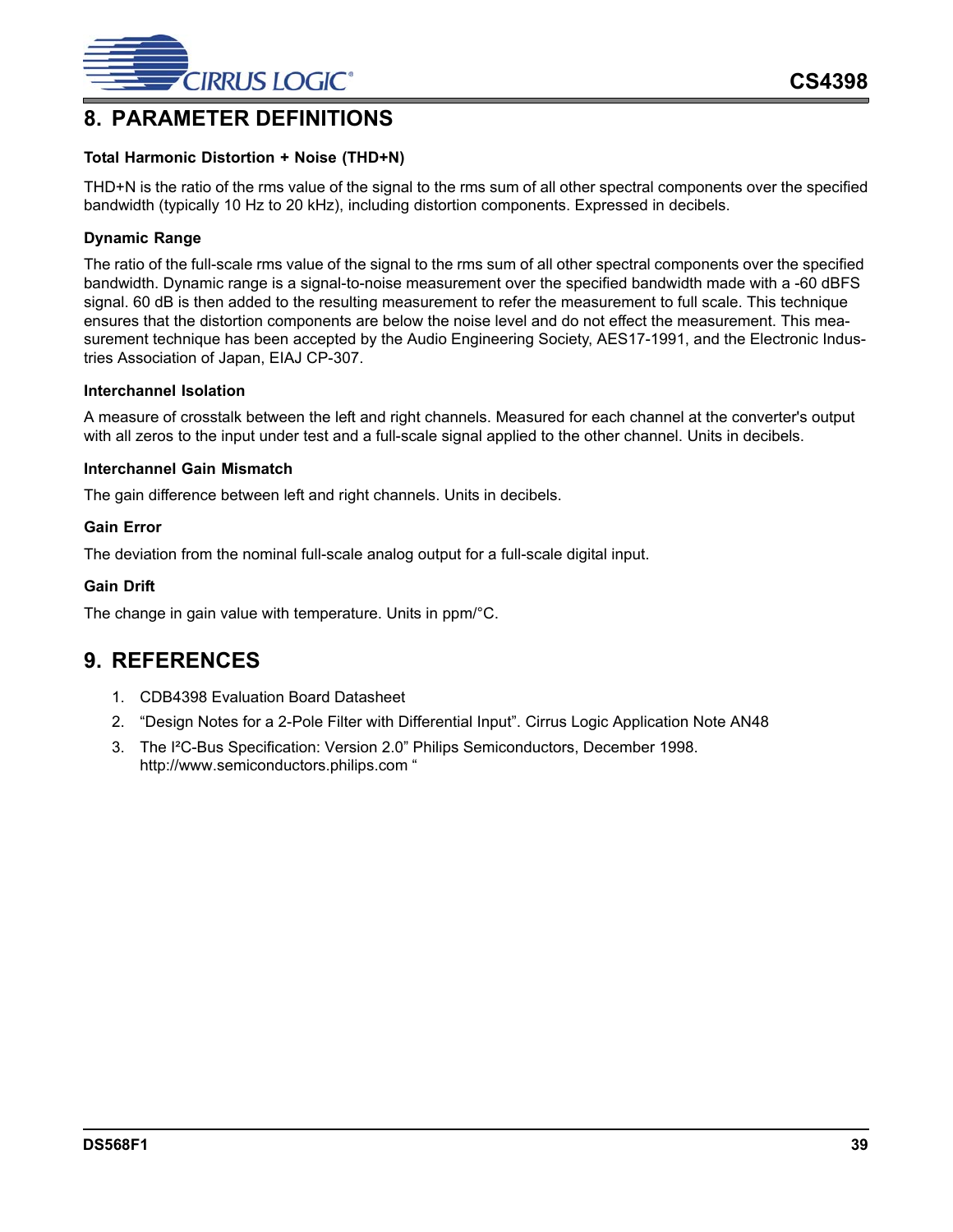## 8. PARAMETER DEFINITIONS

### Total Harmonic Distortion + Noise (THD+N)

THD+N is the ratio of the rms value of the signal to the rms sum of all other spectral components over the specified bandwidth (typically 10 Hz to 20 kHz), including distortion components. Expressed in decibels.

### Dynamic Range

The ratio of the full-scale rms value of the signal to the rms sum of all other spectral components over the specified bandwidth. Dynamic range is a signal-to-noise measurement over the specified bandwidth made with a -60 dBFS signal. 60 dB is then added to the resulting measurement to refer the measurement to full scale. This technique ensures that the distortion components are below the noise level and do not effect the measurement. This measurement technique has been accepted by the Audio Engineering Society, AES17-1991, and the Electronic Industries Association of Japan, EIAJ CP-307.

### Interchannel Isolation

A measure of crosstalk between the left and right channels. Measured for each channel at the converter's output with all zeros to the input under test and a full-scale signal applied to the other channel. Units in decibels.

### Interchannel Gain Mismatch

The gain difference between left and right channels. Units in decibels.

### Gain Error

The deviation from the nominal full-scale analog output for a full-scale digital input.

### Gain Drift

The change in gain value with temperature. Units in ppm/°C.

## 9. REFERENCES

1. CDB4398 Evaluation Board Datasheet
2. “Design Notes for a 2-Pole Filter with Differential Input”. Cirrus Logic Application Note AN48
3. The I²C-Bus Specification: Version 2.0” Philips Semiconductors, December 1998. http://www.semiconductors.philips.com “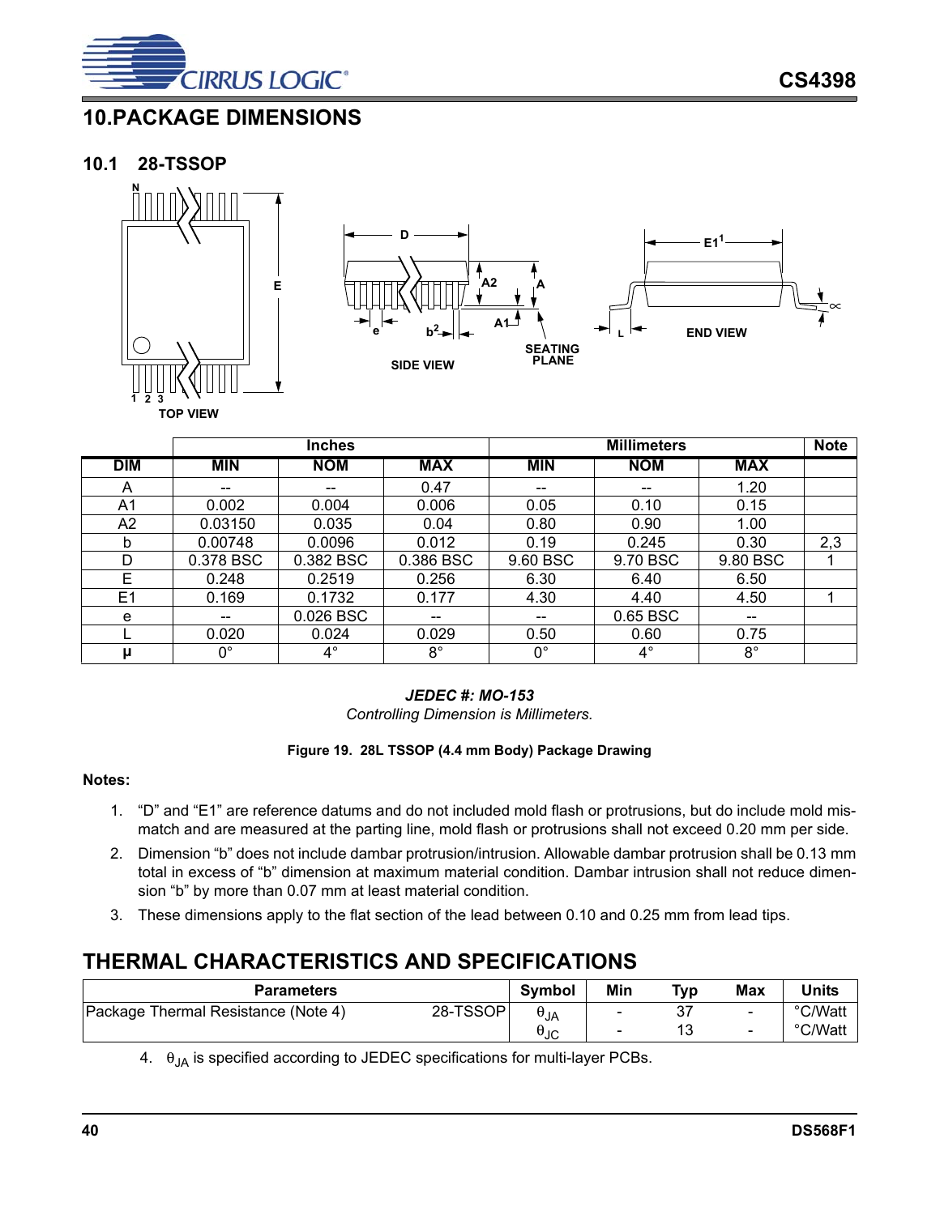# 10. PACKAGE DIMENSIONS

## 10.1 28-TSSOP

| | Inches | | | Millimeters | | | Note |
|---|---|---|---|---|---|---|---|
| DIM | MIN | NOM | MAX | MIN | NOM | MAX | |
| A | -- | -- | 0.47 | -- | -- | 1.20 | |
| A1 | 0.002 | 0.004 | 0.006 | 0.05 | 0.10 | 0.15 | |
| A2 | 0.03150 | 0.035 | 0.04 | 0.80 | 0.90 | 1.00 | |
| b | 0.00748 | 0.0096 | 0.012 | 0.19 | 0.245 | 0.30 | 2,3 |
| D | 0.378 BSC | 0.382 BSC | 0.386 BSC | 9.60 BSC | 9.70 BSC | 9.80 BSC | 1 |
| E | 0.248 | 0.2519 | 0.256 | 6.30 | 6.40 | 6.50 | |
| E1 | 0.169 | 0.1732 | 0.177 | 4.30 | 4.40 | 4.50 | 1 |
| e | -- | 0.026 BSC | -- | -- | 0.65 BSC | -- | |
| L | 0.020 | 0.024 | 0.029 | 0.50 | 0.60 | 0.75 | |
| µ | 0° | 4° | 8° | 0° | 4° | 8° | |

***JEDEC #: MO-153***

*Controlling Dimension is Millimeters.*

**Figure 19. 28L TSSOP (4.4 mm Body) Package Drawing**

**Notes:**

1. "D" and "E1" are reference datums and do not included mold flash or protrusions, but do include mold mismatch and are measured at the parting line, mold flash or protrusions shall not exceed 0.20 mm per side.
2. Dimension "b" does not include dambar protrusion/intrusion. Allowable dambar protrusion shall be 0.13 mm total in excess of "b" dimension at maximum material condition. Dambar intrusion shall not reduce dimension "b" by more than 0.07 mm at least material condition.
3. These dimensions apply to the flat section of the lead between 0.10 and 0.25 mm from lead tips.

# THERMAL CHARACTERISTICS AND SPECIFICATIONS

| Parameters | | Symbol | Min | Typ | Max | Units |
|---|---|---|---|---|---|---|
| Package Thermal Resistance (Note 4) | 28-TSSOP | $\theta_{JA}$ | - | 37 | - | °C/Watt |
| | | $\theta_{JC}$ | - | 13 | - | °C/Watt |

4. $\theta_{JA}$ is specified according to JEDEC specifications for multi-layer PCBs.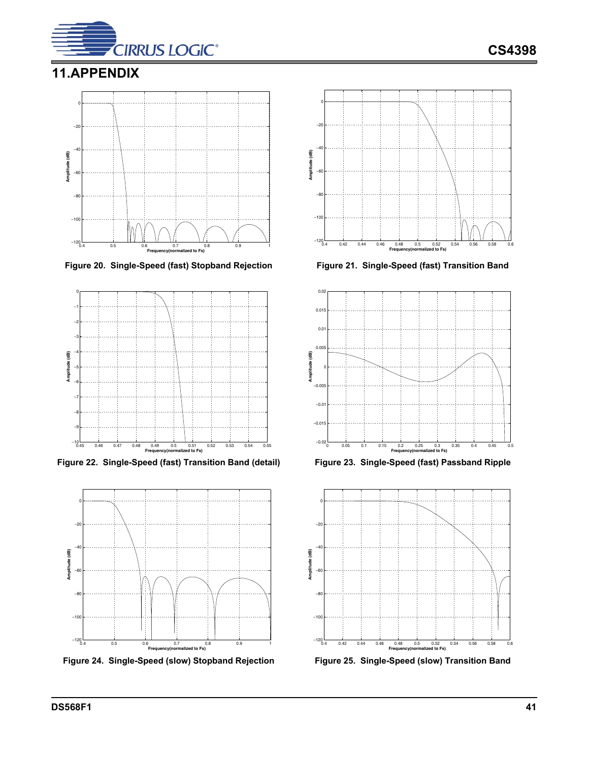# 11. APPENDIX

Figure 20. Single-Speed (fast) Stopband Rejection

Figure 21. Single-Speed (fast) Transition Band

Figure 22. Single-Speed (fast) Transition Band (detail)

Figure 23. Single-Speed (fast) Passband Ripple

Figure 24. Single-Speed (slow) Stopband Rejection

Figure 25. Single-Speed (slow) Transition Band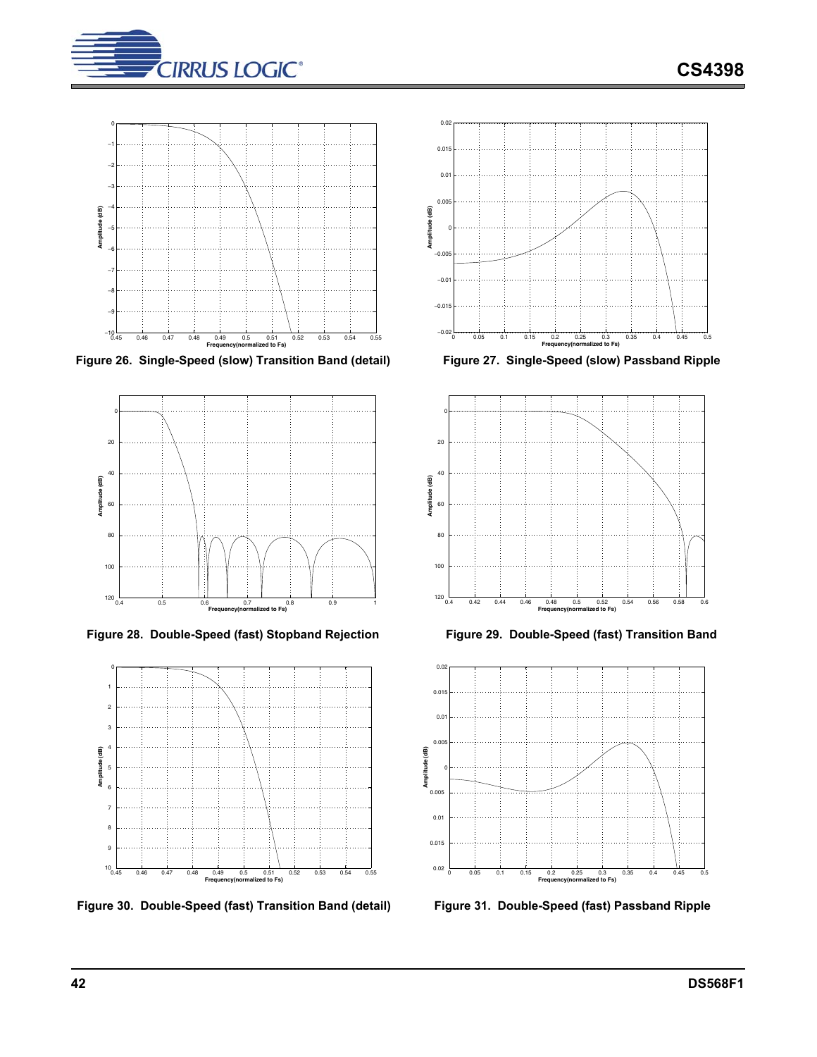Figure 26.  Single-Speed (slow) Transition Band (detail)

Figure 27.  Single-Speed (slow) Passband Ripple

Figure 28.  Double-Speed (fast) Stopband Rejection

Figure 29.  Double-Speed (fast) Transition Band

Figure 30.  Double-Speed (fast) Transition Band (detail)

Figure 31.  Double-Speed (fast) Passband Ripple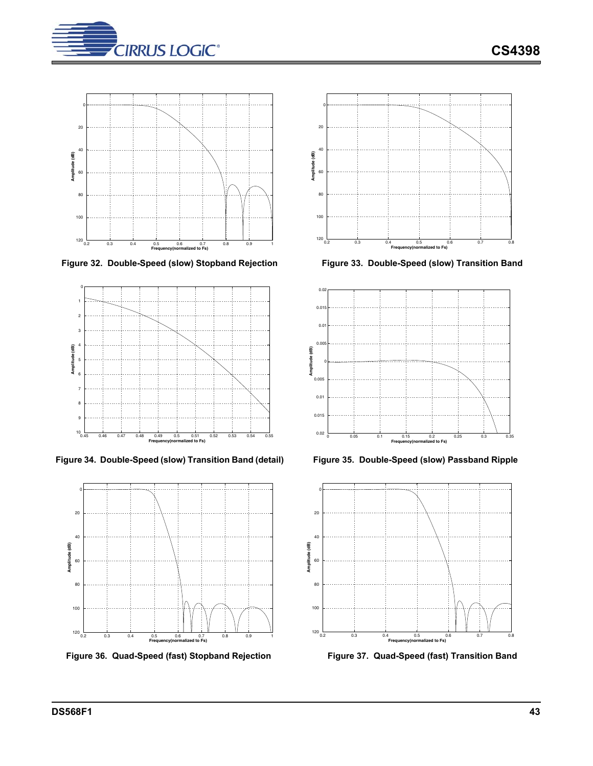Figure 32. Double-Speed (slow) Stopband Rejection

Figure 33. Double-Speed (slow) Transition Band

Figure 34. Double-Speed (slow) Transition Band (detail)

Figure 35. Double-Speed (slow) Passband Ripple

Figure 36. Quad-Speed (fast) Stopband Rejection

Figure 37. Quad-Speed (fast) Transition Band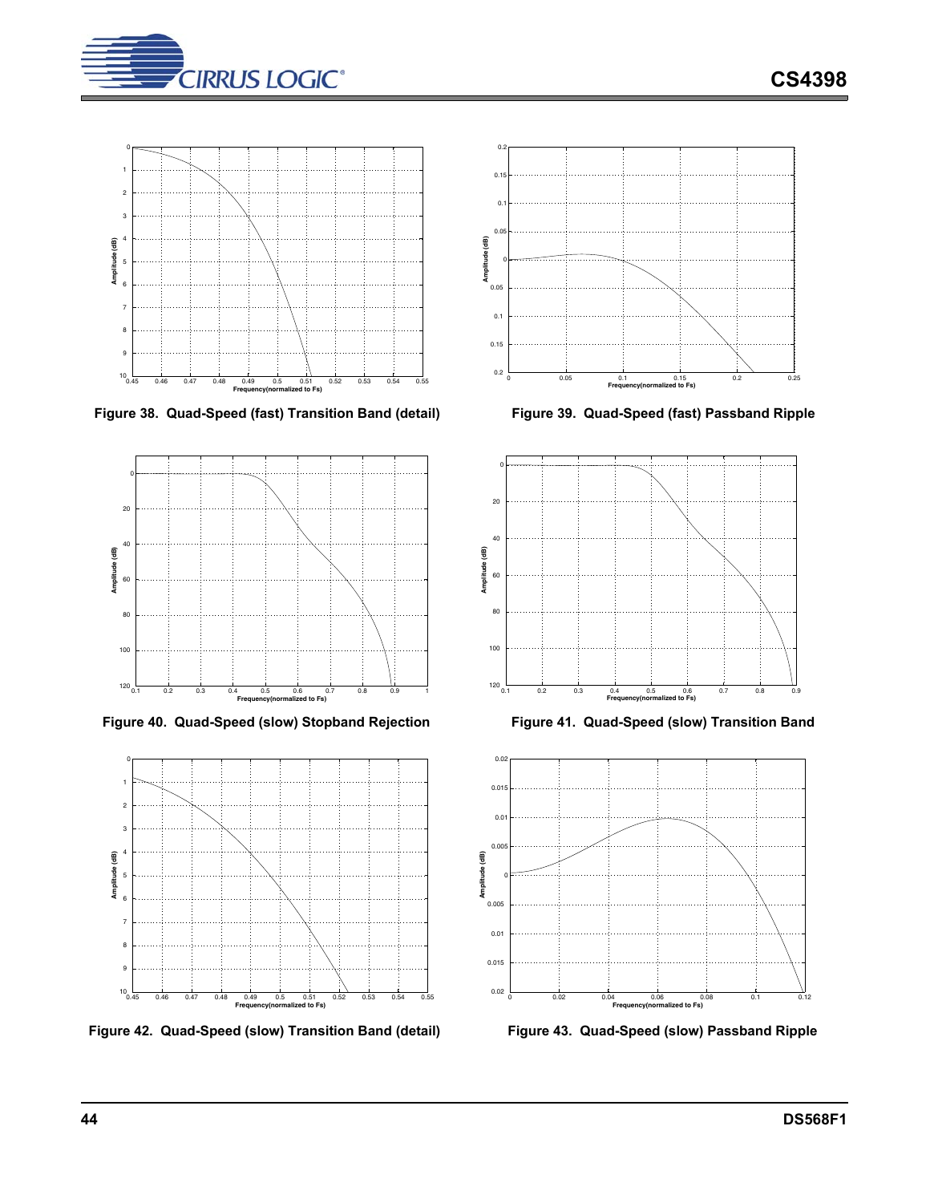Figure 38. Quad-Speed (fast) Transition Band (detail)

Figure 39. Quad-Speed (fast) Passband Ripple

Figure 40. Quad-Speed (slow) Stopband Rejection

Figure 41. Quad-Speed (slow) Transition Band

Figure 42. Quad-Speed (slow) Transition Band (detail)

Figure 43. Quad-Speed (slow) Passband Ripple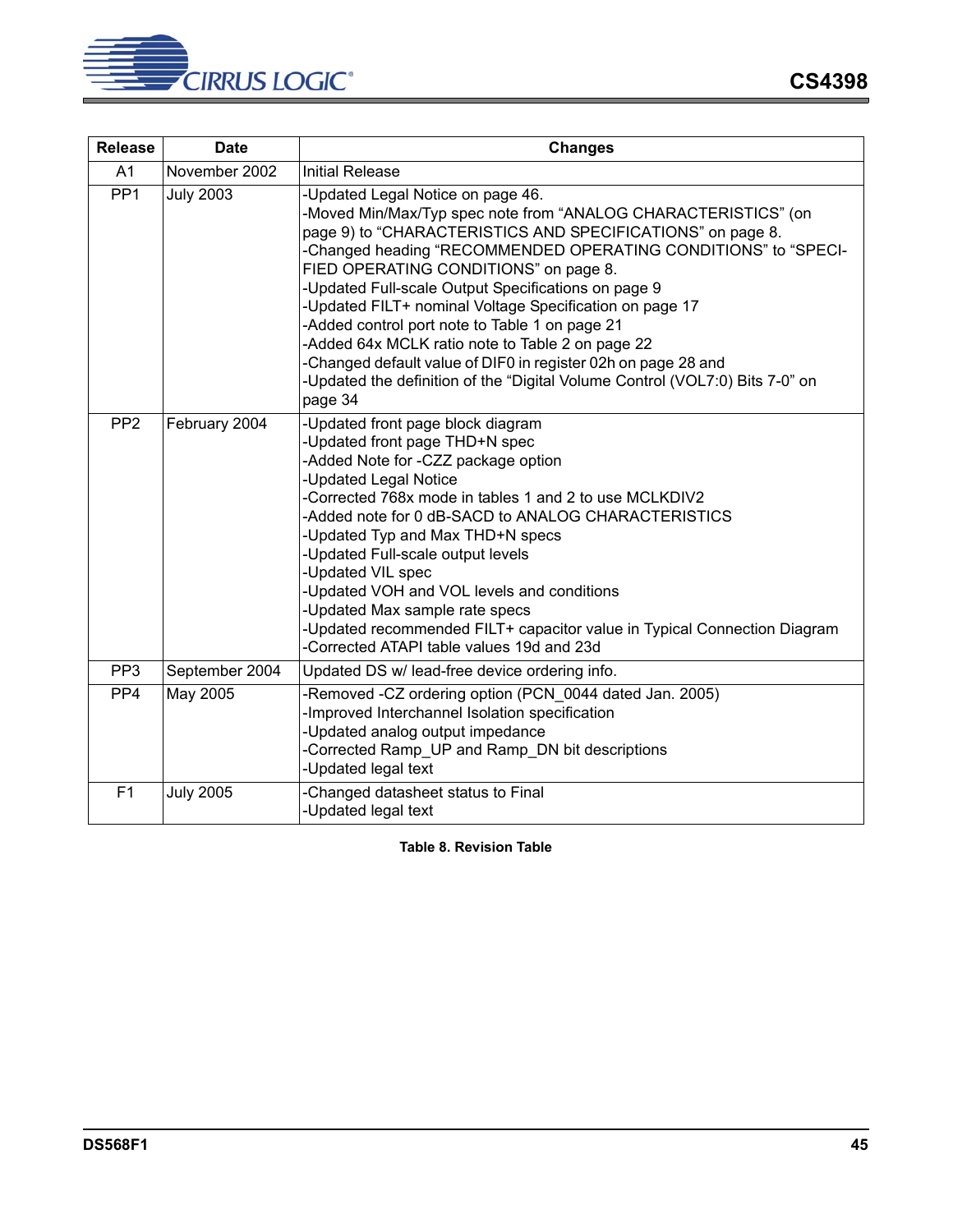| Release | Date | Changes |
|---|---|---|
| A1 | November 2002 | Initial Release |
| PP1 | July 2003 | -Updated Legal Notice on page 46.<br>-Moved Min/Max/Typ spec note from “ANALOG CHARACTERISTICS” (on page 9) to “CHARACTERISTICS AND SPECIFICATIONS” on page 8.<br>-Changed heading “RECOMMENDED OPERATING CONDITIONS” to “SPECIFIED OPERATING CONDITIONS” on page 8.<br>-Updated Full-scale Output Specifications on page 9<br>-Updated FILT+ nominal Voltage Specification on page 17<br>-Added control port note to Table 1 on page 21<br>-Added 64x MCLK ratio note to Table 2 on page 22<br>-Changed default value of DIF0 in register 02h on page 28 and<br>-Updated the definition of the “Digital Volume Control (VOL7:0) Bits 7-0” on page 34 |
| PP2 | February 2004 | -Updated front page block diagram<br>-Updated front page THD+N spec<br>-Added Note for -CZZ package option<br>-Updated Legal Notice<br>-Corrected 768x mode in tables 1 and 2 to use MCLKDIV2<br>-Added note for 0 dB-SACD to ANALOG CHARACTERISTICS<br>-Updated Typ and Max THD+N specs<br>-Updated Full-scale output levels<br>-Updated VIL spec<br>-Updated VOH and VOL levels and conditions<br>-Updated Max sample rate specs<br>-Updated recommended FILT+ capacitor value in Typical Connection Diagram<br>-Corrected ATAPI table values 19d and 23d |
| PP3 | September 2004 | Updated DS w/ lead-free device ordering info. |
| PP4 | May 2005 | -Removed -CZ ordering option (PCN_0044 dated Jan. 2005)<br>-Improved Interchannel Isolation specification<br>-Updated analog output impedance<br>-Corrected Ramp_UP and Ramp_DN bit descriptions<br>-Updated legal text |
| F1 | July 2005 | -Changed datasheet status to Final<br>-Updated legal text |

**Table 8. Revision Table**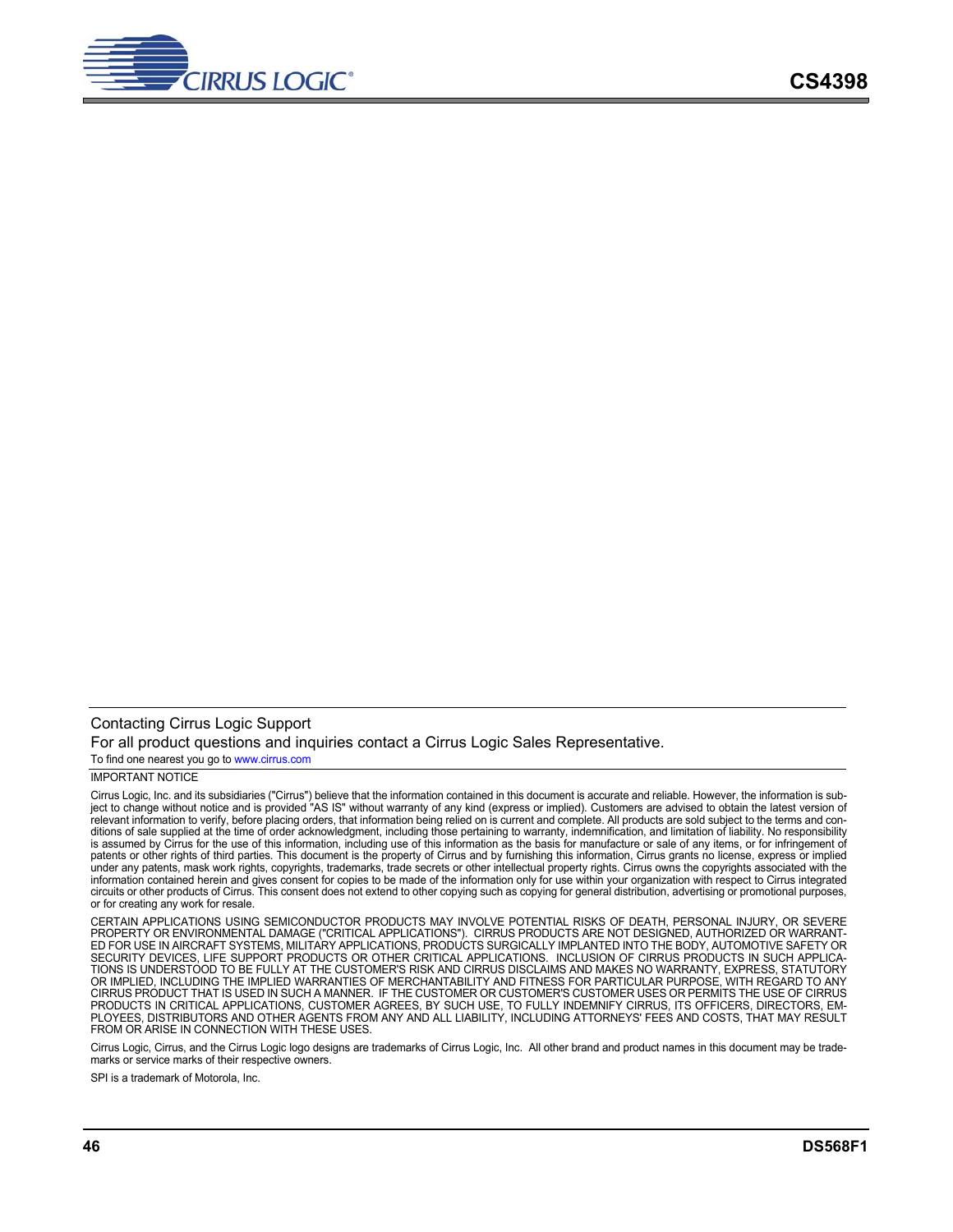## Contacting Cirrus Logic Support

For all product questions and inquiries contact a Cirrus Logic Sales Representative.

To find one nearest you go to www.cirrus.com

IMPORTANT NOTICE

Cirrus Logic, Inc. and its subsidiaries ("Cirrus") believe that the information contained in this document is accurate and reliable. However, the information is subject to change without notice and is provided "AS IS" without warranty of any kind (express or implied). Customers are advised to obtain the latest version of relevant information to verify, before placing orders, that information being relied on is current and complete. All products are sold subject to the terms and conditions of sale supplied at the time of order acknowledgment, including those pertaining to warranty, indemnification, and limitation of liability. No responsibility is assumed by Cirrus for the use of this information, including use of this information as the basis for manufacture or sale of any items, or for infringement of patents or other rights of third parties. This document is the property of Cirrus and by furnishing this information, Cirrus grants no license, express or implied under any patents, mask work rights, copyrights, trademarks, trade secrets or other intellectual property rights. Cirrus owns the copyrights associated with the information contained herein and gives consent for copies to be made of the information only for use within your organization with respect to Cirrus integrated circuits or other products of Cirrus. This consent does not extend to other copying such as copying for general distribution, advertising or promotional purposes, or for creating any work for resale.

CERTAIN APPLICATIONS USING SEMICONDUCTOR PRODUCTS MAY INVOLVE POTENTIAL RISKS OF DEATH, PERSONAL INJURY, OR SEVERE PROPERTY OR ENVIRONMENTAL DAMAGE ("CRITICAL APPLICATIONS"). CIRRUS PRODUCTS ARE NOT DESIGNED, AUTHORIZED OR WARRANTED FOR USE IN AIRCRAFT SYSTEMS, MILITARY APPLICATIONS, PRODUCTS SURGICALLY IMPLANTED INTO THE BODY, AUTOMOTIVE SAFETY OR SECURITY DEVICES, LIFE SUPPORT PRODUCTS OR OTHER CRITICAL APPLICATIONS. INCLUSION OF CIRRUS PRODUCTS IN SUCH APPLICATIONS IS UNDERSTOOD TO BE FULLY AT THE CUSTOMER'S RISK AND CIRRUS DISCLAIMS AND MAKES NO WARRANTY, EXPRESS, STATUTORY OR IMPLIED, INCLUDING THE IMPLIED WARRANTIES OF MERCHANTABILITY AND FITNESS FOR PARTICULAR PURPOSE, WITH REGARD TO ANY CIRRUS PRODUCT THAT IS USED IN SUCH A MANNER. IF THE CUSTOMER OR CUSTOMER'S CUSTOMER USES OR PERMITS THE USE OF CIRRUS PRODUCTS IN CRITICAL APPLICATIONS, CUSTOMER AGREES, BY SUCH USE, TO FULLY INDEMNIFY CIRRUS, ITS OFFICERS, DIRECTORS, EMPLOYEES, DISTRIBUTORS AND OTHER AGENTS FROM ANY AND ALL LIABILITY, INCLUDING ATTORNEYS' FEES AND COSTS, THAT MAY RESULT FROM OR ARISE IN CONNECTION WITH THESE USES.

Cirrus Logic, Cirrus, and the Cirrus Logic logo designs are trademarks of Cirrus Logic, Inc. All other brand and product names in this document may be trademarks or service marks of their respective owners.

SPI is a trademark of Motorola, Inc.